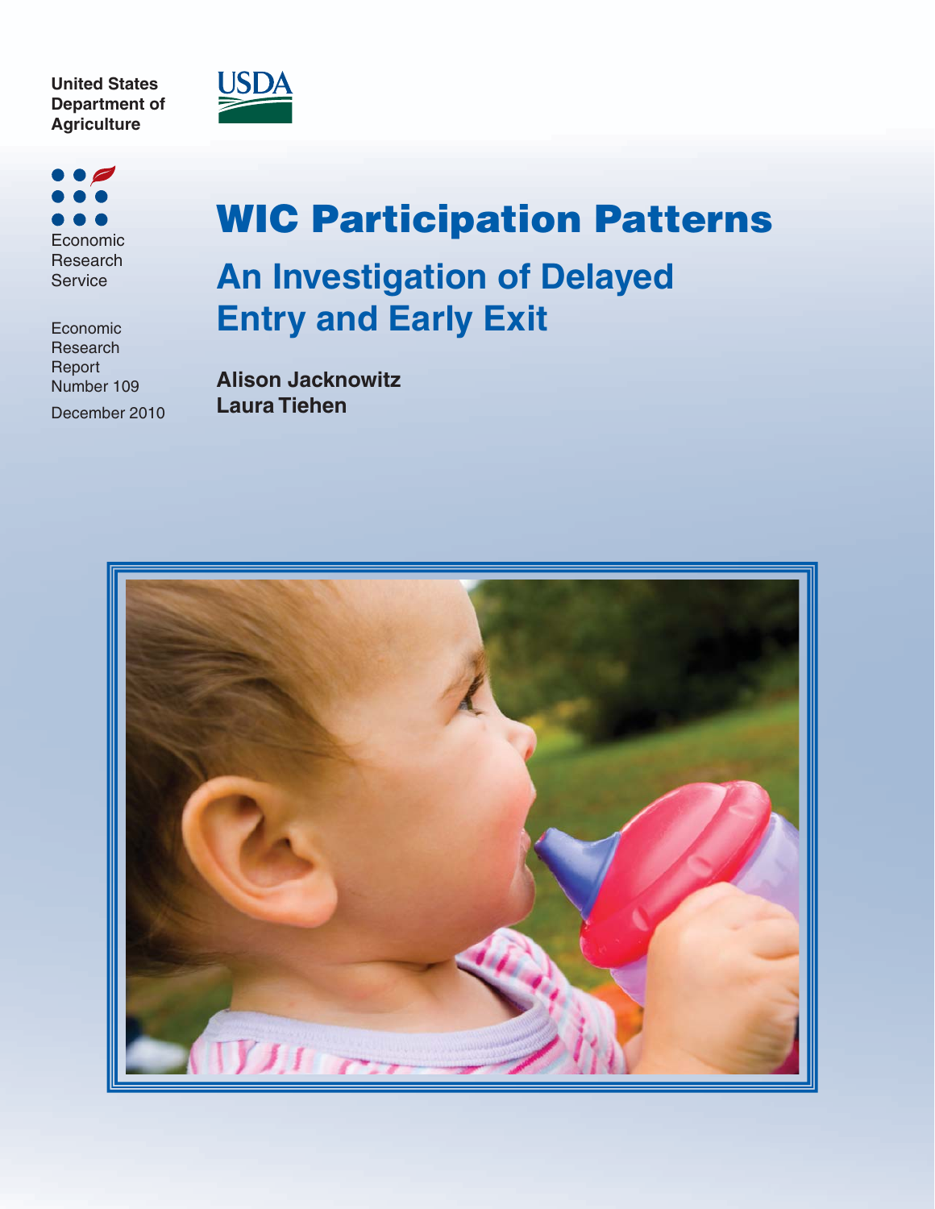United States Department of Agriculture

Economic Research Service

Economic Research Report Number 109

December 2010

# WIC Participation Patterns

## An Investigation of Delayed Entry and Early Exit

**Alison Jacknowitz**
**Laura Tiehen**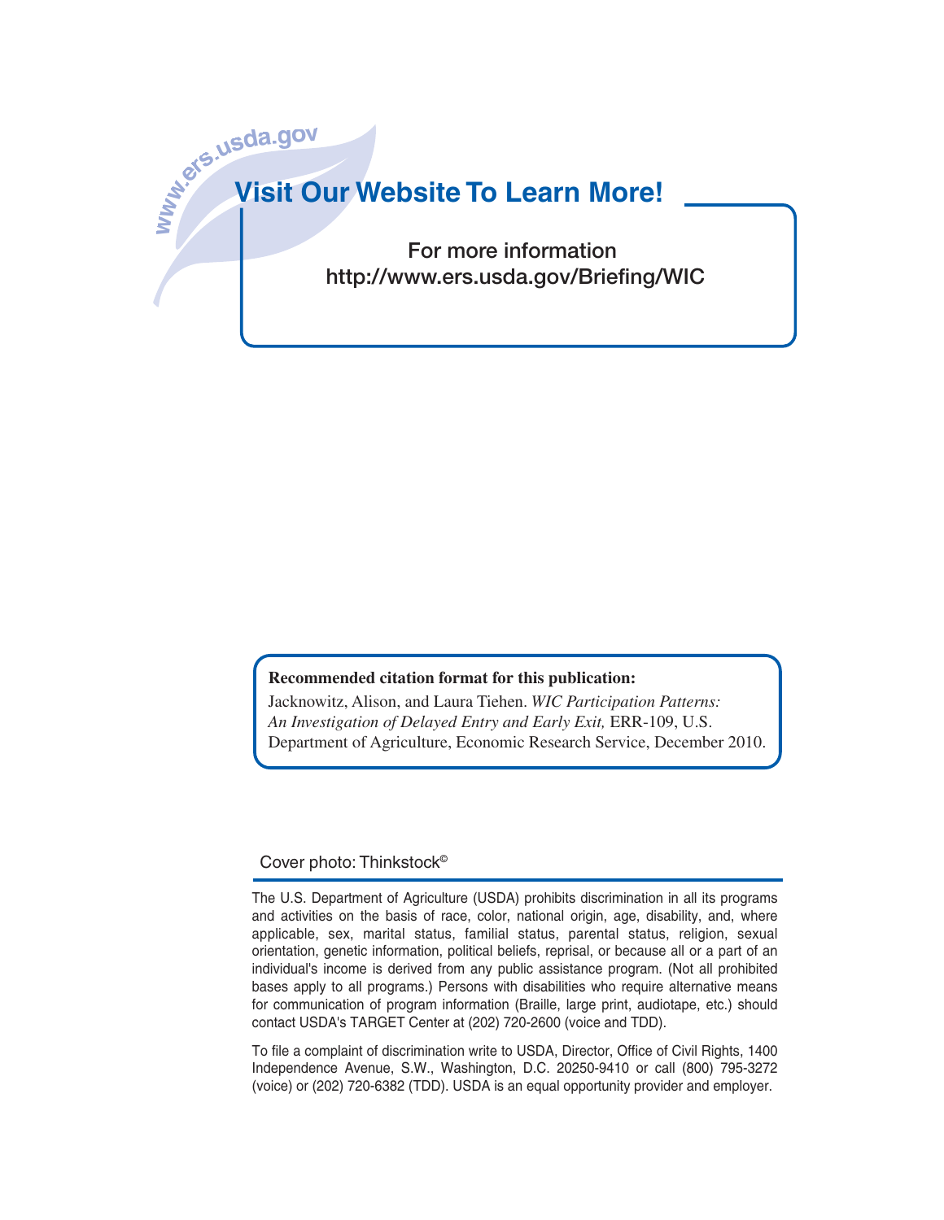www.ers.usda.gov

## Visit Our Website To Learn More!

For more information
http://www.ers.usda.gov/Briefing/WIC

**Recommended citation format for this publication:**

Jacknowitz, Alison, and Laura Tiehen. *WIC Participation Patterns: An Investigation of Delayed Entry and Early Exit,* ERR-109, U.S. Department of Agriculture, Economic Research Service, December 2010.

Cover photo: Thinkstock©

The U.S. Department of Agriculture (USDA) prohibits discrimination in all its programs and activities on the basis of race, color, national origin, age, disability, and, where applicable, sex, marital status, familial status, parental status, religion, sexual orientation, genetic information, political beliefs, reprisal, or because all or a part of an individual's income is derived from any public assistance program. (Not all prohibited bases apply to all programs.) Persons with disabilities who require alternative means for communication of program information (Braille, large print, audiotape, etc.) should contact USDA's TARGET Center at (202) 720-2600 (voice and TDD).

To file a complaint of discrimination write to USDA, Director, Office of Civil Rights, 1400 Independence Avenue, S.W., Washington, D.C. 20250-9410 or call (800) 795-3272 (voice) or (202) 720-6382 (TDD). USDA is an equal opportunity provider and employer.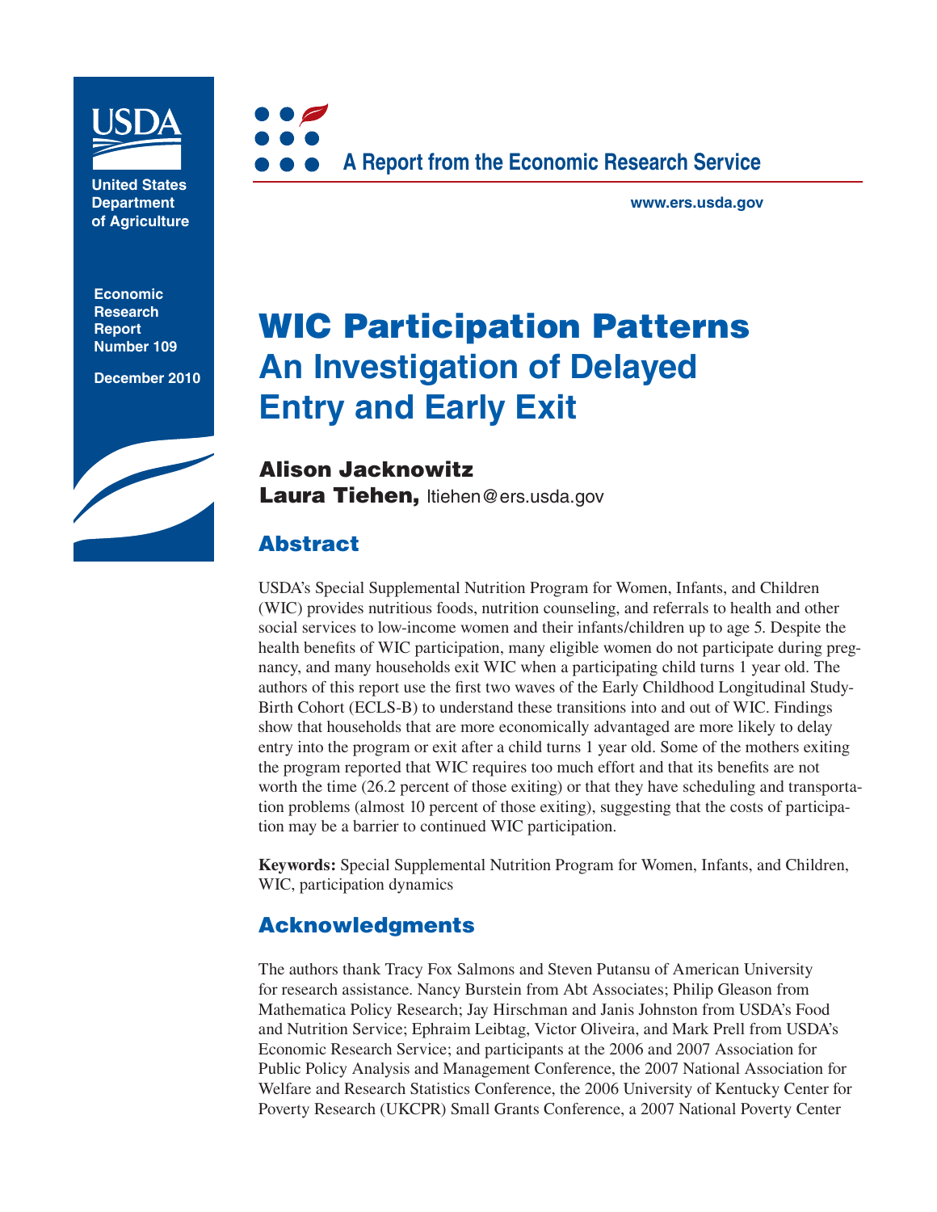USDA

United States Department of Agriculture

Economic Research Report Number 109

December 2010

A Report from the Economic Research Service

www.ers.usda.gov

# WIC Participation Patterns
## An Investigation of Delayed Entry and Early Exit

**Alison Jacknowitz**
**Laura Tiehen,** ltiehen@ers.usda.gov

## Abstract

USDA's Special Supplemental Nutrition Program for Women, Infants, and Children (WIC) provides nutritious foods, nutrition counseling, and referrals to health and other social services to low-income women and their infants/children up to age 5. Despite the health benefits of WIC participation, many eligible women do not participate during pregnancy, and many households exit WIC when a participating child turns 1 year old. The authors of this report use the first two waves of the Early Childhood Longitudinal Study-Birth Cohort (ECLS-B) to understand these transitions into and out of WIC. Findings show that households that are more economically advantaged are more likely to delay entry into the program or exit after a child turns 1 year old. Some of the mothers exiting the program reported that WIC requires too much effort and that its benefits are not worth the time (26.2 percent of those exiting) or that they have scheduling and transportation problems (almost 10 percent of those exiting), suggesting that the costs of participation may be a barrier to continued WIC participation.

**Keywords:** Special Supplemental Nutrition Program for Women, Infants, and Children, WIC, participation dynamics

## Acknowledgments

The authors thank Tracy Fox Salmons and Steven Putansu of American University for research assistance. Nancy Burstein from Abt Associates; Philip Gleason from Mathematica Policy Research; Jay Hirschman and Janis Johnston from USDA's Food and Nutrition Service; Ephraim Leibtag, Victor Oliveira, and Mark Prell from USDA's Economic Research Service; and participants at the 2006 and 2007 Association for Public Policy Analysis and Management Conference, the 2007 National Association for Welfare and Research Statistics Conference, the 2006 University of Kentucky Center for Poverty Research (UKCPR) Small Grants Conference, a 2007 National Poverty Center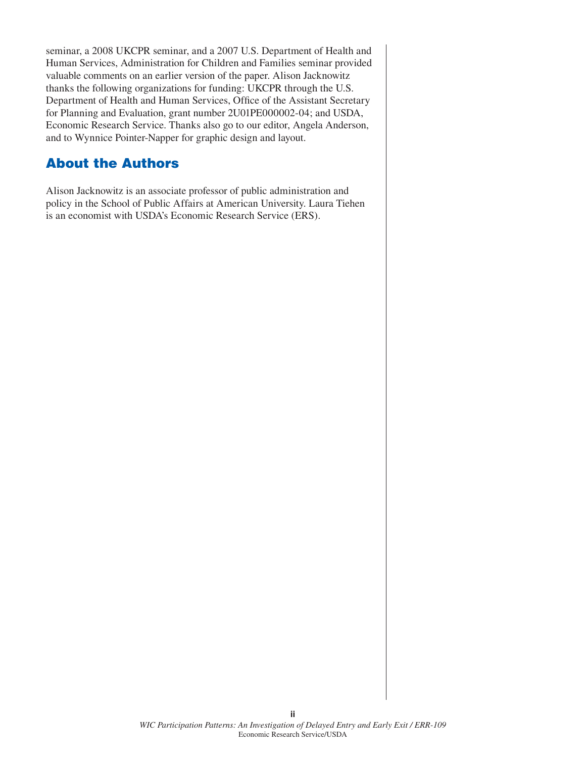seminar, a 2008 UKCPR seminar, and a 2007 U.S. Department of Health and Human Services, Administration for Children and Families seminar provided valuable comments on an earlier version of the paper. Alison Jacknowitz thanks the following organizations for funding: UKCPR through the U.S. Department of Health and Human Services, Office of the Assistant Secretary for Planning and Evaluation, grant number 2U01PE000002-04; and USDA, Economic Research Service. Thanks also go to our editor, Angela Anderson, and to Wynnice Pointer-Napper for graphic design and layout.

## About the Authors

Alison Jacknowitz is an associate professor of public administration and policy in the School of Public Affairs at American University. Laura Tiehen is an economist with USDA's Economic Research Service (ERS).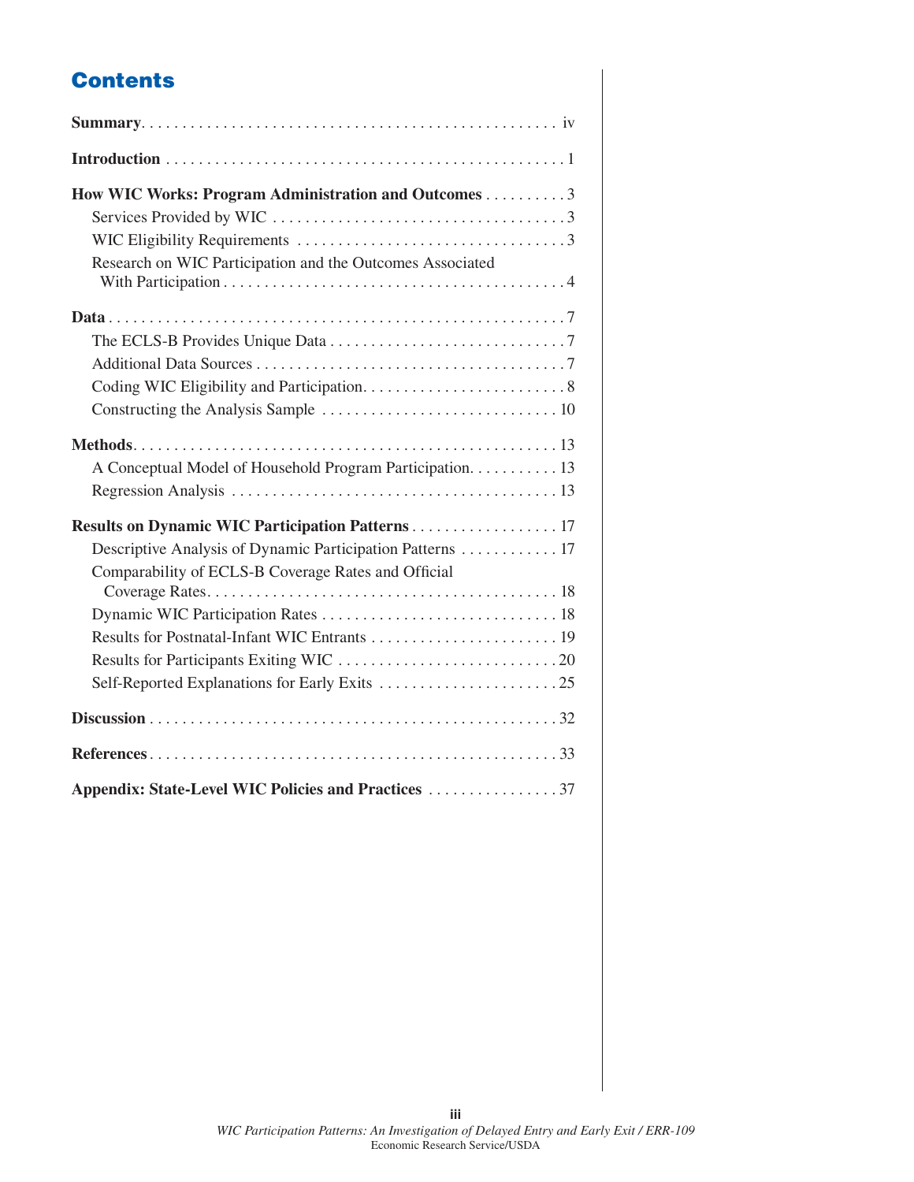# Contents

**Summary** .................................................. iv

**Introduction** .................................................. 1

**How WIC Works: Program Administration and Outcomes** .......... 3

- Services Provided by WIC .................................... 3
- WIC Eligibility Requirements ................................. 3
- Research on WIC Participation and the Outcomes Associated With Participation .......................................... 4

**Data** .................................................. 7

- The ECLS-B Provides Unique Data ............................. 7
- Additional Data Sources ...................................... 7
- Coding WIC Eligibility and Participation ........................ 8
- Constructing the Analysis Sample ............................. 10

**Methods** .................................................. 13

- A Conceptual Model of Household Program Participation ........... 13
- Regression Analysis ....................................... 13

**Results on Dynamic WIC Participation Patterns** .................. 17

- Descriptive Analysis of Dynamic Participation Patterns ............ 17
- Comparability of ECLS-B Coverage Rates and Official Coverage Rates ........................................... 18
- Dynamic WIC Participation Rates ............................. 18
- Results for Postnatal-Infant WIC Entrants ....................... 19
- Results for Participants Exiting WIC ........................... 20
- Self-Reported Explanations for Early Exits ...................... 25

**Discussion** .................................................. 32

**References** .................................................. 33

**Appendix: State-Level WIC Policies and Practices** ................ 37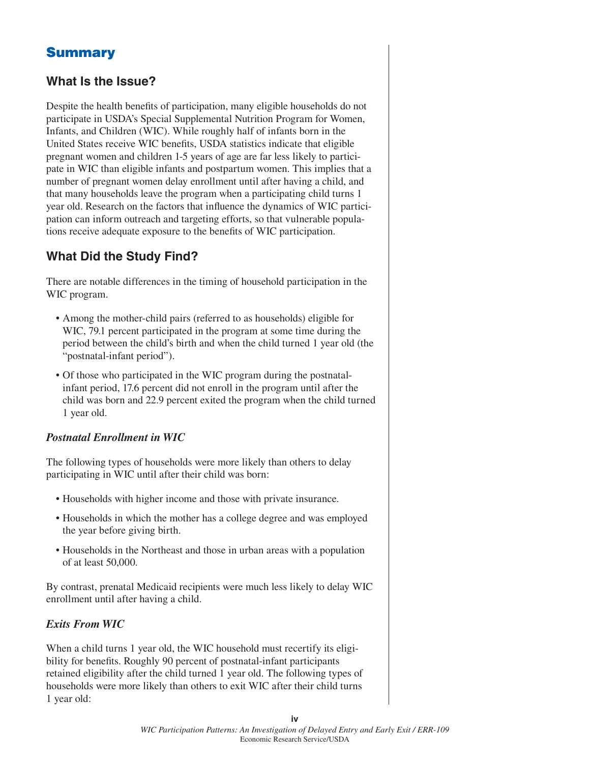# Summary

## What Is the Issue?

Despite the health benefits of participation, many eligible households do not participate in USDA's Special Supplemental Nutrition Program for Women, Infants, and Children (WIC). While roughly half of infants born in the United States receive WIC benefits, USDA statistics indicate that eligible pregnant women and children 1-5 years of age are far less likely to participate in WIC than eligible infants and postpartum women. This implies that a number of pregnant women delay enrollment until after having a child, and that many households leave the program when a participating child turns 1 year old. Research on the factors that influence the dynamics of WIC participation can inform outreach and targeting efforts, so that vulnerable populations receive adequate exposure to the benefits of WIC participation.

## What Did the Study Find?

There are notable differences in the timing of household participation in the WIC program.

- Among the mother-child pairs (referred to as households) eligible for WIC, 79.1 percent participated in the program at some time during the period between the child's birth and when the child turned 1 year old (the "postnatal-infant period").
- Of those who participated in the WIC program during the postnatal-infant period, 17.6 percent did not enroll in the program until after the child was born and 22.9 percent exited the program when the child turned 1 year old.

### *Postnatal Enrollment in WIC*

The following types of households were more likely than others to delay participating in WIC until after their child was born:

- Households with higher income and those with private insurance.
- Households in which the mother has a college degree and was employed the year before giving birth.
- Households in the Northeast and those in urban areas with a population of at least 50,000.

By contrast, prenatal Medicaid recipients were much less likely to delay WIC enrollment until after having a child.

### *Exits From WIC*

When a child turns 1 year old, the WIC household must recertify its eligibility for benefits. Roughly 90 percent of postnatal-infant participants retained eligibility after the child turned 1 year old. The following types of households were more likely than others to exit WIC after their child turns 1 year old: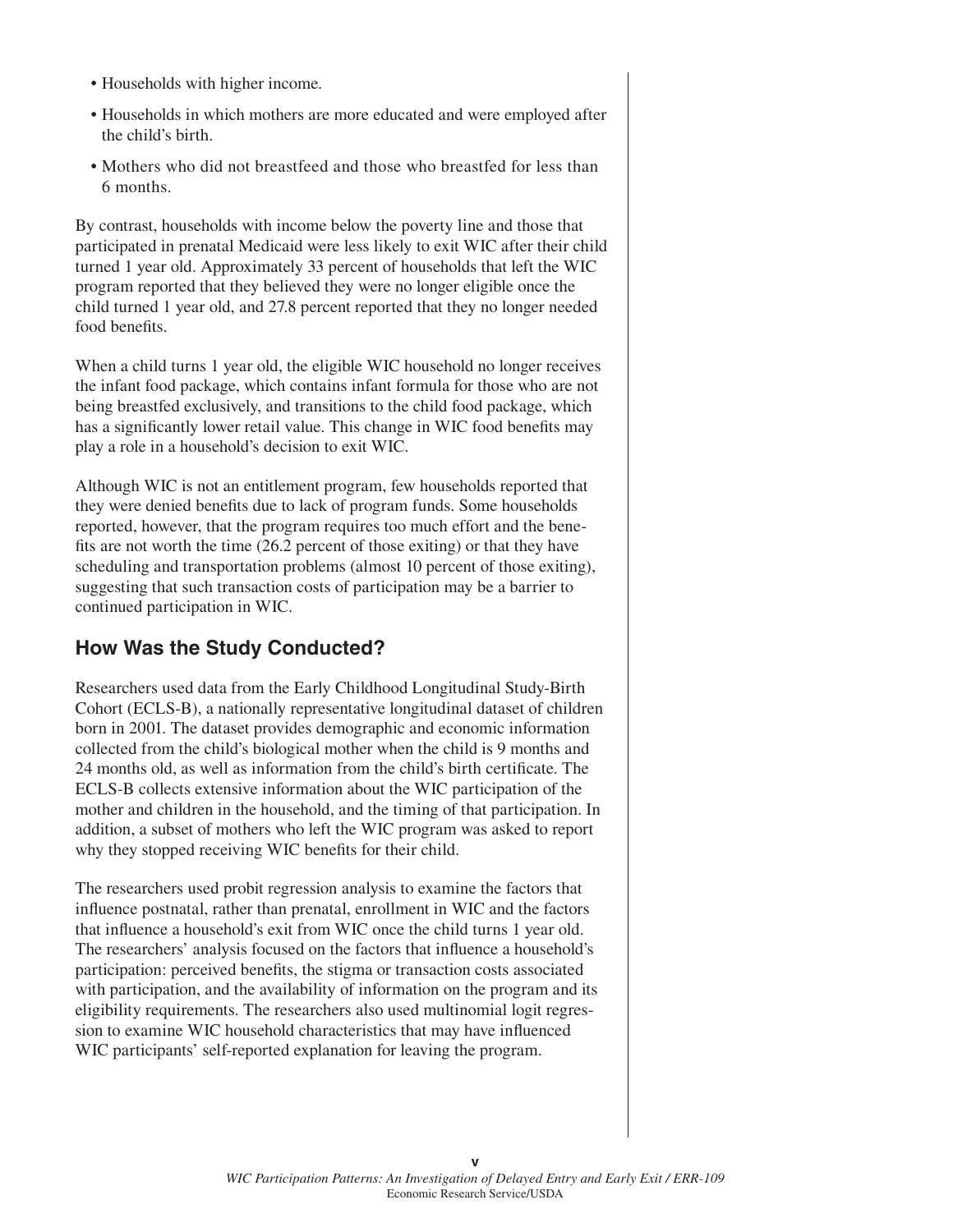- Households with higher income.
- Households in which mothers are more educated and were employed after the child's birth.
- Mothers who did not breastfeed and those who breastfed for less than 6 months.

By contrast, households with income below the poverty line and those that participated in prenatal Medicaid were less likely to exit WIC after their child turned 1 year old. Approximately 33 percent of households that left the WIC program reported that they believed they were no longer eligible once the child turned 1 year old, and 27.8 percent reported that they no longer needed food benefits.

When a child turns 1 year old, the eligible WIC household no longer receives the infant food package, which contains infant formula for those who are not being breastfed exclusively, and transitions to the child food package, which has a significantly lower retail value. This change in WIC food benefits may play a role in a household's decision to exit WIC.

Although WIC is not an entitlement program, few households reported that they were denied benefits due to lack of program funds. Some households reported, however, that the program requires too much effort and the benefits are not worth the time (26.2 percent of those exiting) or that they have scheduling and transportation problems (almost 10 percent of those exiting), suggesting that such transaction costs of participation may be a barrier to continued participation in WIC.

## How Was the Study Conducted?

Researchers used data from the Early Childhood Longitudinal Study-Birth Cohort (ECLS-B), a nationally representative longitudinal dataset of children born in 2001. The dataset provides demographic and economic information collected from the child's biological mother when the child is 9 months and 24 months old, as well as information from the child's birth certificate. The ECLS-B collects extensive information about the WIC participation of the mother and children in the household, and the timing of that participation. In addition, a subset of mothers who left the WIC program was asked to report why they stopped receiving WIC benefits for their child.

The researchers used probit regression analysis to examine the factors that influence postnatal, rather than prenatal, enrollment in WIC and the factors that influence a household's exit from WIC once the child turns 1 year old. The researchers' analysis focused on the factors that influence a household's participation: perceived benefits, the stigma or transaction costs associated with participation, and the availability of information on the program and its eligibility requirements. The researchers also used multinomial logit regression to examine WIC household characteristics that may have influenced WIC participants' self-reported explanation for leaving the program.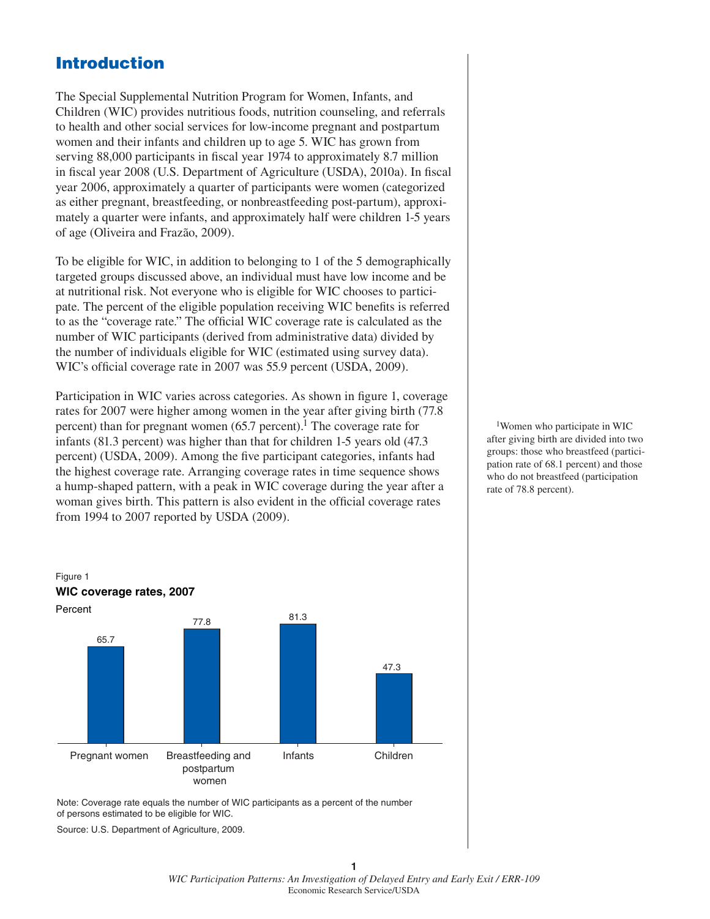# Introduction

The Special Supplemental Nutrition Program for Women, Infants, and Children (WIC) provides nutritious foods, nutrition counseling, and referrals to health and other social services for low-income pregnant and postpartum women and their infants and children up to age 5. WIC has grown from serving 88,000 participants in fiscal year 1974 to approximately 8.7 million in fiscal year 2008 (U.S. Department of Agriculture (USDA), 2010a). In fiscal year 2006, approximately a quarter of participants were women (categorized as either pregnant, breastfeeding, or nonbreastfeeding post-partum), approximately a quarter were infants, and approximately half were children 1-5 years of age (Oliveira and Frazão, 2009).

To be eligible for WIC, in addition to belonging to 1 of the 5 demographically targeted groups discussed above, an individual must have low income and be at nutritional risk. Not everyone who is eligible for WIC chooses to participate. The percent of the eligible population receiving WIC benefits is referred to as the "coverage rate." The official WIC coverage rate is calculated as the number of WIC participants (derived from administrative data) divided by the number of individuals eligible for WIC (estimated using survey data). WIC's official coverage rate in 2007 was 55.9 percent (USDA, 2009).

Participation in WIC varies across categories. As shown in figure 1, coverage rates for 2007 were higher among women in the year after giving birth (77.8 percent) than for pregnant women (65.7 percent).[1] The coverage rate for infants (81.3 percent) was higher than that for children 1-5 years old (47.3 percent) (USDA, 2009). Among the five participant categories, infants had the highest coverage rate. Arranging coverage rates in time sequence shows a hump-shaped pattern, with a peak in WIC coverage during the year after a woman gives birth. This pattern is also evident in the official coverage rates from 1994 to 2007 reported by USDA (2009).

[1]Women who participate in WIC after giving birth are divided into two groups: those who breastfeed (participation rate of 68.1 percent) and those who do not breastfeed (participation rate of 78.8 percent).

Figure 1

**WIC coverage rates, 2007**

Percent

| Pregnant women | Breastfeeding and postpartum women | Infants | Children |
|---|---|---|---|
| 65.7 | 77.8 | 81.3 | 47.3 |

Note: Coverage rate equals the number of WIC participants as a percent of the number of persons estimated to be eligible for WIC.

Source: U.S. Department of Agriculture, 2009.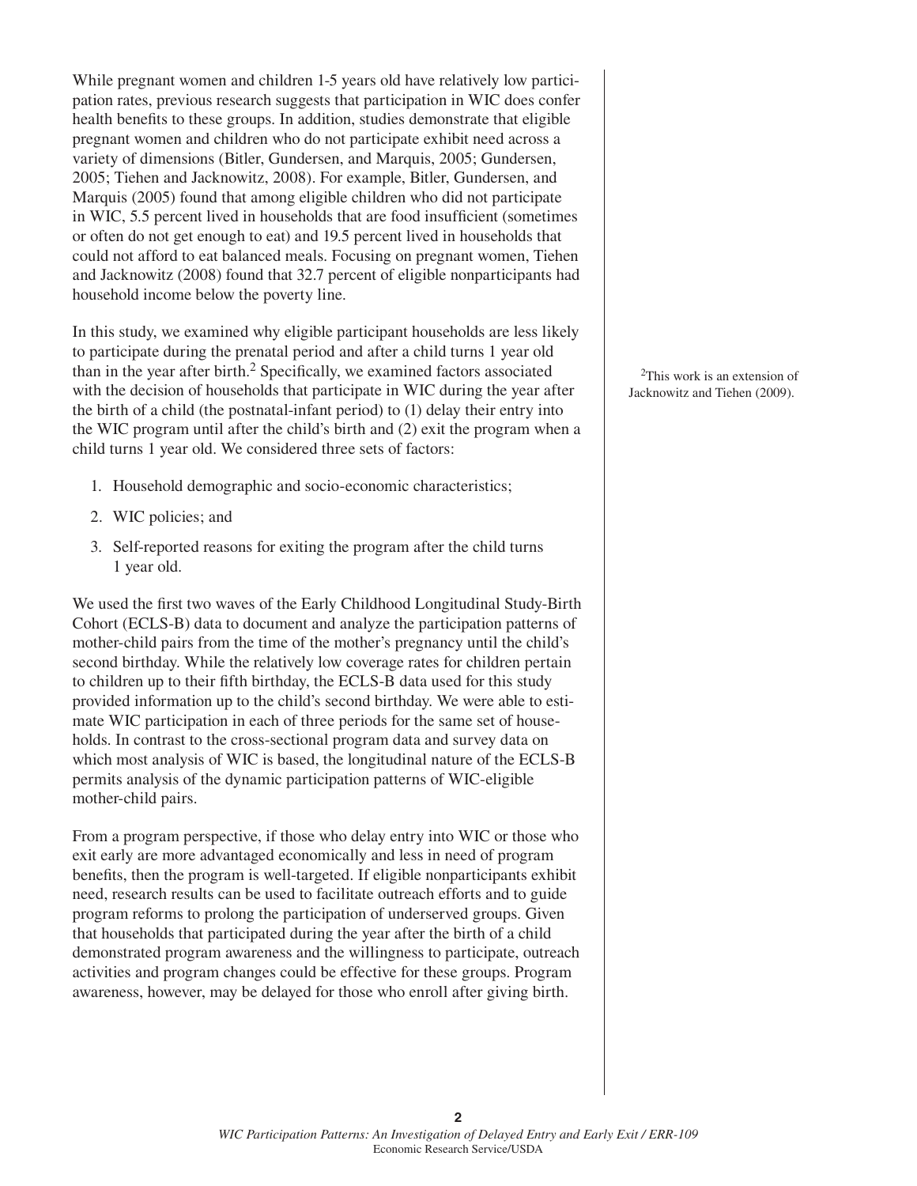While pregnant women and children 1-5 years old have relatively low participation rates, previous research suggests that participation in WIC does confer health benefits to these groups. In addition, studies demonstrate that eligible pregnant women and children who do not participate exhibit need across a variety of dimensions (Bitler, Gundersen, and Marquis, 2005; Gundersen, 2005; Tiehen and Jacknowitz, 2008). For example, Bitler, Gundersen, and Marquis (2005) found that among eligible children who did not participate in WIC, 5.5 percent lived in households that are food insufficient (sometimes or often do not get enough to eat) and 19.5 percent lived in households that could not afford to eat balanced meals. Focusing on pregnant women, Tiehen and Jacknowitz (2008) found that 32.7 percent of eligible nonparticipants had household income below the poverty line.

In this study, we examined why eligible participant households are less likely to participate during the prenatal period and after a child turns 1 year old than in the year after birth.[2] Specifically, we examined factors associated with the decision of households that participate in WIC during the year after the birth of a child (the postnatal-infant period) to (1) delay their entry into the WIC program until after the child's birth and (2) exit the program when a child turns 1 year old. We considered three sets of factors:

1. Household demographic and socio-economic characteristics;
2. WIC policies; and
3. Self-reported reasons for exiting the program after the child turns 1 year old.

We used the first two waves of the Early Childhood Longitudinal Study-Birth Cohort (ECLS-B) data to document and analyze the participation patterns of mother-child pairs from the time of the mother's pregnancy until the child's second birthday. While the relatively low coverage rates for children pertain to children up to their fifth birthday, the ECLS-B data used for this study provided information up to the child's second birthday. We were able to estimate WIC participation in each of three periods for the same set of households. In contrast to the cross-sectional program data and survey data on which most analysis of WIC is based, the longitudinal nature of the ECLS-B permits analysis of the dynamic participation patterns of WIC-eligible mother-child pairs.

From a program perspective, if those who delay entry into WIC or those who exit early are more advantaged economically and less in need of program benefits, then the program is well-targeted. If eligible nonparticipants exhibit need, research results can be used to facilitate outreach efforts and to guide program reforms to prolong the participation of underserved groups. Given that households that participated during the year after the birth of a child demonstrated program awareness and the willingness to participate, outreach activities and program changes could be effective for these groups. Program awareness, however, may be delayed for those who enroll after giving birth.

[2] This work is an extension of Jacknowitz and Tiehen (2009).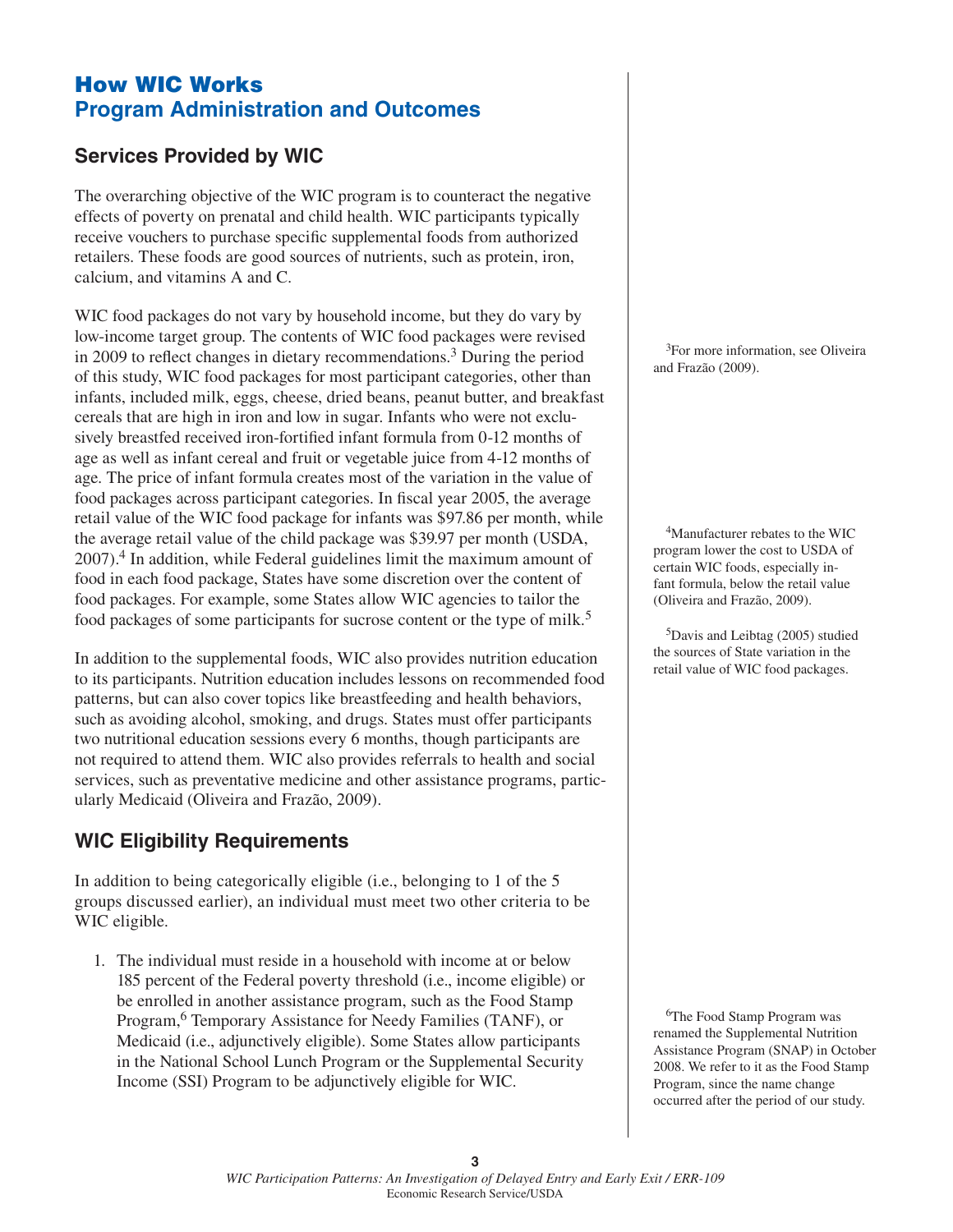# How WIC Works

## Program Administration and Outcomes

### Services Provided by WIC

The overarching objective of the WIC program is to counteract the negative effects of poverty on prenatal and child health. WIC participants typically receive vouchers to purchase specific supplemental foods from authorized retailers. These foods are good sources of nutrients, such as protein, iron, calcium, and vitamins A and C.

WIC food packages do not vary by household income, but they do vary by low-income target group. The contents of WIC food packages were revised in 2009 to reflect changes in dietary recommendations.[3] During the period of this study, WIC food packages for most participant categories, other than infants, included milk, eggs, cheese, dried beans, peanut butter, and breakfast cereals that are high in iron and low in sugar. Infants who were not exclusively breastfed received iron-fortified infant formula from 0-12 months of age as well as infant cereal and fruit or vegetable juice from 4-12 months of age. The price of infant formula creates most of the variation in the value of food packages across participant categories. In fiscal year 2005, the average retail value of the WIC food package for infants was $97.86 per month, while the average retail value of the child package was $39.97 per month (USDA, 2007).[4] In addition, while Federal guidelines limit the maximum amount of food in each food package, States have some discretion over the content of food packages. For example, some States allow WIC agencies to tailor the food packages of some participants for sucrose content or the type of milk.[5]

In addition to the supplemental foods, WIC also provides nutrition education to its participants. Nutrition education includes lessons on recommended food patterns, but can also cover topics like breastfeeding and health behaviors, such as avoiding alcohol, smoking, and drugs. States must offer participants two nutritional education sessions every 6 months, though participants are not required to attend them. WIC also provides referrals to health and social services, such as preventative medicine and other assistance programs, particularly Medicaid (Oliveira and Frazão, 2009).

### WIC Eligibility Requirements

In addition to being categorically eligible (i.e., belonging to 1 of the 5 groups discussed earlier), an individual must meet two other criteria to be WIC eligible.

1. The individual must reside in a household with income at or below 185 percent of the Federal poverty threshold (i.e., income eligible) or be enrolled in another assistance program, such as the Food Stamp Program,[6] Temporary Assistance for Needy Families (TANF), or Medicaid (i.e., adjunctively eligible). Some States allow participants in the National School Lunch Program or the Supplemental Security Income (SSI) Program to be adjunctively eligible for WIC.

---

[3] For more information, see Oliveira and Frazão (2009).

[4] Manufacturer rebates to the WIC program lower the cost to USDA of certain WIC foods, especially infant formula, below the retail value (Oliveira and Frazão, 2009).

[5] Davis and Leibtag (2005) studied the sources of State variation in the retail value of WIC food packages.

[6] The Food Stamp Program was renamed the Supplemental Nutrition Assistance Program (SNAP) in October 2008. We refer to it as the Food Stamp Program, since the name change occurred after the period of our study.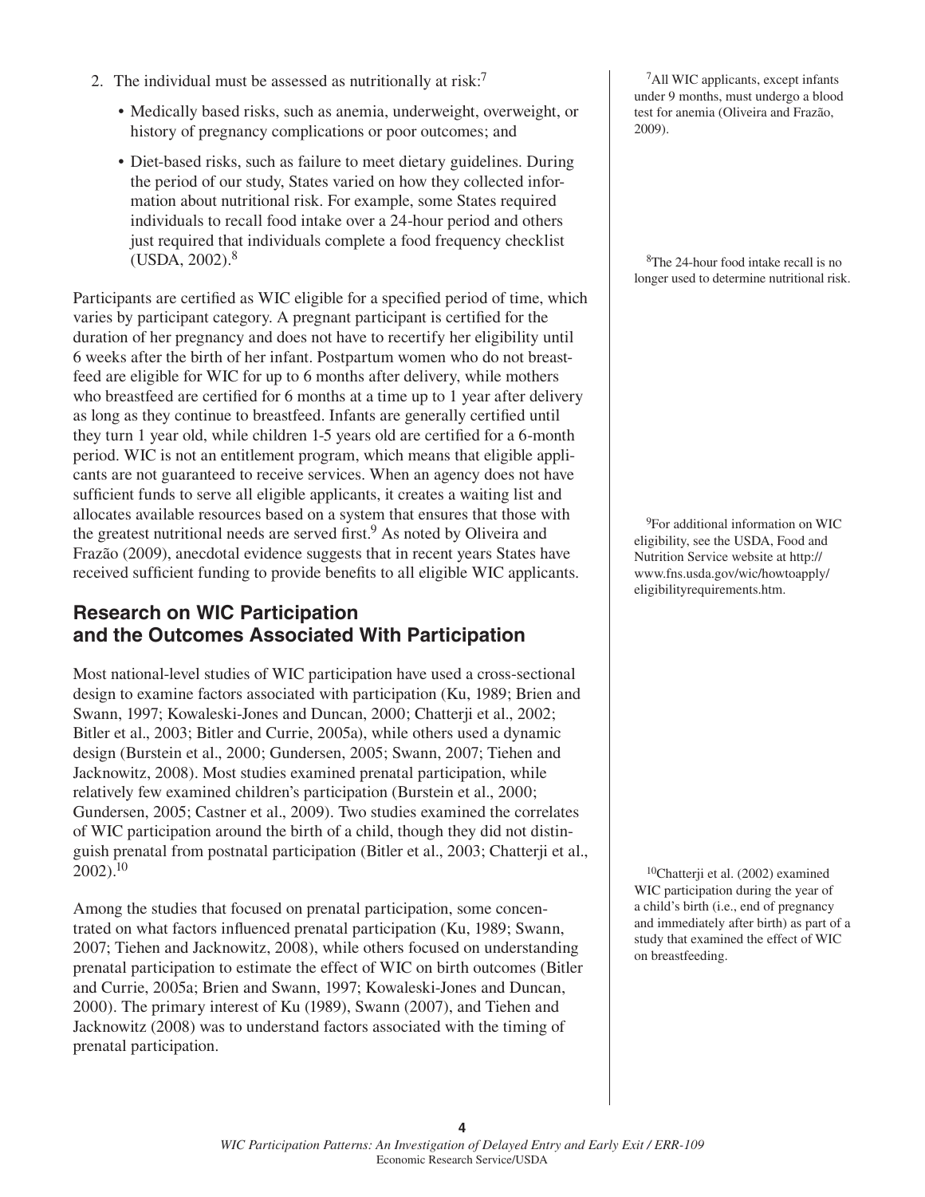2. The individual must be assessed as nutritionally at risk:[7]

   - Medically based risks, such as anemia, underweight, overweight, or history of pregnancy complications or poor outcomes; and

   - Diet-based risks, such as failure to meet dietary guidelines. During the period of our study, States varied on how they collected information about nutritional risk. For example, some States required individuals to recall food intake over a 24-hour period and others just required that individuals complete a food frequency checklist (USDA, 2002).[8]

Participants are certified as WIC eligible for a specified period of time, which varies by participant category. A pregnant participant is certified for the duration of her pregnancy and does not have to recertify her eligibility until 6 weeks after the birth of her infant. Postpartum women who do not breastfeed are eligible for WIC for up to 6 months after delivery, while mothers who breastfeed are certified for 6 months at a time up to 1 year after delivery as long as they continue to breastfeed. Infants are generally certified until they turn 1 year old, while children 1-5 years old are certified for a 6-month period. WIC is not an entitlement program, which means that eligible applicants are not guaranteed to receive services. When an agency does not have sufficient funds to serve all eligible applicants, it creates a waiting list and allocates available resources based on a system that ensures that those with the greatest nutritional needs are served first.[9] As noted by Oliveira and Frazão (2009), anecdotal evidence suggests that in recent years States have received sufficient funding to provide benefits to all eligible WIC applicants.

## Research on WIC Participation and the Outcomes Associated With Participation

Most national-level studies of WIC participation have used a cross-sectional design to examine factors associated with participation (Ku, 1989; Brien and Swann, 1997; Kowaleski-Jones and Duncan, 2000; Chatterji et al., 2002; Bitler et al., 2003; Bitler and Currie, 2005a), while others used a dynamic design (Burstein et al., 2000; Gundersen, 2005; Swann, 2007; Tiehen and Jacknowitz, 2008). Most studies examined prenatal participation, while relatively few examined children's participation (Burstein et al., 2000; Gundersen, 2005; Castner et al., 2009). Two studies examined the correlates of WIC participation around the birth of a child, though they did not distinguish prenatal from postnatal participation (Bitler et al., 2003; Chatterji et al., 2002).[10]

Among the studies that focused on prenatal participation, some concentrated on what factors influenced prenatal participation (Ku, 1989; Swann, 2007; Tiehen and Jacknowitz, 2008), while others focused on understanding prenatal participation to estimate the effect of WIC on birth outcomes (Bitler and Currie, 2005a; Brien and Swann, 1997; Kowaleski-Jones and Duncan, 2000). The primary interest of Ku (1989), Swann (2007), and Tiehen and Jacknowitz (2008) was to understand factors associated with the timing of prenatal participation.

[7] All WIC applicants, except infants under 9 months, must undergo a blood test for anemia (Oliveira and Frazão, 2009).

[8] The 24-hour food intake recall is no longer used to determine nutritional risk.

[9] For additional information on WIC eligibility, see the USDA, Food and Nutrition Service website at http://www.fns.usda.gov/wic/howtoapply/eligibilityrequirements.htm.

[10] Chatterji et al. (2002) examined WIC participation during the year of a child's birth (i.e., end of pregnancy and immediately after birth) as part of a study that examined the effect of WIC on breastfeeding.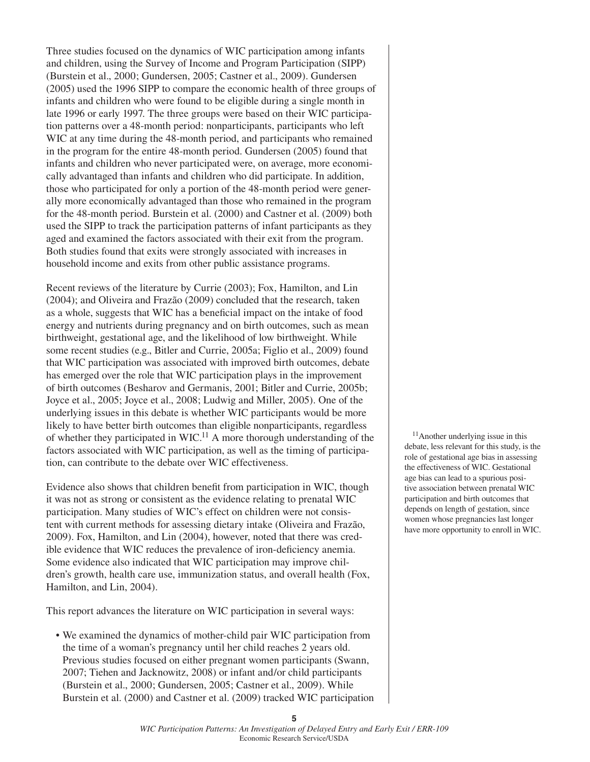Three studies focused on the dynamics of WIC participation among infants and children, using the Survey of Income and Program Participation (SIPP) (Burstein et al., 2000; Gundersen, 2005; Castner et al., 2009). Gundersen (2005) used the 1996 SIPP to compare the economic health of three groups of infants and children who were found to be eligible during a single month in late 1996 or early 1997. The three groups were based on their WIC participation patterns over a 48-month period: nonparticipants, participants who left WIC at any time during the 48-month period, and participants who remained in the program for the entire 48-month period. Gundersen (2005) found that infants and children who never participated were, on average, more economically advantaged than infants and children who did participate. In addition, those who participated for only a portion of the 48-month period were generally more economically advantaged than those who remained in the program for the 48-month period. Burstein et al. (2000) and Castner et al. (2009) both used the SIPP to track the participation patterns of infant participants as they aged and examined the factors associated with their exit from the program. Both studies found that exits were strongly associated with increases in household income and exits from other public assistance programs.

Recent reviews of the literature by Currie (2003); Fox, Hamilton, and Lin (2004); and Oliveira and Frazão (2009) concluded that the research, taken as a whole, suggests that WIC has a beneficial impact on the intake of food energy and nutrients during pregnancy and on birth outcomes, such as mean birthweight, gestational age, and the likelihood of low birthweight. While some recent studies (e.g., Bitler and Currie, 2005a; Figlio et al., 2009) found that WIC participation was associated with improved birth outcomes, debate has emerged over the role that WIC participation plays in the improvement of birth outcomes (Besharov and Germanis, 2001; Bitler and Currie, 2005b; Joyce et al., 2005; Joyce et al., 2008; Ludwig and Miller, 2005). One of the underlying issues in this debate is whether WIC participants would be more likely to have better birth outcomes than eligible nonparticipants, regardless of whether they participated in WIC.[11] A more thorough understanding of the factors associated with WIC participation, as well as the timing of participation, can contribute to the debate over WIC effectiveness.

[11]Another underlying issue in this debate, less relevant for this study, is the role of gestational age bias in assessing the effectiveness of WIC. Gestational age bias can lead to a spurious positive association between prenatal WIC participation and birth outcomes that depends on length of gestation, since women whose pregnancies last longer have more opportunity to enroll in WIC.

Evidence also shows that children benefit from participation in WIC, though it was not as strong or consistent as the evidence relating to prenatal WIC participation. Many studies of WIC's effect on children were not consistent with current methods for assessing dietary intake (Oliveira and Frazão, 2009). Fox, Hamilton, and Lin (2004), however, noted that there was credible evidence that WIC reduces the prevalence of iron-deficiency anemia. Some evidence also indicated that WIC participation may improve children's growth, health care use, immunization status, and overall health (Fox, Hamilton, and Lin, 2004).

This report advances the literature on WIC participation in several ways:

- We examined the dynamics of mother-child pair WIC participation from the time of a woman's pregnancy until her child reaches 2 years old. Previous studies focused on either pregnant women participants (Swann, 2007; Tiehen and Jacknowitz, 2008) or infant and/or child participants (Burstein et al., 2000; Gundersen, 2005; Castner et al., 2009). While Burstein et al. (2000) and Castner et al. (2009) tracked WIC participation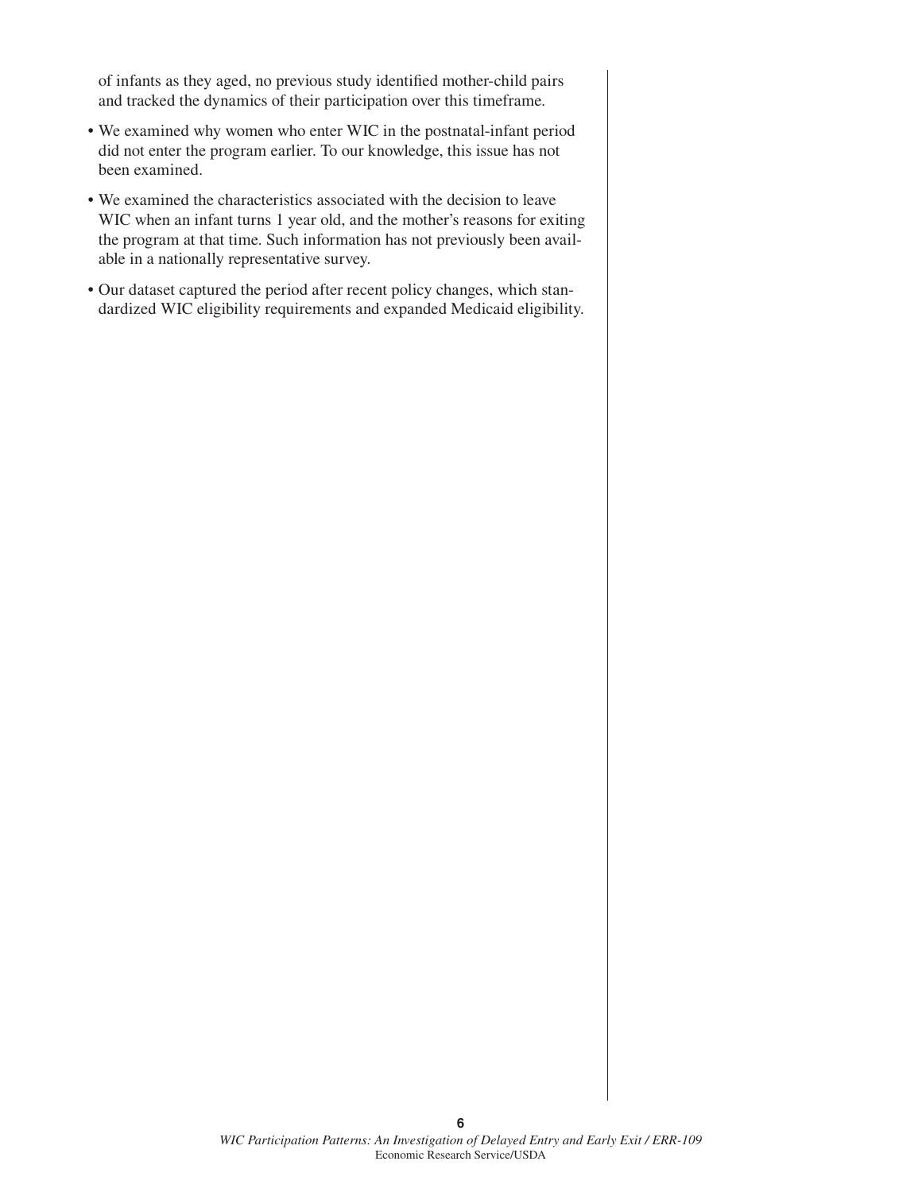of infants as they aged, no previous study identified mother-child pairs and tracked the dynamics of their participation over this timeframe.

- We examined why women who enter WIC in the postnatal-infant period did not enter the program earlier. To our knowledge, this issue has not been examined.
- We examined the characteristics associated with the decision to leave WIC when an infant turns 1 year old, and the mother's reasons for exiting the program at that time. Such information has not previously been available in a nationally representative survey.
- Our dataset captured the period after recent policy changes, which standardized WIC eligibility requirements and expanded Medicaid eligibility.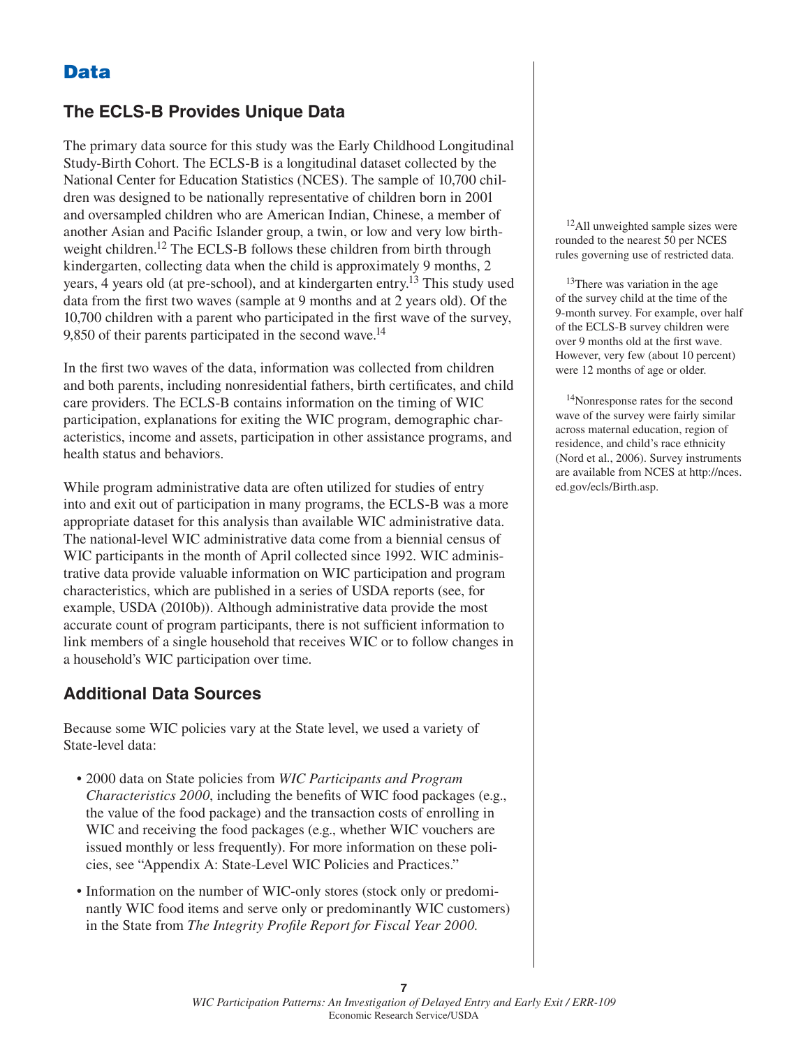# Data

## The ECLS-B Provides Unique Data

The primary data source for this study was the Early Childhood Longitudinal Study-Birth Cohort. The ECLS-B is a longitudinal dataset collected by the National Center for Education Statistics (NCES). The sample of 10,700 children was designed to be nationally representative of children born in 2001 and oversampled children who are American Indian, Chinese, a member of another Asian and Pacific Islander group, a twin, or low and very low birthweight children.[12] The ECLS-B follows these children from birth through kindergarten, collecting data when the child is approximately 9 months, 2 years, 4 years old (at pre-school), and at kindergarten entry.[13] This study used data from the first two waves (sample at 9 months and at 2 years old). Of the 10,700 children with a parent who participated in the first wave of the survey, 9,850 of their parents participated in the second wave.[14]

In the first two waves of the data, information was collected from children and both parents, including nonresidential fathers, birth certificates, and child care providers. The ECLS-B contains information on the timing of WIC participation, explanations for exiting the WIC program, demographic characteristics, income and assets, participation in other assistance programs, and health status and behaviors.

While program administrative data are often utilized for studies of entry into and exit out of participation in many programs, the ECLS-B was a more appropriate dataset for this analysis than available WIC administrative data. The national-level WIC administrative data come from a biennial census of WIC participants in the month of April collected since 1992. WIC administrative data provide valuable information on WIC participation and program characteristics, which are published in a series of USDA reports (see, for example, USDA (2010b)). Although administrative data provide the most accurate count of program participants, there is not sufficient information to link members of a single household that receives WIC or to follow changes in a household's WIC participation over time.

## Additional Data Sources

Because some WIC policies vary at the State level, we used a variety of State-level data:

- 2000 data on State policies from *WIC Participants and Program Characteristics 2000*, including the benefits of WIC food packages (e.g., the value of the food package) and the transaction costs of enrolling in WIC and receiving the food packages (e.g., whether WIC vouchers are issued monthly or less frequently). For more information on these policies, see "Appendix A: State-Level WIC Policies and Practices."
- Information on the number of WIC-only stores (stock only or predominantly WIC food items and serve only or predominantly WIC customers) in the State from *The Integrity Profile Report for Fiscal Year 2000.*

[12] All unweighted sample sizes were rounded to the nearest 50 per NCES rules governing use of restricted data.

[13] There was variation in the age of the survey child at the time of the 9-month survey. For example, over half of the ECLS-B survey children were over 9 months old at the first wave. However, very few (about 10 percent) were 12 months of age or older.

[14] Nonresponse rates for the second wave of the survey were fairly similar across maternal education, region of residence, and child's race ethnicity (Nord et al., 2006). Survey instruments are available from NCES at http://nces.ed.gov/ecls/Birth.asp.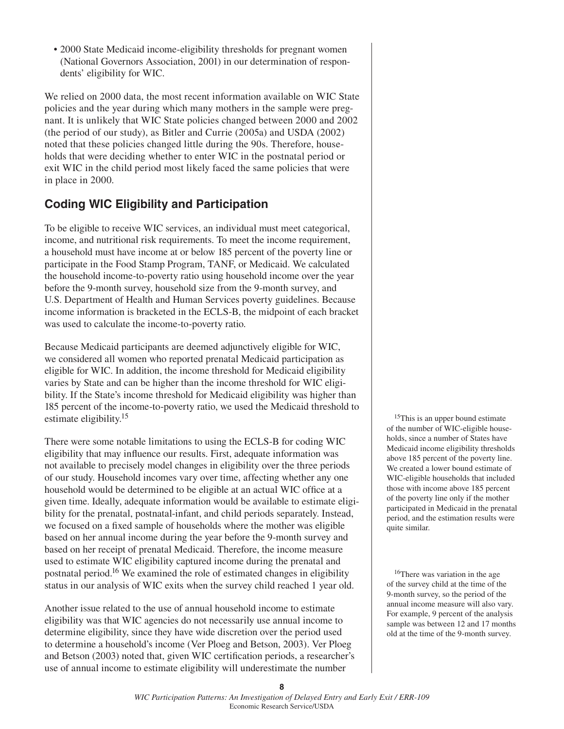- 2000 State Medicaid income-eligibility thresholds for pregnant women (National Governors Association, 2001) in our determination of respondents' eligibility for WIC.

We relied on 2000 data, the most recent information available on WIC State policies and the year during which many mothers in the sample were pregnant. It is unlikely that WIC State policies changed between 2000 and 2002 (the period of our study), as Bitler and Currie (2005a) and USDA (2002) noted that these policies changed little during the 90s. Therefore, households that were deciding whether to enter WIC in the postnatal period or exit WIC in the child period most likely faced the same policies that were in place in 2000.

## Coding WIC Eligibility and Participation

To be eligible to receive WIC services, an individual must meet categorical, income, and nutritional risk requirements. To meet the income requirement, a household must have income at or below 185 percent of the poverty line or participate in the Food Stamp Program, TANF, or Medicaid. We calculated the household income-to-poverty ratio using household income over the year before the 9-month survey, household size from the 9-month survey, and U.S. Department of Health and Human Services poverty guidelines. Because income information is bracketed in the ECLS-B, the midpoint of each bracket was used to calculate the income-to-poverty ratio.

Because Medicaid participants are deemed adjunctively eligible for WIC, we considered all women who reported prenatal Medicaid participation as eligible for WIC. In addition, the income threshold for Medicaid eligibility varies by State and can be higher than the income threshold for WIC eligibility. If the State's income threshold for Medicaid eligibility was higher than 185 percent of the income-to-poverty ratio, we used the Medicaid threshold to estimate eligibility.[15]

There were some notable limitations to using the ECLS-B for coding WIC eligibility that may influence our results. First, adequate information was not available to precisely model changes in eligibility over the three periods of our study. Household incomes vary over time, affecting whether any one household would be determined to be eligible at an actual WIC office at a given time. Ideally, adequate information would be available to estimate eligibility for the prenatal, postnatal-infant, and child periods separately. Instead, we focused on a fixed sample of households where the mother was eligible based on her annual income during the year before the 9-month survey and based on her receipt of prenatal Medicaid. Therefore, the income measure used to estimate WIC eligibility captured income during the prenatal and postnatal period.[16] We examined the role of estimated changes in eligibility status in our analysis of WIC exits when the survey child reached 1 year old.

Another issue related to the use of annual household income to estimate eligibility was that WIC agencies do not necessarily use annual income to determine eligibility, since they have wide discretion over the period used to determine a household's income (Ver Ploeg and Betson, 2003). Ver Ploeg and Betson (2003) noted that, given WIC certification periods, a researcher's use of annual income to estimate eligibility will underestimate the number

[15] This is an upper bound estimate of the number of WIC-eligible households, since a number of States have Medicaid income eligibility thresholds above 185 percent of the poverty line. We created a lower bound estimate of WIC-eligible households that included those with income above 185 percent of the poverty line only if the mother participated in Medicaid in the prenatal period, and the estimation results were quite similar.

[16] There was variation in the age of the survey child at the time of the 9-month survey, so the period of the annual income measure will also vary. For example, 9 percent of the analysis sample was between 12 and 17 months old at the time of the 9-month survey.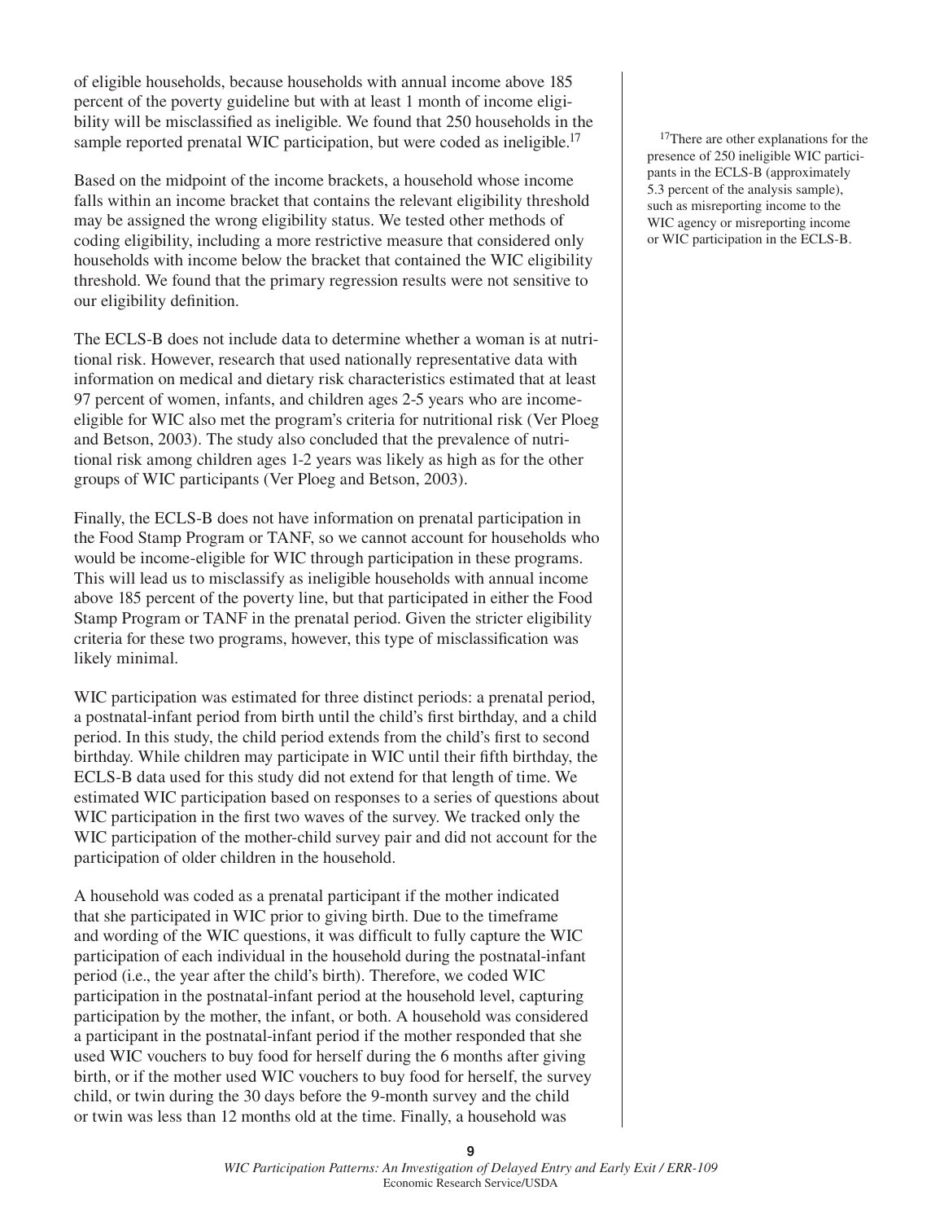of eligible households, because households with annual income above 185 percent of the poverty guideline but with at least 1 month of income eligibility will be misclassified as ineligible. We found that 250 households in the sample reported prenatal WIC participation, but were coded as ineligible.[17]

Based on the midpoint of the income brackets, a household whose income falls within an income bracket that contains the relevant eligibility threshold may be assigned the wrong eligibility status. We tested other methods of coding eligibility, including a more restrictive measure that considered only households with income below the bracket that contained the WIC eligibility threshold. We found that the primary regression results were not sensitive to our eligibility definition.

The ECLS-B does not include data to determine whether a woman is at nutritional risk. However, research that used nationally representative data with information on medical and dietary risk characteristics estimated that at least 97 percent of women, infants, and children ages 2-5 years who are income-eligible for WIC also met the program's criteria for nutritional risk (Ver Ploeg and Betson, 2003). The study also concluded that the prevalence of nutritional risk among children ages 1-2 years was likely as high as for the other groups of WIC participants (Ver Ploeg and Betson, 2003).

Finally, the ECLS-B does not have information on prenatal participation in the Food Stamp Program or TANF, so we cannot account for households who would be income-eligible for WIC through participation in these programs. This will lead us to misclassify as ineligible households with annual income above 185 percent of the poverty line, but that participated in either the Food Stamp Program or TANF in the prenatal period. Given the stricter eligibility criteria for these two programs, however, this type of misclassification was likely minimal.

WIC participation was estimated for three distinct periods: a prenatal period, a postnatal-infant period from birth until the child's first birthday, and a child period. In this study, the child period extends from the child's first to second birthday. While children may participate in WIC until their fifth birthday, the ECLS-B data used for this study did not extend for that length of time. We estimated WIC participation based on responses to a series of questions about WIC participation in the first two waves of the survey. We tracked only the WIC participation of the mother-child survey pair and did not account for the participation of older children in the household.

A household was coded as a prenatal participant if the mother indicated that she participated in WIC prior to giving birth. Due to the timeframe and wording of the WIC questions, it was difficult to fully capture the WIC participation of each individual in the household during the postnatal-infant period (i.e., the year after the child's birth). Therefore, we coded WIC participation in the postnatal-infant period at the household level, capturing participation by the mother, the infant, or both. A household was considered a participant in the postnatal-infant period if the mother responded that she used WIC vouchers to buy food for herself during the 6 months after giving birth, or if the mother used WIC vouchers to buy food for herself, the survey child, or twin during the 30 days before the 9-month survey and the child or twin was less than 12 months old at the time. Finally, a household was

[17]There are other explanations for the presence of 250 ineligible WIC participants in the ECLS-B (approximately 5.3 percent of the analysis sample), such as misreporting income to the WIC agency or misreporting income or WIC participation in the ECLS-B.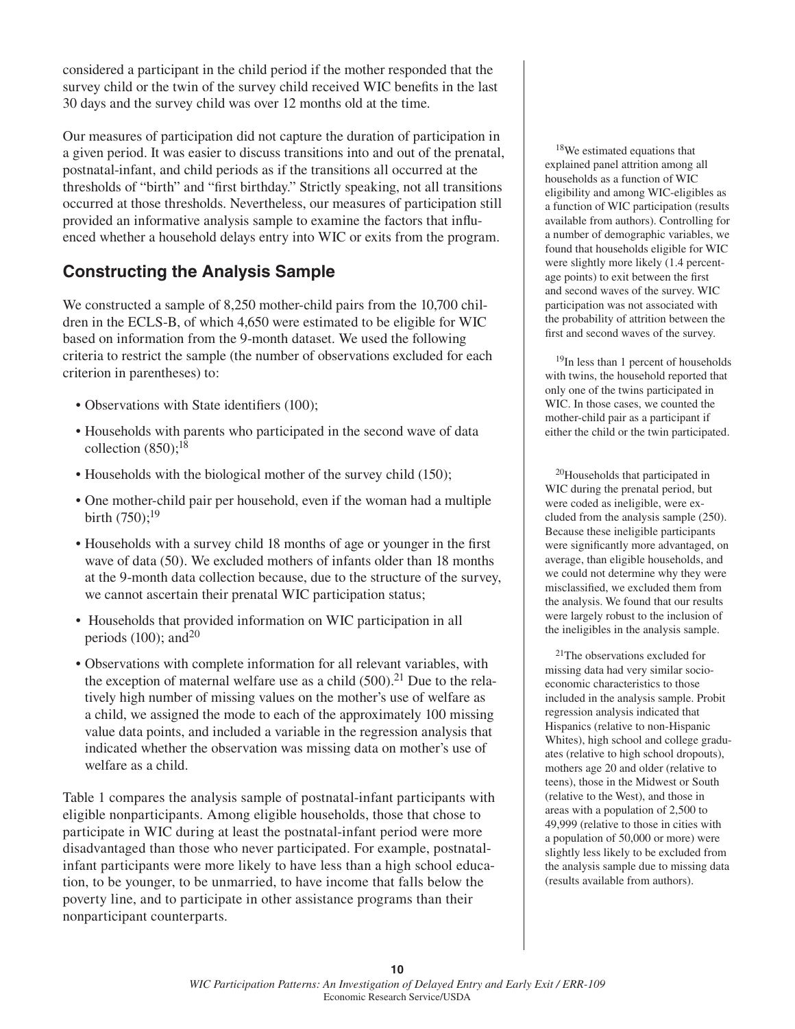considered a participant in the child period if the mother responded that the survey child or the twin of the survey child received WIC benefits in the last 30 days and the survey child was over 12 months old at the time.

Our measures of participation did not capture the duration of participation in a given period. It was easier to discuss transitions into and out of the prenatal, postnatal-infant, and child periods as if the transitions all occurred at the thresholds of "birth" and "first birthday." Strictly speaking, not all transitions occurred at those thresholds. Nevertheless, our measures of participation still provided an informative analysis sample to examine the factors that influenced whether a household delays entry into WIC or exits from the program.

## Constructing the Analysis Sample

We constructed a sample of 8,250 mother-child pairs from the 10,700 children in the ECLS-B, of which 4,650 were estimated to be eligible for WIC based on information from the 9-month dataset. We used the following criteria to restrict the sample (the number of observations excluded for each criterion in parentheses) to:

- Observations with State identifiers (100);
- Households with parents who participated in the second wave of data collection (850);[18]
- Households with the biological mother of the survey child (150);
- One mother-child pair per household, even if the woman had a multiple birth (750);[19]
- Households with a survey child 18 months of age or younger in the first wave of data (50). We excluded mothers of infants older than 18 months at the 9-month data collection because, due to the structure of the survey, we cannot ascertain their prenatal WIC participation status;
- Households that provided information on WIC participation in all periods (100); and[20]
- Observations with complete information for all relevant variables, with the exception of maternal welfare use as a child (500).[21] Due to the relatively high number of missing values on the mother's use of welfare as a child, we assigned the mode to each of the approximately 100 missing value data points, and included a variable in the regression analysis that indicated whether the observation was missing data on mother's use of welfare as a child.

Table 1 compares the analysis sample of postnatal-infant participants with eligible nonparticipants. Among eligible households, those that chose to participate in WIC during at least the postnatal-infant period were more disadvantaged than those who never participated. For example, postnatal-infant participants were more likely to have less than a high school education, to be younger, to be unmarried, to have income that falls below the poverty line, and to participate in other assistance programs than their nonparticipant counterparts.

[18]We estimated equations that explained panel attrition among all households as a function of WIC eligibility and among WIC-eligibles as a function of WIC participation (results available from authors). Controlling for a number of demographic variables, we found that households eligible for WIC were slightly more likely (1.4 percentage points) to exit between the first and second waves of the survey. WIC participation was not associated with the probability of attrition between the first and second waves of the survey.

[19]In less than 1 percent of households with twins, the household reported that only one of the twins participated in WIC. In those cases, we counted the mother-child pair as a participant if either the child or the twin participated.

[20]Households that participated in WIC during the prenatal period, but were coded as ineligible, were excluded from the analysis sample (250). Because these ineligible participants were significantly more advantaged, on average, than eligible households, and we could not determine why they were misclassified, we excluded them from the analysis. We found that our results were largely robust to the inclusion of the ineligibles in the analysis sample.

[21]The observations excluded for missing data had very similar socioeconomic characteristics to those included in the analysis sample. Probit regression analysis indicated that Hispanics (relative to non-Hispanic Whites), high school and college graduates (relative to high school dropouts), mothers age 20 and older (relative to teens), those in the Midwest or South (relative to the West), and those in areas with a population of 2,500 to 49,999 (relative to those in cities with a population of 50,000 or more) were slightly less likely to be excluded from the analysis sample due to missing data (results available from authors).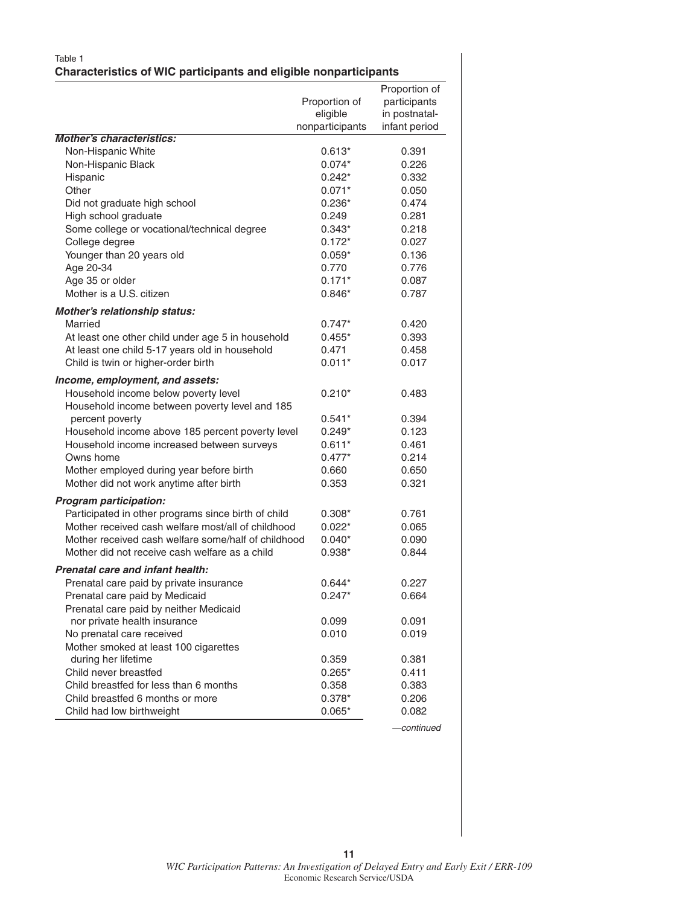Table 1

**Characteristics of WIC participants and eligible nonparticipants**

| | Proportion of eligible nonparticipants | Proportion of participants in postnatal-infant period |
|---|---|---|
| ***Mother's characteristics:*** | | |
| Non-Hispanic White | 0.613* | 0.391 |
| Non-Hispanic Black | 0.074* | 0.226 |
| Hispanic | 0.242* | 0.332 |
| Other | 0.071* | 0.050 |
| Did not graduate high school | 0.236* | 0.474 |
| High school graduate | 0.249 | 0.281 |
| Some college or vocational/technical degree | 0.343* | 0.218 |
| College degree | 0.172* | 0.027 |
| Younger than 20 years old | 0.059* | 0.136 |
| Age 20-34 | 0.770 | 0.776 |
| Age 35 or older | 0.171* | 0.087 |
| Mother is a U.S. citizen | 0.846* | 0.787 |
| ***Mother's relationship status:*** | | |
| Married | 0.747* | 0.420 |
| At least one other child under age 5 in household | 0.455* | 0.393 |
| At least one child 5-17 years old in household | 0.471 | 0.458 |
| Child is twin or higher-order birth | 0.011* | 0.017 |
| ***Income, employment, and assets:*** | | |
| Household income below poverty level | 0.210* | 0.483 |
| Household income between poverty level and 185 percent poverty | 0.541* | 0.394 |
| Household income above 185 percent poverty level | 0.249* | 0.123 |
| Household income increased between surveys | 0.611* | 0.461 |
| Owns home | 0.477* | 0.214 |
| Mother employed during year before birth | 0.660 | 0.650 |
| Mother did not work anytime after birth | 0.353 | 0.321 |
| ***Program participation:*** | | |
| Participated in other programs since birth of child | 0.308* | 0.761 |
| Mother received cash welfare most/all of childhood | 0.022* | 0.065 |
| Mother received cash welfare some/half of childhood | 0.040* | 0.090 |
| Mother did not receive cash welfare as a child | 0.938* | 0.844 |
| ***Prenatal care and infant health:*** | | |
| Prenatal care paid by private insurance | 0.644* | 0.227 |
| Prenatal care paid by Medicaid | 0.247* | 0.664 |
| Prenatal care paid by neither Medicaid nor private health insurance | 0.099 | 0.091 |
| No prenatal care received | 0.010 | 0.019 |
| Mother smoked at least 100 cigarettes during her lifetime | 0.359 | 0.381 |
| Child never breastfed | 0.265* | 0.411 |
| Child breastfed for less than 6 months | 0.358 | 0.383 |
| Child breastfed 6 months or more | 0.378* | 0.206 |
| Child had low birthweight | 0.065* | 0.082 |

*—continued*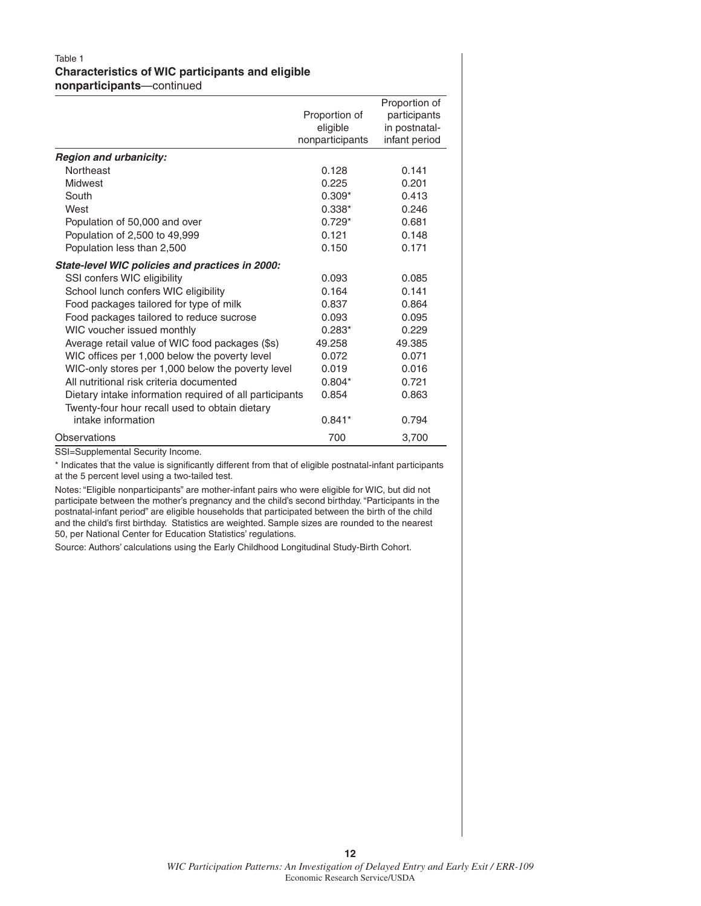Table 1
**Characteristics of WIC participants and eligible nonparticipants**—continued

| | Proportion of eligible nonparticipants | Proportion of participants in postnatal-infant period |
|---|---|---|
| ***Region and urbanicity:*** | | |
| Northeast | 0.128 | 0.141 |
| Midwest | 0.225 | 0.201 |
| South | 0.309* | 0.413 |
| West | 0.338* | 0.246 |
| Population of 50,000 and over | 0.729* | 0.681 |
| Population of 2,500 to 49,999 | 0.121 | 0.148 |
| Population less than 2,500 | 0.150 | 0.171 |
| ***State-level WIC policies and practices in 2000:*** | | |
| SSI confers WIC eligibility | 0.093 | 0.085 |
| School lunch confers WIC eligibility | 0.164 | 0.141 |
| Food packages tailored for type of milk | 0.837 | 0.864 |
| Food packages tailored to reduce sucrose | 0.093 | 0.095 |
| WIC voucher issued monthly | 0.283* | 0.229 |
| Average retail value of WIC food packages ($s) | 49.258 | 49.385 |
| WIC offices per 1,000 below the poverty level | 0.072 | 0.071 |
| WIC-only stores per 1,000 below the poverty level | 0.019 | 0.016 |
| All nutritional risk criteria documented | 0.804* | 0.721 |
| Dietary intake information required of all participants | 0.854 | 0.863 |
| Twenty-four hour recall used to obtain dietary intake information | 0.841* | 0.794 |
| Observations | 700 | 3,700 |

SSI=Supplemental Security Income.

* Indicates that the value is significantly different from that of eligible postnatal-infant participants at the 5 percent level using a two-tailed test.

Notes: "Eligible nonparticipants" are mother-infant pairs who were eligible for WIC, but did not participate between the mother's pregnancy and the child's second birthday. "Participants in the postnatal-infant period" are eligible households that participated between the birth of the child and the child's first birthday. Statistics are weighted. Sample sizes are rounded to the nearest 50, per National Center for Education Statistics' regulations.

Source: Authors' calculations using the Early Childhood Longitudinal Study-Birth Cohort.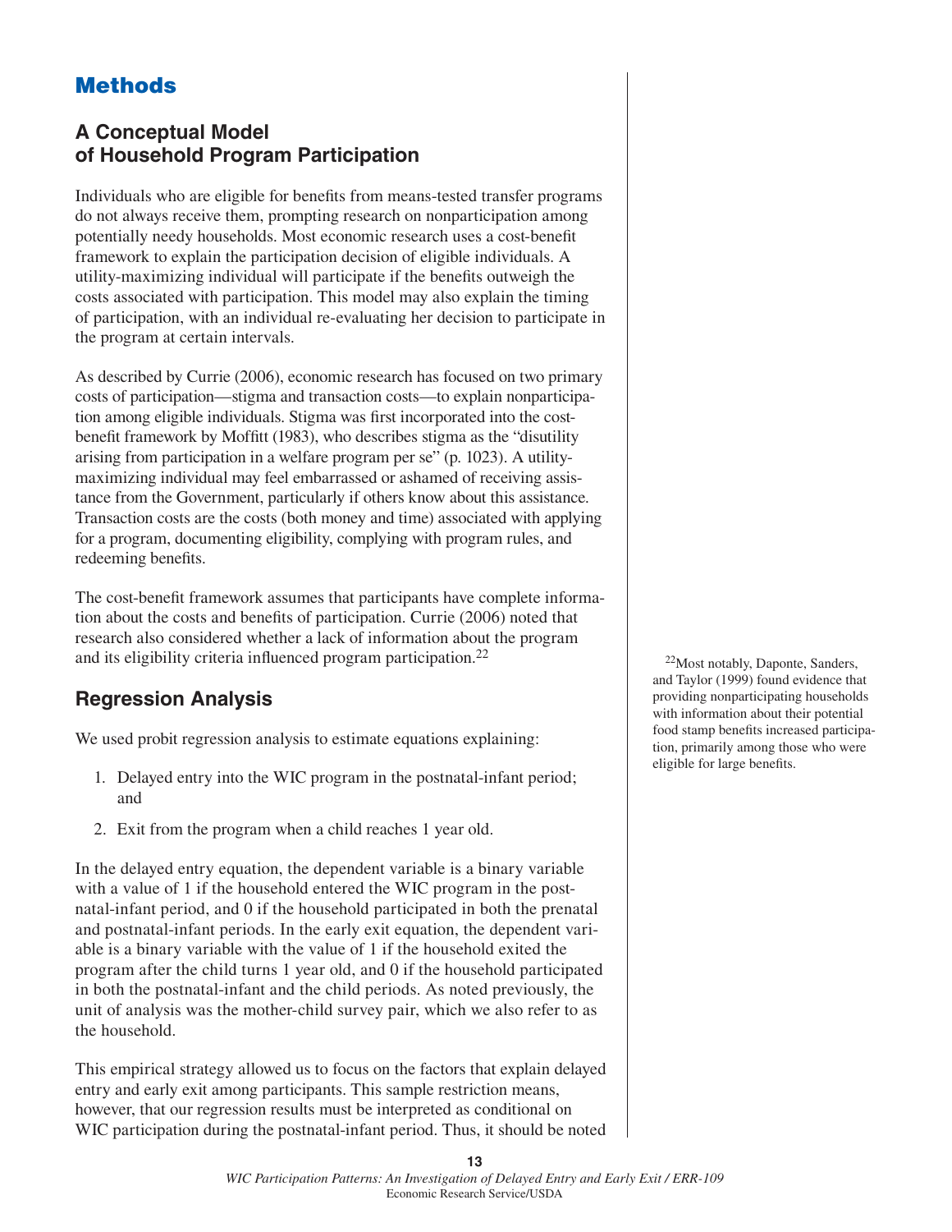# Methods

## A Conceptual Model of Household Program Participation

Individuals who are eligible for benefits from means-tested transfer programs do not always receive them, prompting research on nonparticipation among potentially needy households. Most economic research uses a cost-benefit framework to explain the participation decision of eligible individuals. A utility-maximizing individual will participate if the benefits outweigh the costs associated with participation. This model may also explain the timing of participation, with an individual re-evaluating her decision to participate in the program at certain intervals.

As described by Currie (2006), economic research has focused on two primary costs of participation—stigma and transaction costs—to explain nonparticipation among eligible individuals. Stigma was first incorporated into the cost-benefit framework by Moffitt (1983), who describes stigma as the "disutility arising from participation in a welfare program per se" (p. 1023). A utility-maximizing individual may feel embarrassed or ashamed of receiving assistance from the Government, particularly if others know about this assistance. Transaction costs are the costs (both money and time) associated with applying for a program, documenting eligibility, complying with program rules, and redeeming benefits.

The cost-benefit framework assumes that participants have complete information about the costs and benefits of participation. Currie (2006) noted that research also considered whether a lack of information about the program and its eligibility criteria influenced program participation.[22]

[22] Most notably, Daponte, Sanders, and Taylor (1999) found evidence that providing nonparticipating households with information about their potential food stamp benefits increased participation, primarily among those who were eligible for large benefits.

## Regression Analysis

We used probit regression analysis to estimate equations explaining:

1. Delayed entry into the WIC program in the postnatal-infant period; and
2. Exit from the program when a child reaches 1 year old.

In the delayed entry equation, the dependent variable is a binary variable with a value of 1 if the household entered the WIC program in the postnatal-infant period, and 0 if the household participated in both the prenatal and postnatal-infant periods. In the early exit equation, the dependent variable is a binary variable with the value of 1 if the household exited the program after the child turns 1 year old, and 0 if the household participated in both the postnatal-infant and the child periods. As noted previously, the unit of analysis was the mother-child survey pair, which we also refer to as the household.

This empirical strategy allowed us to focus on the factors that explain delayed entry and early exit among participants. This sample restriction means, however, that our regression results must be interpreted as conditional on WIC participation during the postnatal-infant period. Thus, it should be noted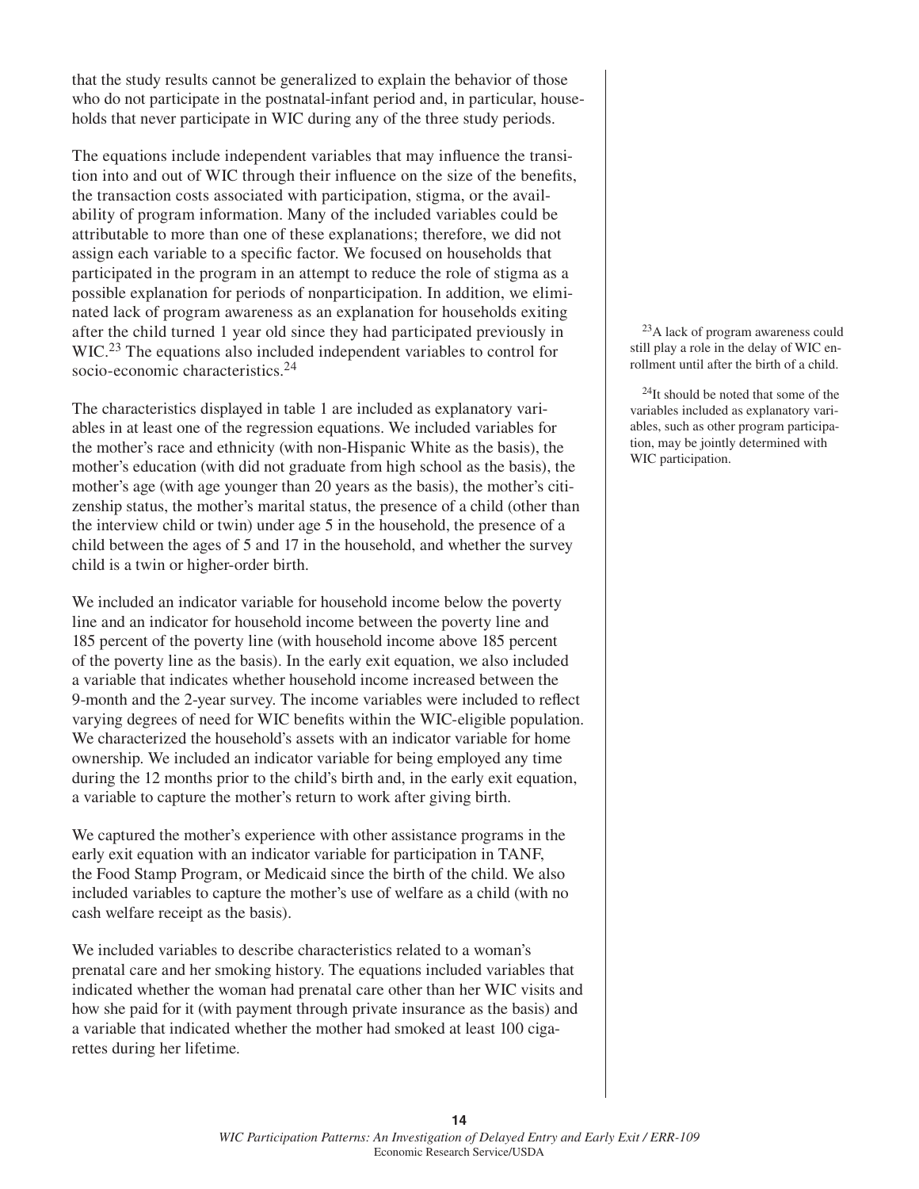that the study results cannot be generalized to explain the behavior of those who do not participate in the postnatal-infant period and, in particular, households that never participate in WIC during any of the three study periods.

The equations include independent variables that may influence the transition into and out of WIC through their influence on the size of the benefits, the transaction costs associated with participation, stigma, or the availability of program information. Many of the included variables could be attributable to more than one of these explanations; therefore, we did not assign each variable to a specific factor. We focused on households that participated in the program in an attempt to reduce the role of stigma as a possible explanation for periods of nonparticipation. In addition, we eliminated lack of program awareness as an explanation for households exiting after the child turned 1 year old since they had participated previously in WIC.[23] The equations also included independent variables to control for socio-economic characteristics.[24]

The characteristics displayed in table 1 are included as explanatory variables in at least one of the regression equations. We included variables for the mother's race and ethnicity (with non-Hispanic White as the basis), the mother's education (with did not graduate from high school as the basis), the mother's age (with age younger than 20 years as the basis), the mother's citizenship status, the mother's marital status, the presence of a child (other than the interview child or twin) under age 5 in the household, the presence of a child between the ages of 5 and 17 in the household, and whether the survey child is a twin or higher-order birth.

We included an indicator variable for household income below the poverty line and an indicator for household income between the poverty line and 185 percent of the poverty line (with household income above 185 percent of the poverty line as the basis). In the early exit equation, we also included a variable that indicates whether household income increased between the 9-month and the 2-year survey. The income variables were included to reflect varying degrees of need for WIC benefits within the WIC-eligible population. We characterized the household's assets with an indicator variable for home ownership. We included an indicator variable for being employed any time during the 12 months prior to the child's birth and, in the early exit equation, a variable to capture the mother's return to work after giving birth.

We captured the mother's experience with other assistance programs in the early exit equation with an indicator variable for participation in TANF, the Food Stamp Program, or Medicaid since the birth of the child. We also included variables to capture the mother's use of welfare as a child (with no cash welfare receipt as the basis).

We included variables to describe characteristics related to a woman's prenatal care and her smoking history. The equations included variables that indicated whether the woman had prenatal care other than her WIC visits and how she paid for it (with payment through private insurance as the basis) and a variable that indicated whether the mother had smoked at least 100 cigarettes during her lifetime.

[23] A lack of program awareness could still play a role in the delay of WIC enrollment until after the birth of a child.

[24] It should be noted that some of the variables included as explanatory variables, such as other program participation, may be jointly determined with WIC participation.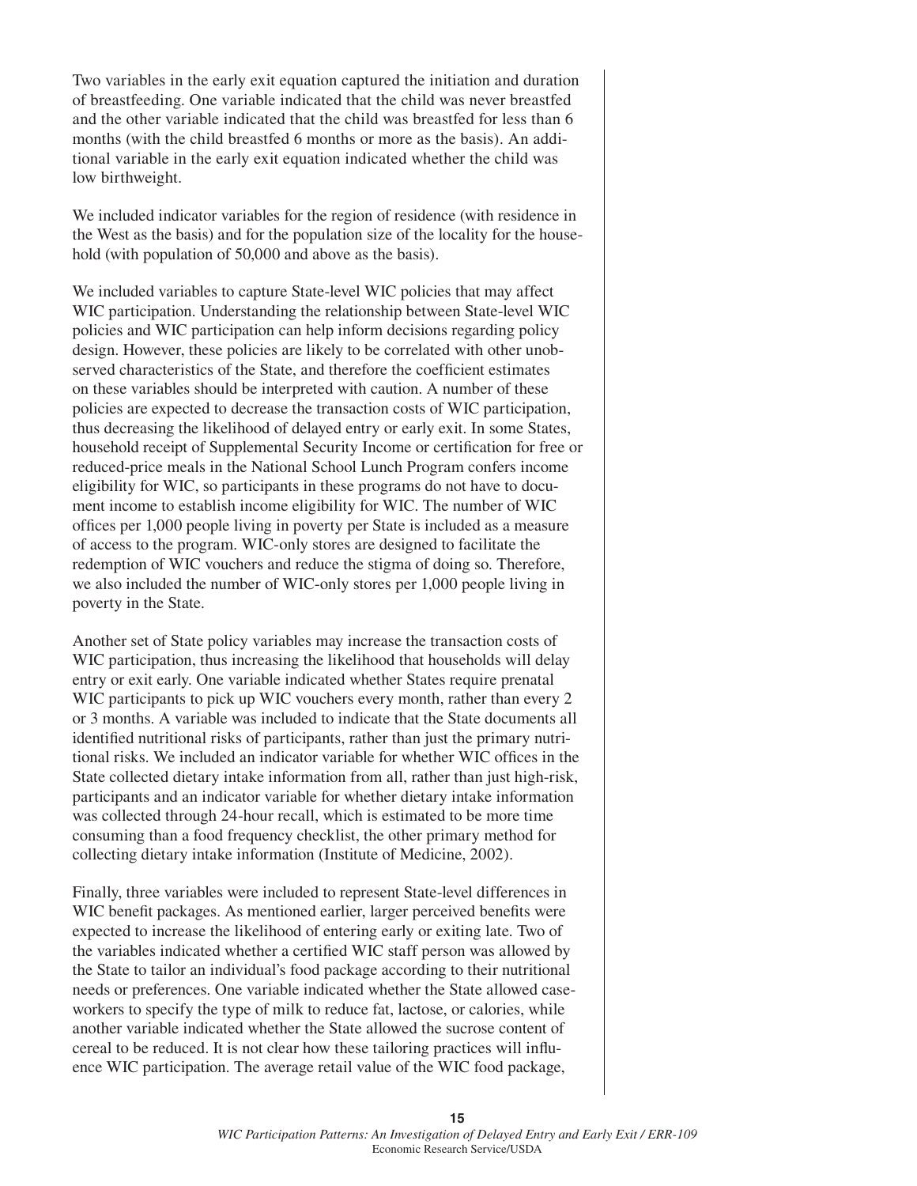Two variables in the early exit equation captured the initiation and duration of breastfeeding. One variable indicated that the child was never breastfed and the other variable indicated that the child was breastfed for less than 6 months (with the child breastfed 6 months or more as the basis). An additional variable in the early exit equation indicated whether the child was low birthweight.

We included indicator variables for the region of residence (with residence in the West as the basis) and for the population size of the locality for the household (with population of 50,000 and above as the basis).

We included variables to capture State-level WIC policies that may affect WIC participation. Understanding the relationship between State-level WIC policies and WIC participation can help inform decisions regarding policy design. However, these policies are likely to be correlated with other unobserved characteristics of the State, and therefore the coefficient estimates on these variables should be interpreted with caution. A number of these policies are expected to decrease the transaction costs of WIC participation, thus decreasing the likelihood of delayed entry or early exit. In some States, household receipt of Supplemental Security Income or certification for free or reduced-price meals in the National School Lunch Program confers income eligibility for WIC, so participants in these programs do not have to document income to establish income eligibility for WIC. The number of WIC offices per 1,000 people living in poverty per State is included as a measure of access to the program. WIC-only stores are designed to facilitate the redemption of WIC vouchers and reduce the stigma of doing so. Therefore, we also included the number of WIC-only stores per 1,000 people living in poverty in the State.

Another set of State policy variables may increase the transaction costs of WIC participation, thus increasing the likelihood that households will delay entry or exit early. One variable indicated whether States require prenatal WIC participants to pick up WIC vouchers every month, rather than every 2 or 3 months. A variable was included to indicate that the State documents all identified nutritional risks of participants, rather than just the primary nutritional risks. We included an indicator variable for whether WIC offices in the State collected dietary intake information from all, rather than just high-risk, participants and an indicator variable for whether dietary intake information was collected through 24-hour recall, which is estimated to be more time consuming than a food frequency checklist, the other primary method for collecting dietary intake information (Institute of Medicine, 2002).

Finally, three variables were included to represent State-level differences in WIC benefit packages. As mentioned earlier, larger perceived benefits were expected to increase the likelihood of entering early or exiting late. Two of the variables indicated whether a certified WIC staff person was allowed by the State to tailor an individual's food package according to their nutritional needs or preferences. One variable indicated whether the State allowed caseworkers to specify the type of milk to reduce fat, lactose, or calories, while another variable indicated whether the State allowed the sucrose content of cereal to be reduced. It is not clear how these tailoring practices will influence WIC participation. The average retail value of the WIC food package,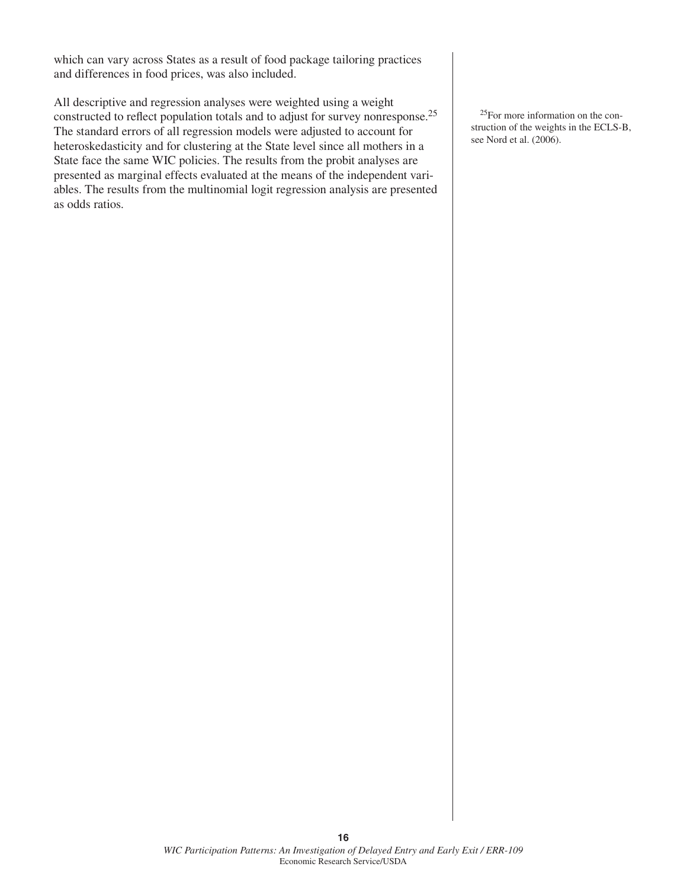which can vary across States as a result of food package tailoring practices and differences in food prices, was also included.

All descriptive and regression analyses were weighted using a weight constructed to reflect population totals and to adjust for survey nonresponse.[25] The standard errors of all regression models were adjusted to account for heteroskedasticity and for clustering at the State level since all mothers in a State face the same WIC policies. The results from the probit analyses are presented as marginal effects evaluated at the means of the independent variables. The results from the multinomial logit regression analysis are presented as odds ratios.

[25] For more information on the construction of the weights in the ECLS-B, see Nord et al. (2006).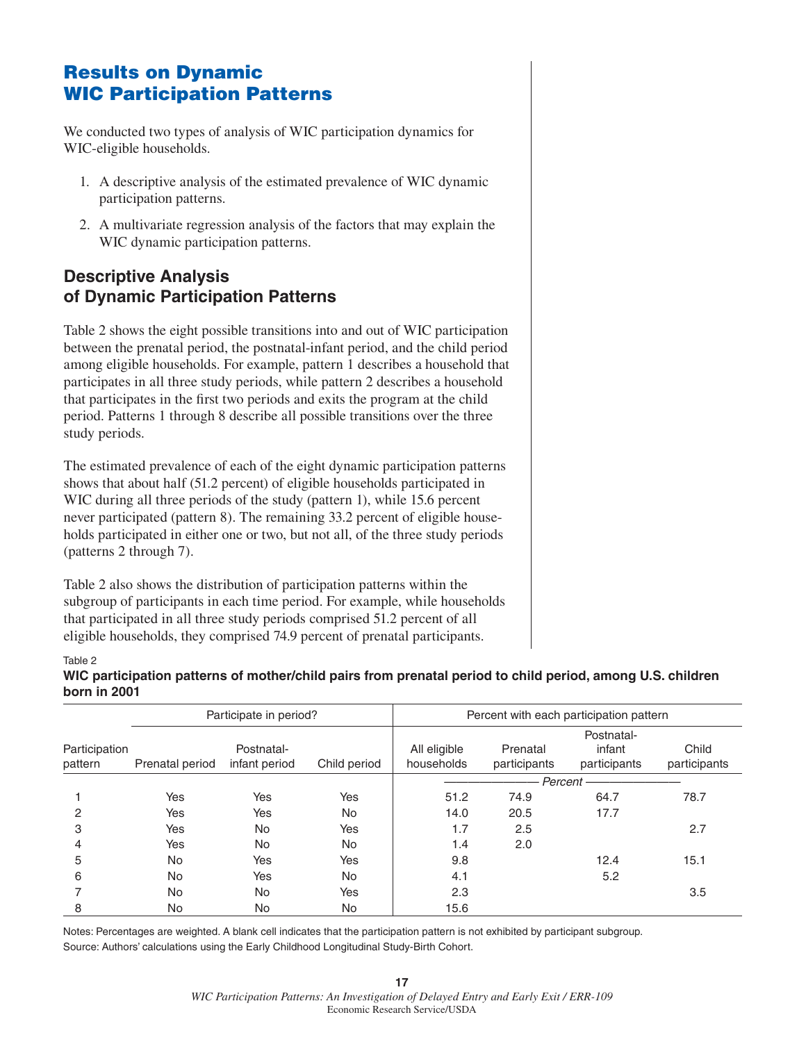# Results on Dynamic WIC Participation Patterns

We conducted two types of analysis of WIC participation dynamics for WIC-eligible households.

1. A descriptive analysis of the estimated prevalence of WIC dynamic participation patterns.
2. A multivariate regression analysis of the factors that may explain the WIC dynamic participation patterns.

## Descriptive Analysis of Dynamic Participation Patterns

Table 2 shows the eight possible transitions into and out of WIC participation between the prenatal period, the postnatal-infant period, and the child period among eligible households. For example, pattern 1 describes a household that participates in all three study periods, while pattern 2 describes a household that participates in the first two periods and exits the program at the child period. Patterns 1 through 8 describe all possible transitions over the three study periods.

The estimated prevalence of each of the eight dynamic participation patterns shows that about half (51.2 percent) of eligible households participated in WIC during all three periods of the study (pattern 1), while 15.6 percent never participated (pattern 8). The remaining 33.2 percent of eligible households participated in either one or two, but not all, of the three study periods (patterns 2 through 7).

Table 2 also shows the distribution of participation patterns within the subgroup of participants in each time period. For example, while households that participated in all three study periods comprised 51.2 percent of all eligible households, they comprised 74.9 percent of prenatal participants.

Table 2

**WIC participation patterns of mother/child pairs from prenatal period to child period, among U.S. children born in 2001**

| | Participate in period? | | | Percent with each participation pattern | | | |
|---|---|---|---|---|---|---|---|
| Participation pattern | Prenatal period | Postnatal-infant period | Child period | All eligible households | Prenatal participants | Postnatal-infant participants | Child participants |
| | | | | *Percent* | | | |
| 1 | Yes | Yes | Yes | 51.2 | 74.9 | 64.7 | 78.7 |
| 2 | Yes | Yes | No | 14.0 | 20.5 | 17.7 | |
| 3 | Yes | No | Yes | 1.7 | 2.5 | | 2.7 |
| 4 | Yes | No | No | 1.4 | 2.0 | | |
| 5 | No | Yes | Yes | 9.8 | | 12.4 | 15.1 |
| 6 | No | Yes | No | 4.1 | | 5.2 | |
| 7 | No | No | Yes | 2.3 | | | 3.5 |
| 8 | No | No | No | 15.6 | | | |

Notes: Percentages are weighted. A blank cell indicates that the participation pattern is not exhibited by participant subgroup.

Source: Authors' calculations using the Early Childhood Longitudinal Study-Birth Cohort.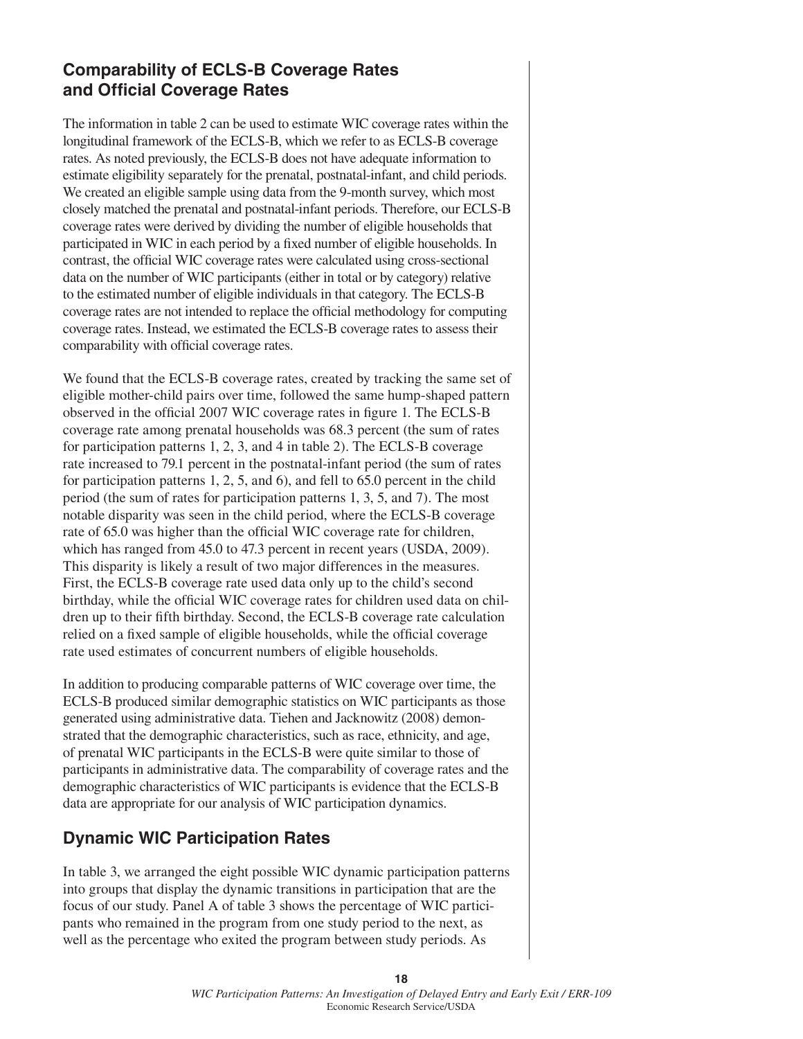## Comparability of ECLS-B Coverage Rates and Official Coverage Rates

The information in table 2 can be used to estimate WIC coverage rates within the longitudinal framework of the ECLS-B, which we refer to as ECLS-B coverage rates. As noted previously, the ECLS-B does not have adequate information to estimate eligibility separately for the prenatal, postnatal-infant, and child periods. We created an eligible sample using data from the 9-month survey, which most closely matched the prenatal and postnatal-infant periods. Therefore, our ECLS-B coverage rates were derived by dividing the number of eligible households that participated in WIC in each period by a fixed number of eligible households. In contrast, the official WIC coverage rates were calculated using cross-sectional data on the number of WIC participants (either in total or by category) relative to the estimated number of eligible individuals in that category. The ECLS-B coverage rates are not intended to replace the official methodology for computing coverage rates. Instead, we estimated the ECLS-B coverage rates to assess their comparability with official coverage rates.

We found that the ECLS-B coverage rates, created by tracking the same set of eligible mother-child pairs over time, followed the same hump-shaped pattern observed in the official 2007 WIC coverage rates in figure 1. The ECLS-B coverage rate among prenatal households was 68.3 percent (the sum of rates for participation patterns 1, 2, 3, and 4 in table 2). The ECLS-B coverage rate increased to 79.1 percent in the postnatal-infant period (the sum of rates for participation patterns 1, 2, 5, and 6), and fell to 65.0 percent in the child period (the sum of rates for participation patterns 1, 3, 5, and 7). The most notable disparity was seen in the child period, where the ECLS-B coverage rate of 65.0 was higher than the official WIC coverage rate for children, which has ranged from 45.0 to 47.3 percent in recent years (USDA, 2009). This disparity is likely a result of two major differences in the measures. First, the ECLS-B coverage rate used data only up to the child's second birthday, while the official WIC coverage rates for children used data on children up to their fifth birthday. Second, the ECLS-B coverage rate calculation relied on a fixed sample of eligible households, while the official coverage rate used estimates of concurrent numbers of eligible households.

In addition to producing comparable patterns of WIC coverage over time, the ECLS-B produced similar demographic statistics on WIC participants as those generated using administrative data. Tiehen and Jacknowitz (2008) demonstrated that the demographic characteristics, such as race, ethnicity, and age, of prenatal WIC participants in the ECLS-B were quite similar to those of participants in administrative data. The comparability of coverage rates and the demographic characteristics of WIC participants is evidence that the ECLS-B data are appropriate for our analysis of WIC participation dynamics.

## Dynamic WIC Participation Rates

In table 3, we arranged the eight possible WIC dynamic participation patterns into groups that display the dynamic transitions in participation that are the focus of our study. Panel A of table 3 shows the percentage of WIC participants who remained in the program from one study period to the next, as well as the percentage who exited the program between study periods. As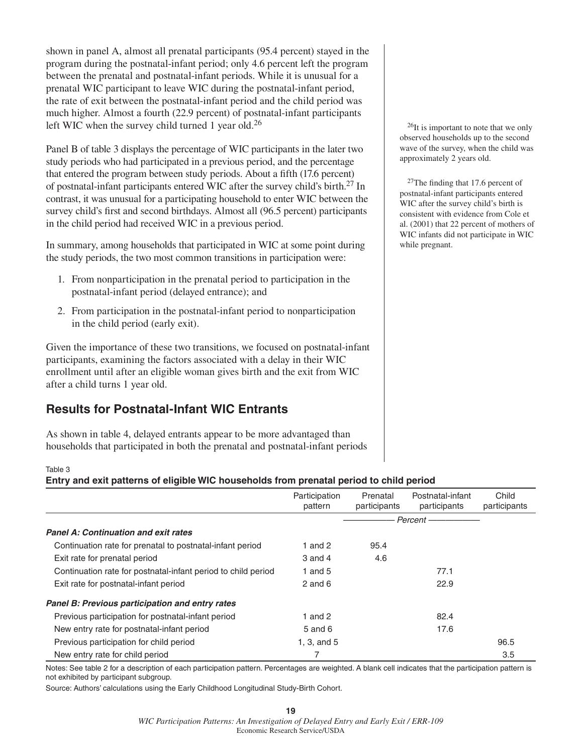shown in panel A, almost all prenatal participants (95.4 percent) stayed in the program during the postnatal-infant period; only 4.6 percent left the program between the prenatal and postnatal-infant periods. While it is unusual for a prenatal WIC participant to leave WIC during the postnatal-infant period, the rate of exit between the postnatal-infant period and the child period was much higher. Almost a fourth (22.9 percent) of postnatal-infant participants left WIC when the survey child turned 1 year old.[26]

Panel B of table 3 displays the percentage of WIC participants in the later two study periods who had participated in a previous period, and the percentage that entered the program between study periods. About a fifth (17.6 percent) of postnatal-infant participants entered WIC after the survey child's birth.[27] In contrast, it was unusual for a participating household to enter WIC between the survey child's first and second birthdays. Almost all (96.5 percent) participants in the child period had received WIC in a previous period.

In summary, among households that participated in WIC at some point during the study periods, the two most common transitions in participation were:

1. From nonparticipation in the prenatal period to participation in the postnatal-infant period (delayed entrance); and
2. From participation in the postnatal-infant period to nonparticipation in the child period (early exit).

Given the importance of these two transitions, we focused on postnatal-infant participants, examining the factors associated with a delay in their WIC enrollment until after an eligible woman gives birth and the exit from WIC after a child turns 1 year old.

[26]It is important to note that we only observed households up to the second wave of the survey, when the child was approximately 2 years old.

[27]The finding that 17.6 percent of postnatal-infant participants entered WIC after the survey child's birth is consistent with evidence from Cole et al. (2001) that 22 percent of mothers of WIC infants did not participate in WIC while pregnant.

## Results for Postnatal-Infant WIC Entrants

As shown in table 4, delayed entrants appear to be more advantaged than households that participated in both the prenatal and postnatal-infant periods

Table 3

**Entry and exit patterns of eligible WIC households from prenatal period to child period**

| | Participation pattern | Prenatal participants | Postnatal-infant participants | Child participants |
|---|---|---|---|---|
| | | *Percent* | | |
| ***Panel A: Continuation and exit rates*** | | | | |
| Continuation rate for prenatal to postnatal-infant period | 1 and 2 | 95.4 | | |
| Exit rate for prenatal period | 3 and 4 | 4.6 | | |
| Continuation rate for postnatal-infant period to child period | 1 and 5 | | 77.1 | |
| Exit rate for postnatal-infant period | 2 and 6 | | 22.9 | |
| ***Panel B: Previous participation and entry rates*** | | | | |
| Previous participation for postnatal-infant period | 1 and 2 | | 82.4 | |
| New entry rate for postnatal-infant period | 5 and 6 | | 17.6 | |
| Previous participation for child period | 1, 3, and 5 | | | 96.5 |
| New entry rate for child period | 7 | | | 3.5 |

Notes: See table 2 for a description of each participation pattern. Percentages are weighted. A blank cell indicates that the participation pattern is not exhibited by participant subgroup.

Source: Authors' calculations using the Early Childhood Longitudinal Study-Birth Cohort.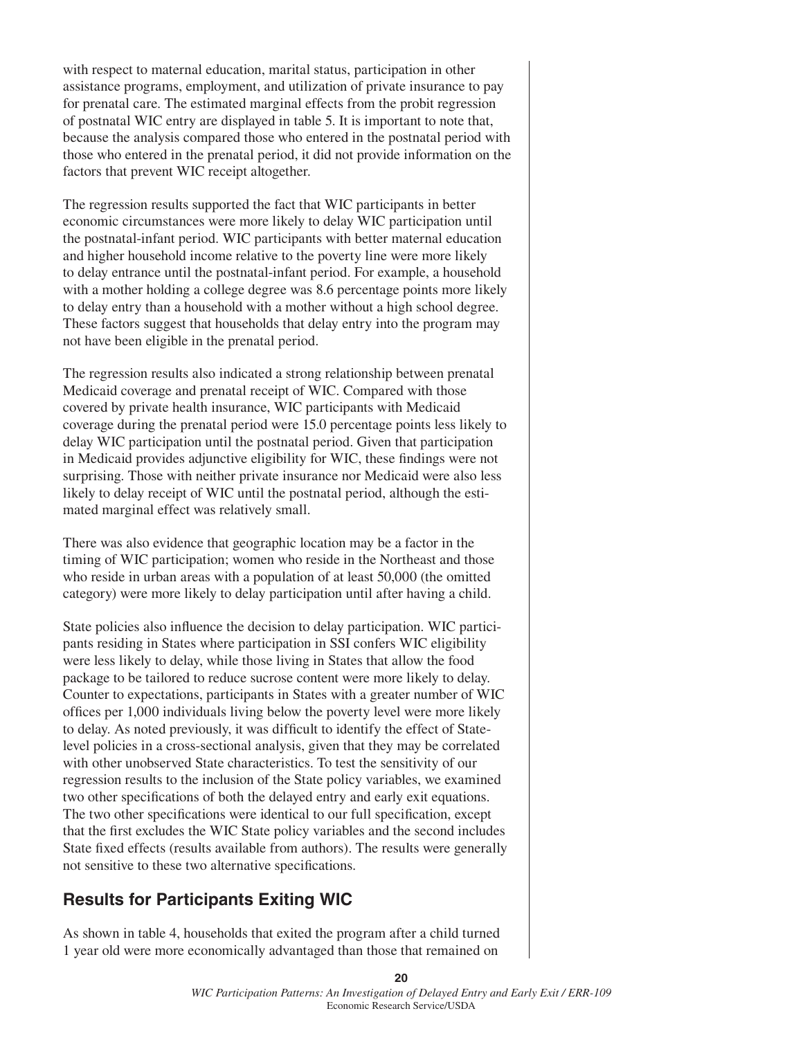with respect to maternal education, marital status, participation in other assistance programs, employment, and utilization of private insurance to pay for prenatal care. The estimated marginal effects from the probit regression of postnatal WIC entry are displayed in table 5. It is important to note that, because the analysis compared those who entered in the postnatal period with those who entered in the prenatal period, it did not provide information on the factors that prevent WIC receipt altogether.

The regression results supported the fact that WIC participants in better economic circumstances were more likely to delay WIC participation until the postnatal-infant period. WIC participants with better maternal education and higher household income relative to the poverty line were more likely to delay entrance until the postnatal-infant period. For example, a household with a mother holding a college degree was 8.6 percentage points more likely to delay entry than a household with a mother without a high school degree. These factors suggest that households that delay entry into the program may not have been eligible in the prenatal period.

The regression results also indicated a strong relationship between prenatal Medicaid coverage and prenatal receipt of WIC. Compared with those covered by private health insurance, WIC participants with Medicaid coverage during the prenatal period were 15.0 percentage points less likely to delay WIC participation until the postnatal period. Given that participation in Medicaid provides adjunctive eligibility for WIC, these findings were not surprising. Those with neither private insurance nor Medicaid were also less likely to delay receipt of WIC until the postnatal period, although the estimated marginal effect was relatively small.

There was also evidence that geographic location may be a factor in the timing of WIC participation; women who reside in the Northeast and those who reside in urban areas with a population of at least 50,000 (the omitted category) were more likely to delay participation until after having a child.

State policies also influence the decision to delay participation. WIC participants residing in States where participation in SSI confers WIC eligibility were less likely to delay, while those living in States that allow the food package to be tailored to reduce sucrose content were more likely to delay. Counter to expectations, participants in States with a greater number of WIC offices per 1,000 individuals living below the poverty level were more likely to delay. As noted previously, it was difficult to identify the effect of State-level policies in a cross-sectional analysis, given that they may be correlated with other unobserved State characteristics. To test the sensitivity of our regression results to the inclusion of the State policy variables, we examined two other specifications of both the delayed entry and early exit equations. The two other specifications were identical to our full specification, except that the first excludes the WIC State policy variables and the second includes State fixed effects (results available from authors). The results were generally not sensitive to these two alternative specifications.

## Results for Participants Exiting WIC

As shown in table 4, households that exited the program after a child turned 1 year old were more economically advantaged than those that remained on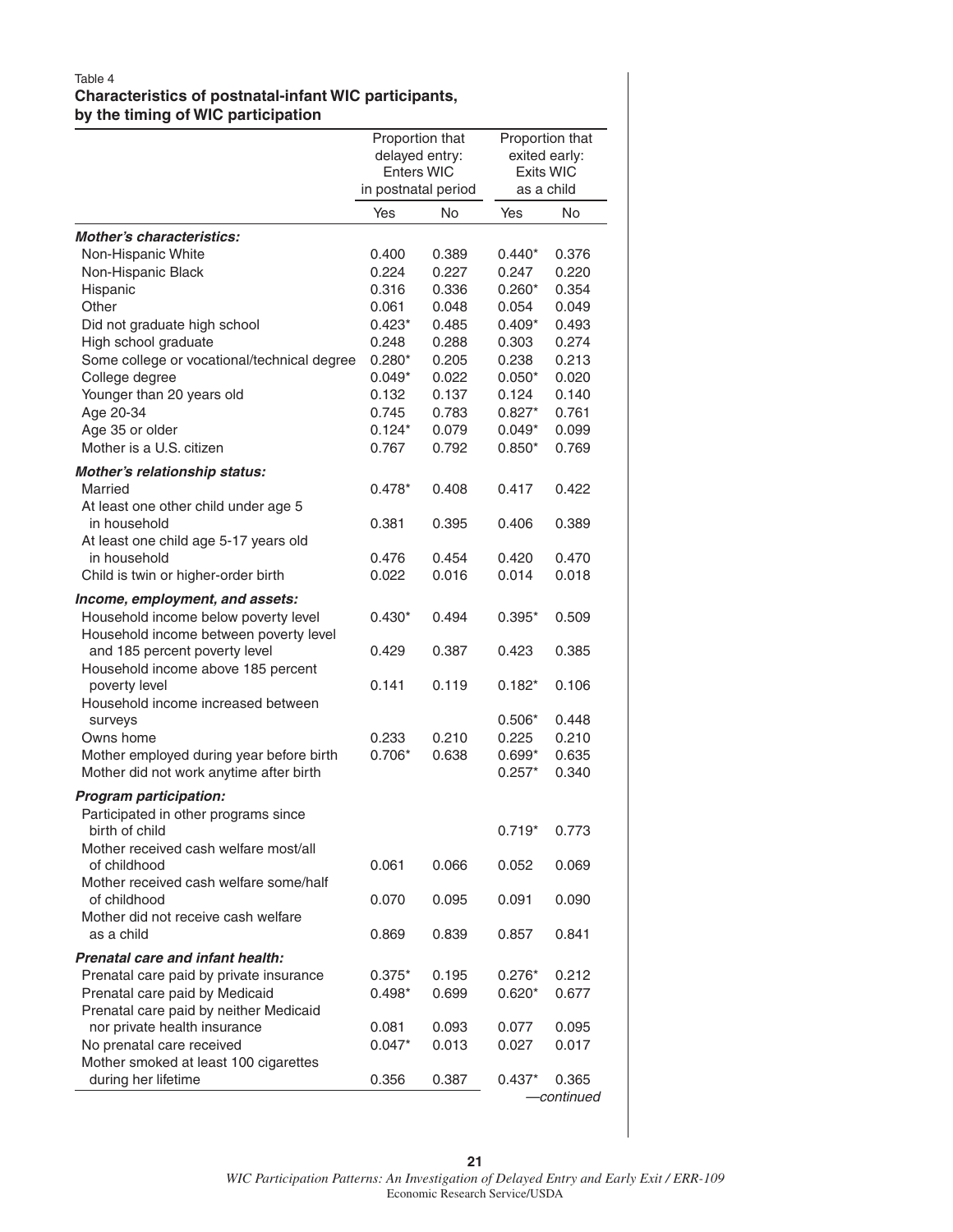Table 4
**Characteristics of postnatal-infant WIC participants, by the timing of WIC participation**

| | Proportion that delayed entry: Enters WIC in postnatal period | | Proportion that exited early: Exits WIC as a child | |
|---|---|---|---|---|
| | Yes | No | Yes | No |
| ***Mother's characteristics:*** | | | | |
| Non-Hispanic White | 0.400 | 0.389 | 0.440* | 0.376 |
| Non-Hispanic Black | 0.224 | 0.227 | 0.247 | 0.220 |
| Hispanic | 0.316 | 0.336 | 0.260* | 0.354 |
| Other | 0.061 | 0.048 | 0.054 | 0.049 |
| Did not graduate high school | 0.423* | 0.485 | 0.409* | 0.493 |
| High school graduate | 0.248 | 0.288 | 0.303 | 0.274 |
| Some college or vocational/technical degree | 0.280* | 0.205 | 0.238 | 0.213 |
| College degree | 0.049* | 0.022 | 0.050* | 0.020 |
| Younger than 20 years old | 0.132 | 0.137 | 0.124 | 0.140 |
| Age 20-34 | 0.745 | 0.783 | 0.827* | 0.761 |
| Age 35 or older | 0.124* | 0.079 | 0.049* | 0.099 |
| Mother is a U.S. citizen | 0.767 | 0.792 | 0.850* | 0.769 |
| ***Mother's relationship status:*** | | | | |
| Married | 0.478* | 0.408 | 0.417 | 0.422 |
| At least one other child under age 5 in household | 0.381 | 0.395 | 0.406 | 0.389 |
| At least one child age 5-17 years old in household | 0.476 | 0.454 | 0.420 | 0.470 |
| Child is twin or higher-order birth | 0.022 | 0.016 | 0.014 | 0.018 |
| ***Income, employment, and assets:*** | | | | |
| Household income below poverty level | 0.430* | 0.494 | 0.395* | 0.509 |
| Household income between poverty level and 185 percent poverty level | 0.429 | 0.387 | 0.423 | 0.385 |
| Household income above 185 percent poverty level | 0.141 | 0.119 | 0.182* | 0.106 |
| Household income increased between surveys | | | 0.506* | 0.448 |
| Owns home | 0.233 | 0.210 | 0.225 | 0.210 |
| Mother employed during year before birth | 0.706* | 0.638 | 0.699* | 0.635 |
| Mother did not work anytime after birth | | | 0.257* | 0.340 |
| ***Program participation:*** | | | | |
| Participated in other programs since birth of child | | | 0.719* | 0.773 |
| Mother received cash welfare most/all of childhood | 0.061 | 0.066 | 0.052 | 0.069 |
| Mother received cash welfare some/half of childhood | 0.070 | 0.095 | 0.091 | 0.090 |
| Mother did not receive cash welfare as a child | 0.869 | 0.839 | 0.857 | 0.841 |
| ***Prenatal care and infant health:*** | | | | |
| Prenatal care paid by private insurance | 0.375* | 0.195 | 0.276* | 0.212 |
| Prenatal care paid by Medicaid | 0.498* | 0.699 | 0.620* | 0.677 |
| Prenatal care paid by neither Medicaid nor private health insurance | 0.081 | 0.093 | 0.077 | 0.095 |
| No prenatal care received | 0.047* | 0.013 | 0.027 | 0.017 |
| Mother smoked at least 100 cigarettes during her lifetime | 0.356 | 0.387 | 0.437* | 0.365 |

—continued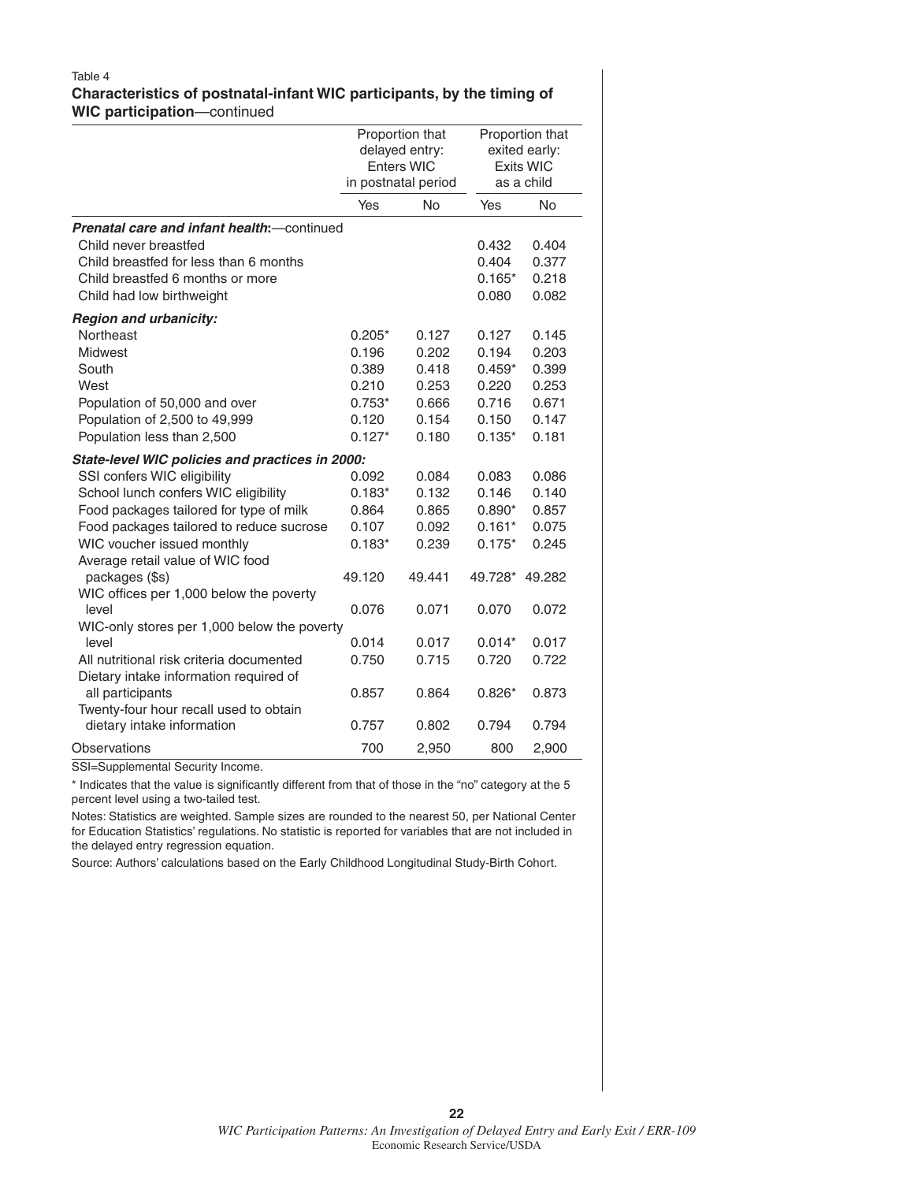Table 4

**Characteristics of postnatal-infant WIC participants, by the timing of WIC participation**—continued

| | Proportion that delayed entry: Enters WIC in postnatal period | | Proportion that exited early: Exits WIC as a child | |
|---|---|---|---|---|
| | Yes | No | Yes | No |
| ***Prenatal care and infant health*:—continued** | | | | |
| Child never breastfed | | | 0.432 | 0.404 |
| Child breastfed for less than 6 months | | | 0.404 | 0.377 |
| Child breastfed 6 months or more | | | 0.165* | 0.218 |
| Child had low birthweight | | | 0.080 | 0.082 |
| ***Region and urbanicity:*** | | | | |
| Northeast | 0.205* | 0.127 | 0.127 | 0.145 |
| Midwest | 0.196 | 0.202 | 0.194 | 0.203 |
| South | 0.389 | 0.418 | 0.459* | 0.399 |
| West | 0.210 | 0.253 | 0.220 | 0.253 |
| Population of 50,000 and over | 0.753* | 0.666 | 0.716 | 0.671 |
| Population of 2,500 to 49,999 | 0.120 | 0.154 | 0.150 | 0.147 |
| Population less than 2,500 | 0.127* | 0.180 | 0.135* | 0.181 |
| ***State-level WIC policies and practices in 2000:*** | | | | |
| SSI confers WIC eligibility | 0.092 | 0.084 | 0.083 | 0.086 |
| School lunch confers WIC eligibility | 0.183* | 0.132 | 0.146 | 0.140 |
| Food packages tailored for type of milk | 0.864 | 0.865 | 0.890* | 0.857 |
| Food packages tailored to reduce sucrose | 0.107 | 0.092 | 0.161* | 0.075 |
| WIC voucher issued monthly | 0.183* | 0.239 | 0.175* | 0.245 |
| Average retail value of WIC food packages ($s) | 49.120 | 49.441 | 49.728* | 49.282 |
| WIC offices per 1,000 below the poverty level | 0.076 | 0.071 | 0.070 | 0.072 |
| WIC-only stores per 1,000 below the poverty level | 0.014 | 0.017 | 0.014* | 0.017 |
| All nutritional risk criteria documented | 0.750 | 0.715 | 0.720 | 0.722 |
| Dietary intake information required of all participants | 0.857 | 0.864 | 0.826* | 0.873 |
| Twenty-four hour recall used to obtain dietary intake information | 0.757 | 0.802 | 0.794 | 0.794 |
| Observations | 700 | 2,950 | 800 | 2,900 |

SSI=Supplemental Security Income.

* Indicates that the value is significantly different from that of those in the "no" category at the 5 percent level using a two-tailed test.

Notes: Statistics are weighted. Sample sizes are rounded to the nearest 50, per National Center for Education Statistics' regulations. No statistic is reported for variables that are not included in the delayed entry regression equation.

Source: Authors' calculations based on the Early Childhood Longitudinal Study-Birth Cohort.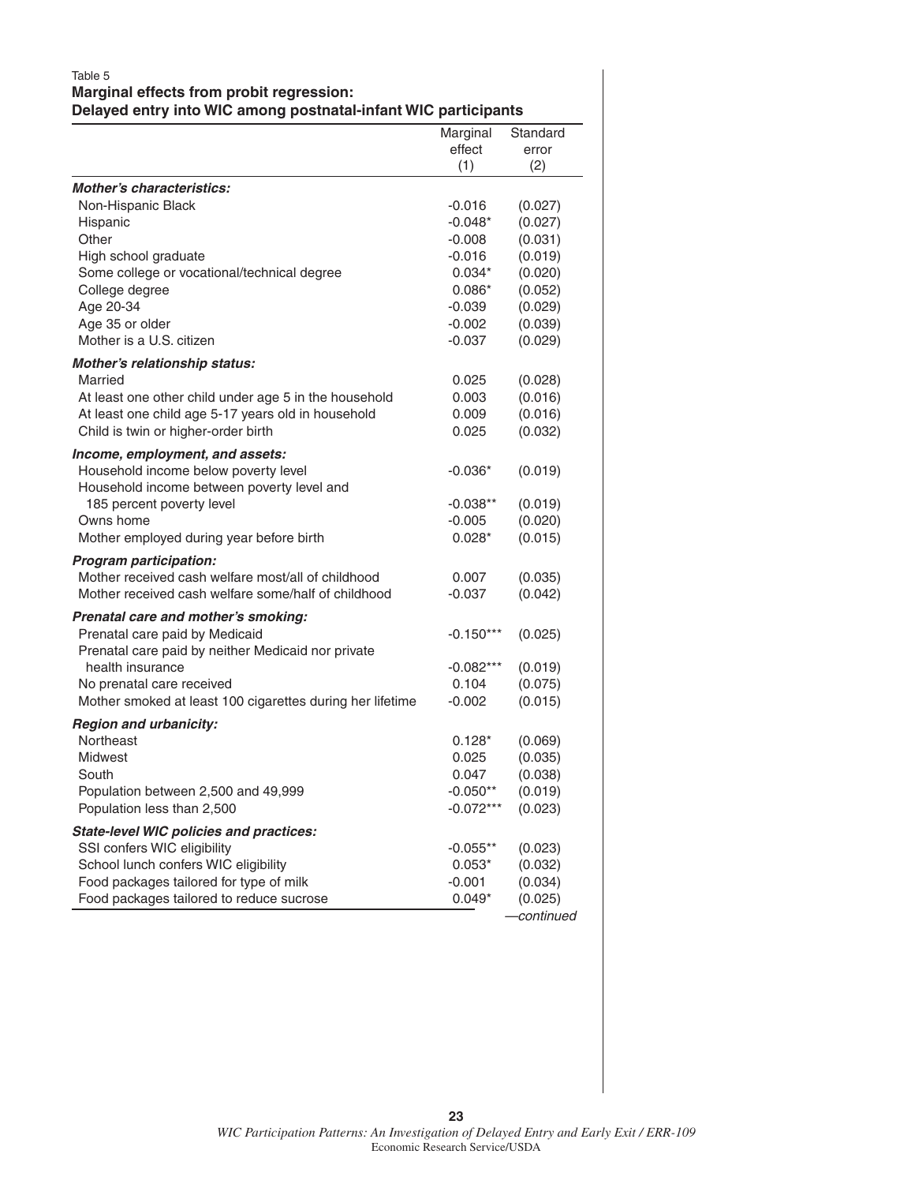Table 5
**Marginal effects from probit regression:**
**Delayed entry into WIC among postnatal-infant WIC participants**

| | Marginal effect (1) | Standard error (2) |
|---|---|---|
| ***Mother's characteristics:*** | | |
| Non-Hispanic Black | -0.016 | (0.027) |
| Hispanic | -0.048* | (0.027) |
| Other | -0.008 | (0.031) |
| High school graduate | -0.016 | (0.019) |
| Some college or vocational/technical degree | 0.034* | (0.020) |
| College degree | 0.086* | (0.052) |
| Age 20-34 | -0.039 | (0.029) |
| Age 35 or older | -0.002 | (0.039) |
| Mother is a U.S. citizen | -0.037 | (0.029) |
| ***Mother's relationship status:*** | | |
| Married | 0.025 | (0.028) |
| At least one other child under age 5 in the household | 0.003 | (0.016) |
| At least one child age 5-17 years old in household | 0.009 | (0.016) |
| Child is twin or higher-order birth | 0.025 | (0.032) |
| ***Income, employment, and assets:*** | | |
| Household income below poverty level | -0.036* | (0.019) |
| Household income between poverty level and 185 percent poverty level | -0.038** | (0.019) |
| Owns home | -0.005 | (0.020) |
| Mother employed during year before birth | 0.028* | (0.015) |
| ***Program participation:*** | | |
| Mother received cash welfare most/all of childhood | 0.007 | (0.035) |
| Mother received cash welfare some/half of childhood | -0.037 | (0.042) |
| ***Prenatal care and mother's smoking:*** | | |
| Prenatal care paid by Medicaid | -0.150*** | (0.025) |
| Prenatal care paid by neither Medicaid nor private health insurance | -0.082*** | (0.019) |
| No prenatal care received | 0.104 | (0.075) |
| Mother smoked at least 100 cigarettes during her lifetime | -0.002 | (0.015) |
| ***Region and urbanicity:*** | | |
| Northeast | 0.128* | (0.069) |
| Midwest | 0.025 | (0.035) |
| South | 0.047 | (0.038) |
| Population between 2,500 and 49,999 | -0.050** | (0.019) |
| Population less than 2,500 | -0.072*** | (0.023) |
| ***State-level WIC policies and practices:*** | | |
| SSI confers WIC eligibility | -0.055** | (0.023) |
| School lunch confers WIC eligibility | 0.053* | (0.032) |
| Food packages tailored for type of milk | -0.001 | (0.034) |
| Food packages tailored to reduce sucrose | 0.049* | (0.025) |

*—continued*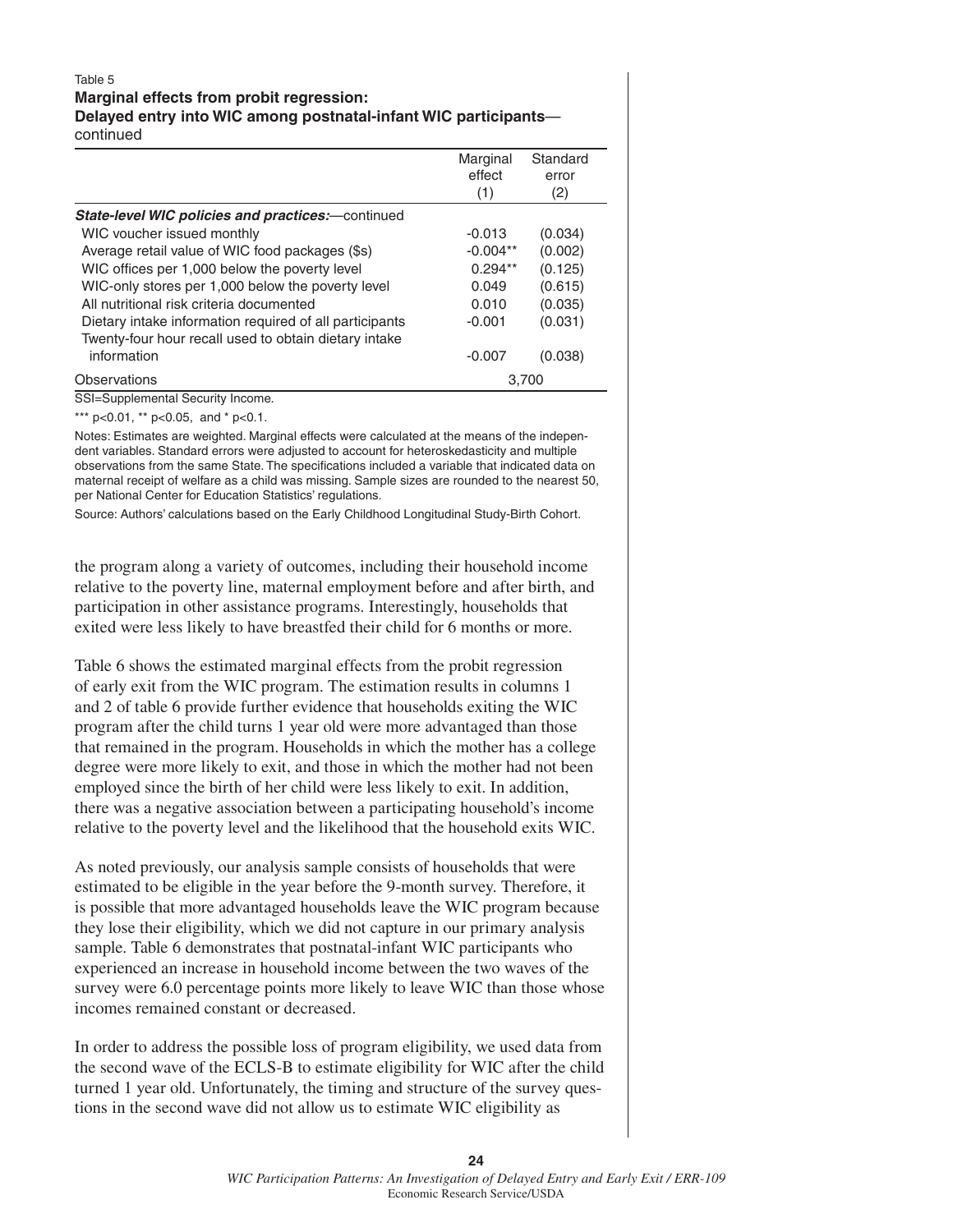Table 5
**Marginal effects from probit regression: Delayed entry into WIC among postnatal-infant WIC participants**—continued

| | Marginal effect (1) | Standard error (2) |
|---|---|---|
| ***State-level WIC policies and practices:***—continued | | |
| WIC voucher issued monthly | -0.013 | (0.034) |
| Average retail value of WIC food packages ($s) | -0.004** | (0.002) |
| WIC offices per 1,000 below the poverty level | 0.294** | (0.125) |
| WIC-only stores per 1,000 below the poverty level | 0.049 | (0.615) |
| All nutritional risk criteria documented | 0.010 | (0.035) |
| Dietary intake information required of all participants | -0.001 | (0.031) |
| Twenty-four hour recall used to obtain dietary intake information | -0.007 | (0.038) |
| Observations | 3,700 | |

SSI=Supplemental Security Income.

*** p<0.01, ** p<0.05, and * p<0.1.

Notes: Estimates are weighted. Marginal effects were calculated at the means of the independent variables. Standard errors were adjusted to account for heteroskedasticity and multiple observations from the same State. The specifications included a variable that indicated data on maternal receipt of welfare as a child was missing. Sample sizes are rounded to the nearest 50, per National Center for Education Statistics' regulations.

Source: Authors' calculations based on the Early Childhood Longitudinal Study-Birth Cohort.

the program along a variety of outcomes, including their household income relative to the poverty line, maternal employment before and after birth, and participation in other assistance programs. Interestingly, households that exited were less likely to have breastfed their child for 6 months or more.

Table 6 shows the estimated marginal effects from the probit regression of early exit from the WIC program. The estimation results in columns 1 and 2 of table 6 provide further evidence that households exiting the WIC program after the child turns 1 year old were more advantaged than those that remained in the program. Households in which the mother has a college degree were more likely to exit, and those in which the mother had not been employed since the birth of her child were less likely to exit. In addition, there was a negative association between a participating household's income relative to the poverty level and the likelihood that the household exits WIC.

As noted previously, our analysis sample consists of households that were estimated to be eligible in the year before the 9-month survey. Therefore, it is possible that more advantaged households leave the WIC program because they lose their eligibility, which we did not capture in our primary analysis sample. Table 6 demonstrates that postnatal-infant WIC participants who experienced an increase in household income between the two waves of the survey were 6.0 percentage points more likely to leave WIC than those whose incomes remained constant or decreased.

In order to address the possible loss of program eligibility, we used data from the second wave of the ECLS-B to estimate eligibility for WIC after the child turned 1 year old. Unfortunately, the timing and structure of the survey questions in the second wave did not allow us to estimate WIC eligibility as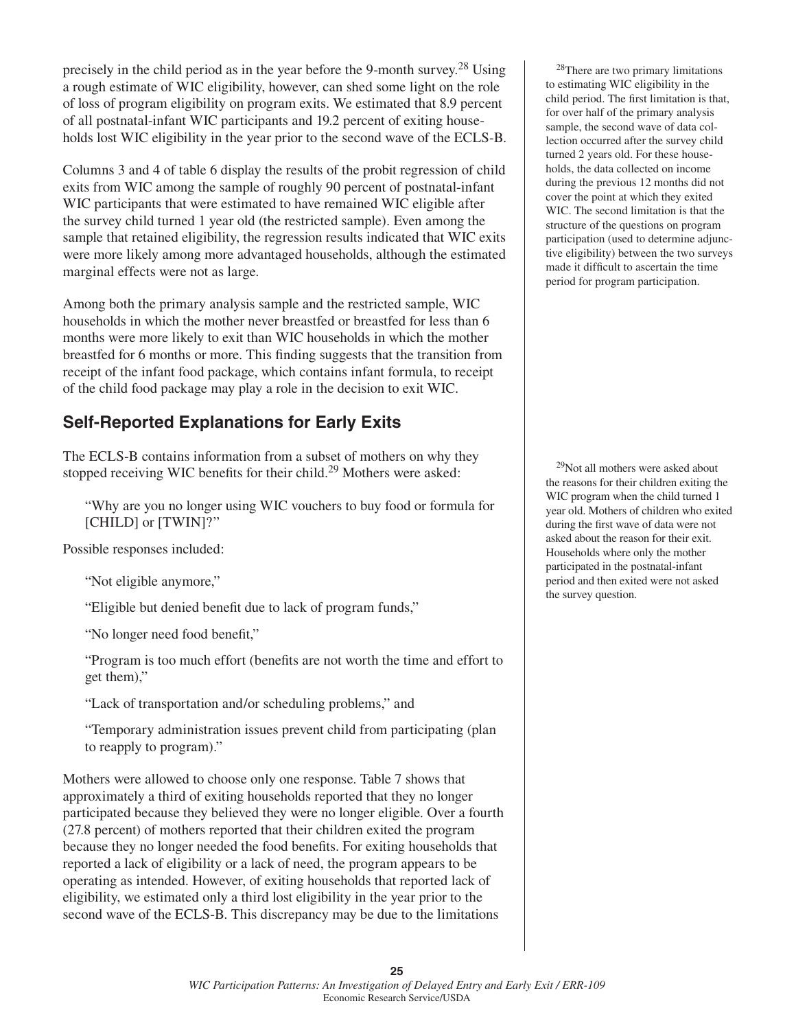precisely in the child period as in the year before the 9-month survey.[28] Using a rough estimate of WIC eligibility, however, can shed some light on the role of loss of program eligibility on program exits. We estimated that 8.9 percent of all postnatal-infant WIC participants and 19.2 percent of exiting households lost WIC eligibility in the year prior to the second wave of the ECLS-B.

Columns 3 and 4 of table 6 display the results of the probit regression of child exits from WIC among the sample of roughly 90 percent of postnatal-infant WIC participants that were estimated to have remained WIC eligible after the survey child turned 1 year old (the restricted sample). Even among the sample that retained eligibility, the regression results indicated that WIC exits were more likely among more advantaged households, although the estimated marginal effects were not as large.

Among both the primary analysis sample and the restricted sample, WIC households in which the mother never breastfed or breastfed for less than 6 months were more likely to exit than WIC households in which the mother breastfed for 6 months or more. This finding suggests that the transition from receipt of the infant food package, which contains infant formula, to receipt of the child food package may play a role in the decision to exit WIC.

## Self-Reported Explanations for Early Exits

The ECLS-B contains information from a subset of mothers on why they stopped receiving WIC benefits for their child.[29] Mothers were asked:

> "Why are you no longer using WIC vouchers to buy food or formula for [CHILD] or [TWIN]?"

Possible responses included:

> "Not eligible anymore,"
>
> "Eligible but denied benefit due to lack of program funds,"
>
> "No longer need food benefit,"
>
> "Program is too much effort (benefits are not worth the time and effort to get them),"
>
> "Lack of transportation and/or scheduling problems," and
>
> "Temporary administration issues prevent child from participating (plan to reapply to program)."

Mothers were allowed to choose only one response. Table 7 shows that approximately a third of exiting households reported that they no longer participated because they believed they were no longer eligible. Over a fourth (27.8 percent) of mothers reported that their children exited the program because they no longer needed the food benefits. For exiting households that reported a lack of eligibility or a lack of need, the program appears to be operating as intended. However, of exiting households that reported lack of eligibility, we estimated only a third lost eligibility in the year prior to the second wave of the ECLS-B. This discrepancy may be due to the limitations

[28] There are two primary limitations to estimating WIC eligibility in the child period. The first limitation is that, for over half of the primary analysis sample, the second wave of data collection occurred after the survey child turned 2 years old. For these households, the data collected on income during the previous 12 months did not cover the point at which they exited WIC. The second limitation is that the structure of the questions on program participation (used to determine adjunctive eligibility) between the two surveys made it difficult to ascertain the time period for program participation.

[29] Not all mothers were asked about the reasons for their children exiting the WIC program when the child turned 1 year old. Mothers of children who exited during the first wave of data were not asked about the reason for their exit. Households where only the mother participated in the postnatal-infant period and then exited were not asked the survey question.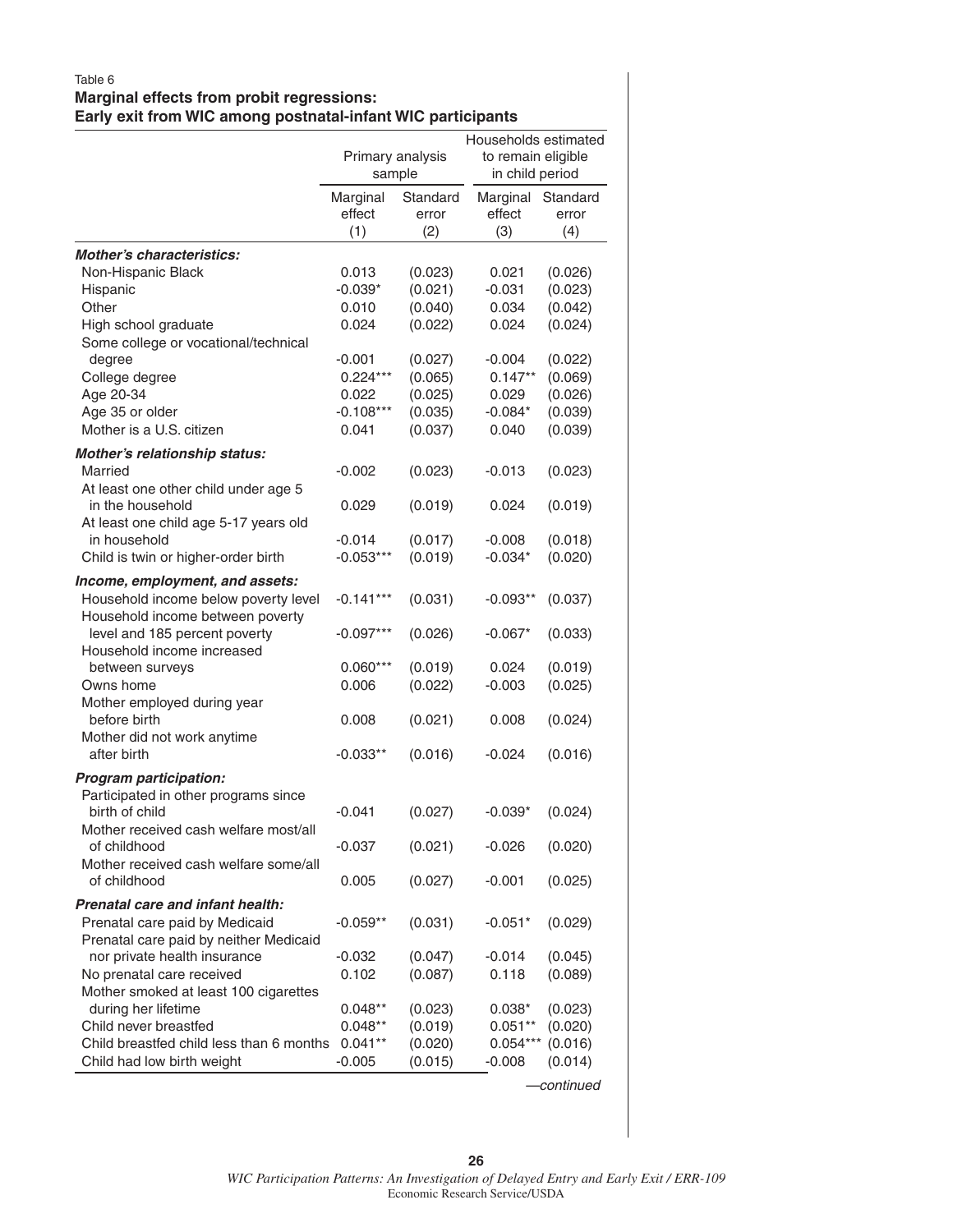Table 6
**Marginal effects from probit regressions:**
**Early exit from WIC among postnatal-infant WIC participants**

| | Primary analysis sample | | Households estimated to remain eligible in child period | |
|---|---|---|---|---|
| | Marginal effect (1) | Standard error (2) | Marginal effect (3) | Standard error (4) |
| ***Mother's characteristics:*** | | | | |
| Non-Hispanic Black | 0.013 | (0.023) | 0.021 | (0.026) |
| Hispanic | -0.039* | (0.021) | -0.031 | (0.023) |
| Other | 0.010 | (0.040) | 0.034 | (0.042) |
| High school graduate | 0.024 | (0.022) | 0.024 | (0.024) |
| Some college or vocational/technical degree | -0.001 | (0.027) | -0.004 | (0.022) |
| College degree | 0.224*** | (0.065) | 0.147** | (0.069) |
| Age 20-34 | 0.022 | (0.025) | 0.029 | (0.026) |
| Age 35 or older | -0.108*** | (0.035) | -0.084* | (0.039) |
| Mother is a U.S. citizen | 0.041 | (0.037) | 0.040 | (0.039) |
| ***Mother's relationship status:*** | | | | |
| Married | -0.002 | (0.023) | -0.013 | (0.023) |
| At least one other child under age 5 in the household | 0.029 | (0.019) | 0.024 | (0.019) |
| At least one child age 5-17 years old in household | -0.014 | (0.017) | -0.008 | (0.018) |
| Child is twin or higher-order birth | -0.053*** | (0.019) | -0.034* | (0.020) |
| ***Income, employment, and assets:*** | | | | |
| Household income below poverty level | -0.141*** | (0.031) | -0.093** | (0.037) |
| Household income between poverty level and 185 percent poverty | -0.097*** | (0.026) | -0.067* | (0.033) |
| Household income increased between surveys | 0.060*** | (0.019) | 0.024 | (0.019) |
| Owns home | 0.006 | (0.022) | -0.003 | (0.025) |
| Mother employed during year before birth | 0.008 | (0.021) | 0.008 | (0.024) |
| Mother did not work anytime after birth | -0.033** | (0.016) | -0.024 | (0.016) |
| ***Program participation:*** | | | | |
| Participated in other programs since birth of child | -0.041 | (0.027) | -0.039* | (0.024) |
| Mother received cash welfare most/all of childhood | -0.037 | (0.021) | -0.026 | (0.020) |
| Mother received cash welfare some/all of childhood | 0.005 | (0.027) | -0.001 | (0.025) |
| ***Prenatal care and infant health:*** | | | | |
| Prenatal care paid by Medicaid | -0.059** | (0.031) | -0.051* | (0.029) |
| Prenatal care paid by neither Medicaid nor private health insurance | -0.032 | (0.047) | -0.014 | (0.045) |
| No prenatal care received | 0.102 | (0.087) | 0.118 | (0.089) |
| Mother smoked at least 100 cigarettes during her lifetime | 0.048** | (0.023) | 0.038* | (0.023) |
| Child never breastfed | 0.048** | (0.019) | 0.051** | (0.020) |
| Child breastfed child less than 6 months | 0.041** | (0.020) | 0.054*** | (0.016) |
| Child had low birth weight | -0.005 | (0.015) | -0.008 | (0.014) |

*—continued*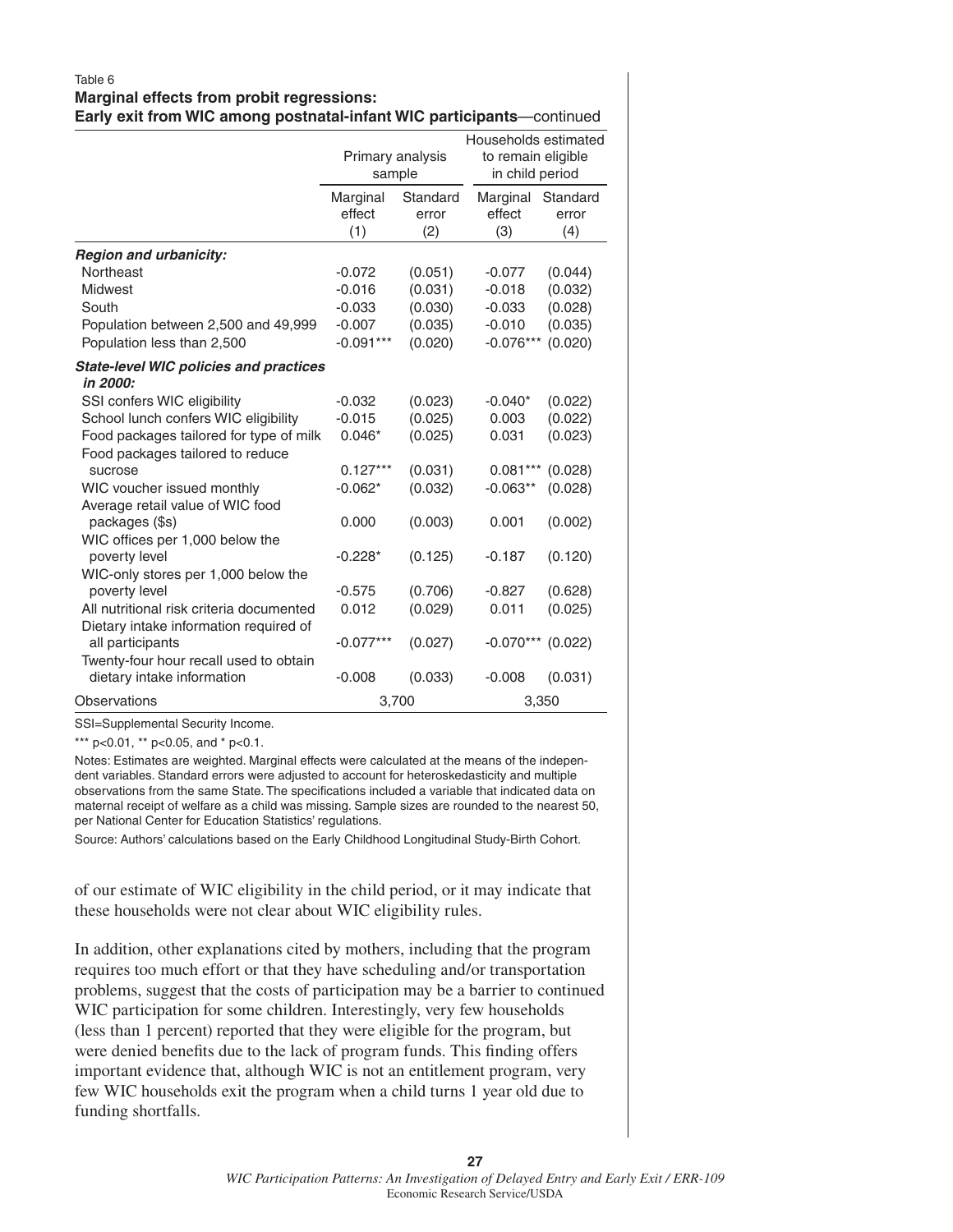Table 6
**Marginal effects from probit regressions:**
**Early exit from WIC among postnatal-infant WIC participants**—continued

| | Primary analysis sample | | Households estimated to remain eligible in child period | |
|---|---|---|---|---|
| | Marginal effect (1) | Standard error (2) | Marginal effect (3) | Standard error (4) |
| ***Region and urbanicity:*** | | | | |
| Northeast | -0.072 | (0.051) | -0.077 | (0.044) |
| Midwest | -0.016 | (0.031) | -0.018 | (0.032) |
| South | -0.033 | (0.030) | -0.033 | (0.028) |
| Population between 2,500 and 49,999 | -0.007 | (0.035) | -0.010 | (0.035) |
| Population less than 2,500 | -0.091*** | (0.020) | -0.076*** | (0.020) |
| ***State-level WIC policies and practices in 2000:*** | | | | |
| SSI confers WIC eligibility | -0.032 | (0.023) | -0.040* | (0.022) |
| School lunch confers WIC eligibility | -0.015 | (0.025) | 0.003 | (0.022) |
| Food packages tailored for type of milk | 0.046* | (0.025) | 0.031 | (0.023) |
| Food packages tailored to reduce sucrose | 0.127*** | (0.031) | 0.081*** | (0.028) |
| WIC voucher issued monthly | -0.062* | (0.032) | -0.063** | (0.028) |
| Average retail value of WIC food packages ($s) | 0.000 | (0.003) | 0.001 | (0.002) |
| WIC offices per 1,000 below the poverty level | -0.228* | (0.125) | -0.187 | (0.120) |
| WIC-only stores per 1,000 below the poverty level | -0.575 | (0.706) | -0.827 | (0.628) |
| All nutritional risk criteria documented | 0.012 | (0.029) | 0.011 | (0.025) |
| Dietary intake information required of all participants | -0.077*** | (0.027) | -0.070*** | (0.022) |
| Twenty-four hour recall used to obtain dietary intake information | -0.008 | (0.033) | -0.008 | (0.031) |
| Observations | 3,700 | | 3,350 | |

SSI=Supplemental Security Income.

*** p<0.01, ** p<0.05, and * p<0.1.

Notes: Estimates are weighted. Marginal effects were calculated at the means of the independent variables. Standard errors were adjusted to account for heteroskedasticity and multiple observations from the same State. The specifications included a variable that indicated data on maternal receipt of welfare as a child was missing. Sample sizes are rounded to the nearest 50, per National Center for Education Statistics' regulations.

Source: Authors' calculations based on the Early Childhood Longitudinal Study-Birth Cohort.

of our estimate of WIC eligibility in the child period, or it may indicate that these households were not clear about WIC eligibility rules.

In addition, other explanations cited by mothers, including that the program requires too much effort or that they have scheduling and/or transportation problems, suggest that the costs of participation may be a barrier to continued WIC participation for some children. Interestingly, very few households (less than 1 percent) reported that they were eligible for the program, but were denied benefits due to the lack of program funds. This finding offers important evidence that, although WIC is not an entitlement program, very few WIC households exit the program when a child turns 1 year old due to funding shortfalls.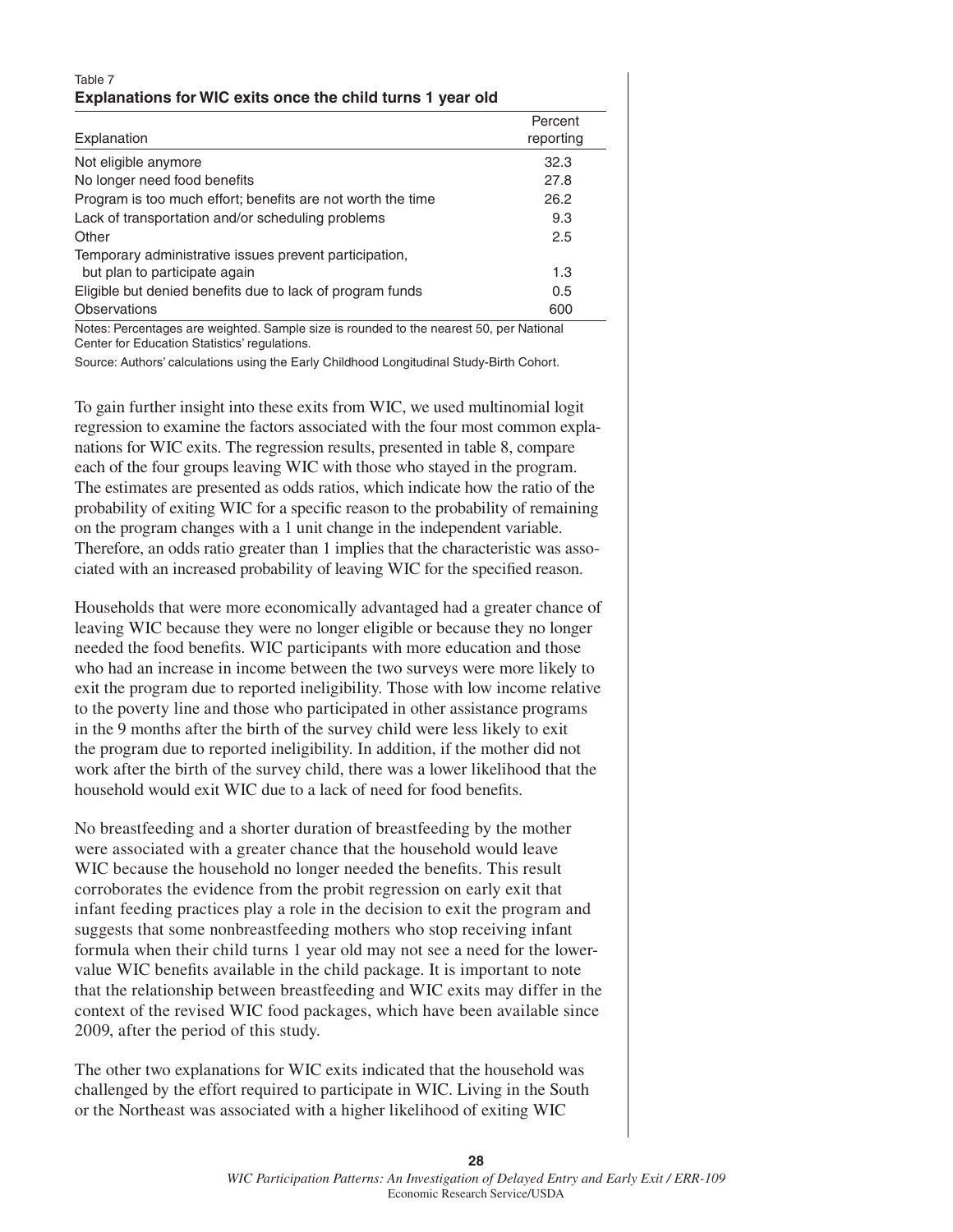Table 7

**Explanations for WIC exits once the child turns 1 year old**

| Explanation | Percent reporting |
|---|---|
| Not eligible anymore | 32.3 |
| No longer need food benefits | 27.8 |
| Program is too much effort; benefits are not worth the time | 26.2 |
| Lack of transportation and/or scheduling problems | 9.3 |
| Other | 2.5 |
| Temporary administrative issues prevent participation, but plan to participate again | 1.3 |
| Eligible but denied benefits due to lack of program funds | 0.5 |
| Observations | 600 |

Notes: Percentages are weighted. Sample size is rounded to the nearest 50, per National Center for Education Statistics' regulations.

Source: Authors' calculations using the Early Childhood Longitudinal Study-Birth Cohort.

To gain further insight into these exits from WIC, we used multinomial logit regression to examine the factors associated with the four most common explanations for WIC exits. The regression results, presented in table 8, compare each of the four groups leaving WIC with those who stayed in the program. The estimates are presented as odds ratios, which indicate how the ratio of the probability of exiting WIC for a specific reason to the probability of remaining on the program changes with a 1 unit change in the independent variable. Therefore, an odds ratio greater than 1 implies that the characteristic was associated with an increased probability of leaving WIC for the specified reason.

Households that were more economically advantaged had a greater chance of leaving WIC because they were no longer eligible or because they no longer needed the food benefits. WIC participants with more education and those who had an increase in income between the two surveys were more likely to exit the program due to reported ineligibility. Those with low income relative to the poverty line and those who participated in other assistance programs in the 9 months after the birth of the survey child were less likely to exit the program due to reported ineligibility. In addition, if the mother did not work after the birth of the survey child, there was a lower likelihood that the household would exit WIC due to a lack of need for food benefits.

No breastfeeding and a shorter duration of breastfeeding by the mother were associated with a greater chance that the household would leave WIC because the household no longer needed the benefits. This result corroborates the evidence from the probit regression on early exit that infant feeding practices play a role in the decision to exit the program and suggests that some nonbreastfeeding mothers who stop receiving infant formula when their child turns 1 year old may not see a need for the lower-value WIC benefits available in the child package. It is important to note that the relationship between breastfeeding and WIC exits may differ in the context of the revised WIC food packages, which have been available since 2009, after the period of this study.

The other two explanations for WIC exits indicated that the household was challenged by the effort required to participate in WIC. Living in the South or the Northeast was associated with a higher likelihood of exiting WIC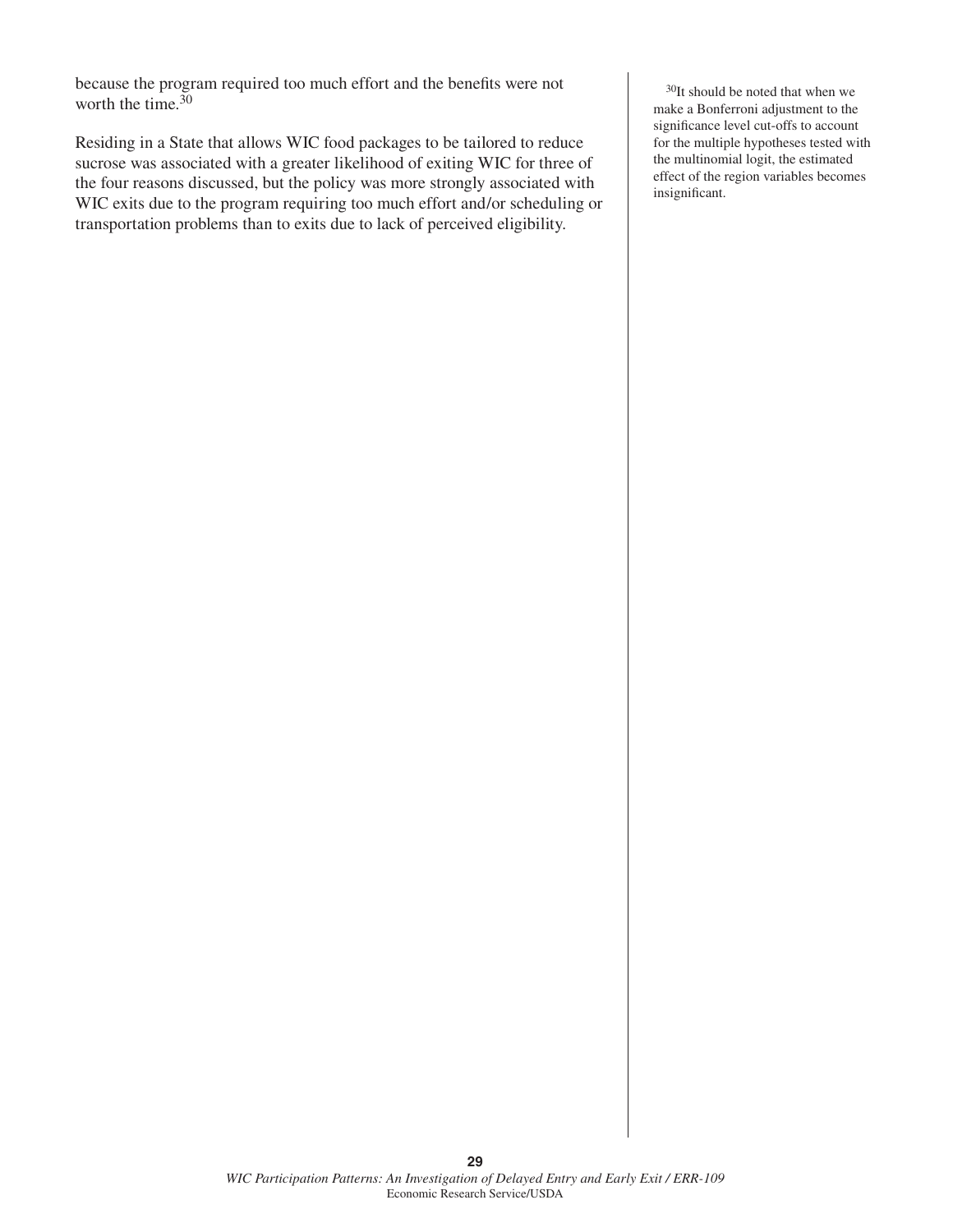because the program required too much effort and the benefits were not worth the time.[30]

Residing in a State that allows WIC food packages to be tailored to reduce sucrose was associated with a greater likelihood of exiting WIC for three of the four reasons discussed, but the policy was more strongly associated with WIC exits due to the program requiring too much effort and/or scheduling or transportation problems than to exits due to lack of perceived eligibility.

[30]It should be noted that when we make a Bonferroni adjustment to the significance level cut-offs to account for the multiple hypotheses tested with the multinomial logit, the estimated effect of the region variables becomes insignificant.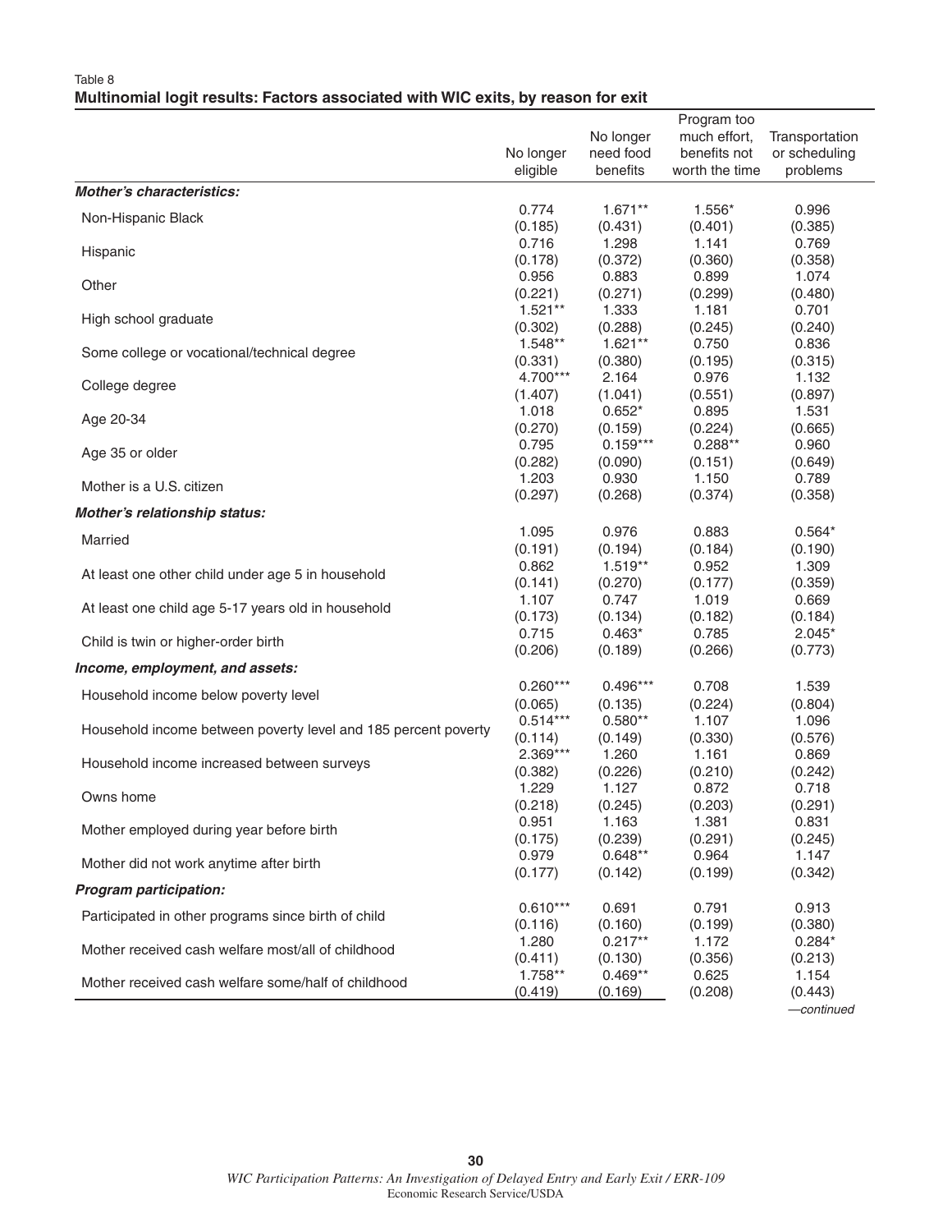Table 8
**Multinomial logit results: Factors associated with WIC exits, by reason for exit**

| | No longer eligible | No longer need food benefits | Program too much effort, benefits not worth the time | Transportation or scheduling problems |
|---|---|---|---|---|
| ***Mother's characteristics:*** | | | | |
| Non-Hispanic Black | 0.774 | 1.671** | 1.556* | 0.996 |
| | (0.185) | (0.431) | (0.401) | (0.385) |
| Hispanic | 0.716 | 1.298 | 1.141 | 0.769 |
| | (0.178) | (0.372) | (0.360) | (0.358) |
| Other | 0.956 | 0.883 | 0.899 | 1.074 |
| | (0.221) | (0.271) | (0.299) | (0.480) |
| High school graduate | 1.521** | 1.333 | 1.181 | 0.701 |
| | (0.302) | (0.288) | (0.245) | (0.240) |
| Some college or vocational/technical degree | 1.548** | 1.621** | 0.750 | 0.836 |
| | (0.331) | (0.380) | (0.195) | (0.315) |
| College degree | 4.700*** | 2.164 | 0.976 | 1.132 |
| | (1.407) | (1.041) | (0.551) | (0.897) |
| Age 20-34 | 1.018 | 0.652* | 0.895 | 1.531 |
| | (0.270) | (0.159) | (0.224) | (0.665) |
| Age 35 or older | 0.795 | 0.159*** | 0.288** | 0.960 |
| | (0.282) | (0.090) | (0.151) | (0.649) |
| Mother is a U.S. citizen | 1.203 | 0.930 | 1.150 | 0.789 |
| | (0.297) | (0.268) | (0.374) | (0.358) |
| ***Mother's relationship status:*** | | | | |
| Married | 1.095 | 0.976 | 0.883 | 0.564* |
| | (0.191) | (0.194) | (0.184) | (0.190) |
| At least one other child under age 5 in household | 0.862 | 1.519** | 0.952 | 1.309 |
| | (0.141) | (0.270) | (0.177) | (0.359) |
| At least one child age 5-17 years old in household | 1.107 | 0.747 | 1.019 | 0.669 |
| | (0.173) | (0.134) | (0.182) | (0.184) |
| Child is twin or higher-order birth | 0.715 | 0.463* | 0.785 | 2.045* |
| | (0.206) | (0.189) | (0.266) | (0.773) |
| ***Income, employment, and assets:*** | | | | |
| Household income below poverty level | 0.260*** | 0.496*** | 0.708 | 1.539 |
| | (0.065) | (0.135) | (0.224) | (0.804) |
| Household income between poverty level and 185 percent poverty | 0.514*** | 0.580** | 1.107 | 1.096 |
| | (0.114) | (0.149) | (0.330) | (0.576) |
| Household income increased between surveys | 2.369*** | 1.260 | 1.161 | 0.869 |
| | (0.382) | (0.226) | (0.210) | (0.242) |
| Owns home | 1.229 | 1.127 | 0.872 | 0.718 |
| | (0.218) | (0.245) | (0.203) | (0.291) |
| Mother employed during year before birth | 0.951 | 1.163 | 1.381 | 0.831 |
| | (0.175) | (0.239) | (0.291) | (0.245) |
| Mother did not work anytime after birth | 0.979 | 0.648** | 0.964 | 1.147 |
| | (0.177) | (0.142) | (0.199) | (0.342) |
| ***Program participation:*** | | | | |
| Participated in other programs since birth of child | 0.610*** | 0.691 | 0.791 | 0.913 |
| | (0.116) | (0.160) | (0.199) | (0.380) |
| Mother received cash welfare most/all of childhood | 1.280 | 0.217** | 1.172 | 0.284* |
| | (0.411) | (0.130) | (0.356) | (0.213) |
| Mother received cash welfare some/half of childhood | 1.758** | 0.469** | 0.625 | 1.154 |
| | (0.419) | (0.169) | (0.208) | (0.443) |

*—continued*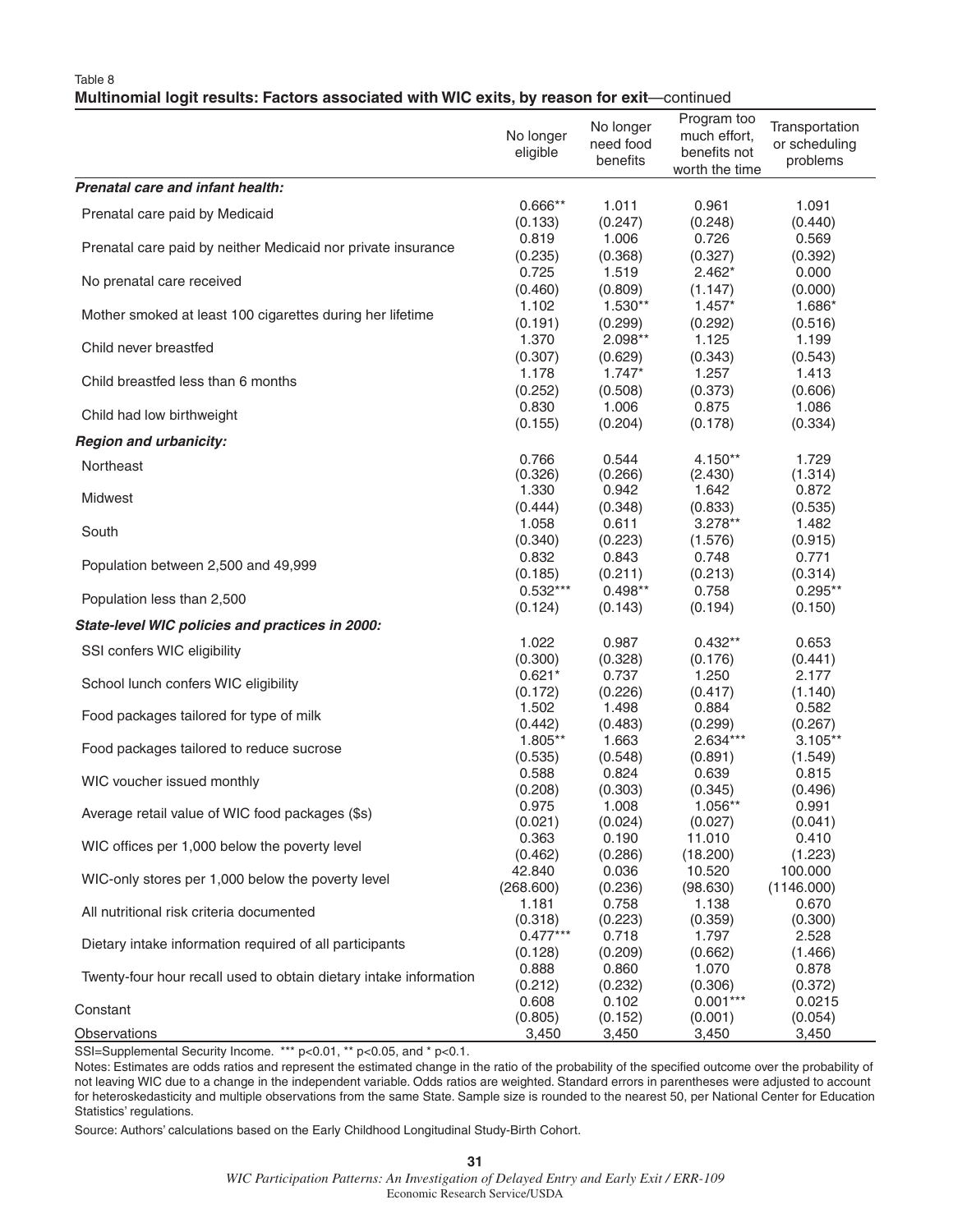Table 8

**Multinomial logit results: Factors associated with WIC exits, by reason for exit**—continued

| | No longer eligible | No longer need food benefits | Program too much effort, benefits not worth the time | Transportation or scheduling problems |
|---|---|---|---|---|
| ***Prenatal care and infant health:*** | | | | |
| Prenatal care paid by Medicaid | 0.666** | 1.011 | 0.961 | 1.091 |
| | (0.133) | (0.247) | (0.248) | (0.440) |
| Prenatal care paid by neither Medicaid nor private insurance | 0.819 | 1.006 | 0.726 | 0.569 |
| | (0.235) | (0.368) | (0.327) | (0.392) |
| No prenatal care received | 0.725 | 1.519 | 2.462* | 0.000 |
| | (0.460) | (0.809) | (1.147) | (0.000) |
| Mother smoked at least 100 cigarettes during her lifetime | 1.102 | 1.530** | 1.457* | 1.686* |
| | (0.191) | (0.299) | (0.292) | (0.516) |
| Child never breastfed | 1.370 | 2.098** | 1.125 | 1.199 |
| | (0.307) | (0.629) | (0.343) | (0.543) |
| Child breastfed less than 6 months | 1.178 | 1.747* | 1.257 | 1.413 |
| | (0.252) | (0.508) | (0.373) | (0.606) |
| Child had low birthweight | 0.830 | 1.006 | 0.875 | 1.086 |
| | (0.155) | (0.204) | (0.178) | (0.334) |
| ***Region and urbanicity:*** | | | | |
| Northeast | 0.766 | 0.544 | 4.150** | 1.729 |
| | (0.326) | (0.266) | (2.430) | (1.314) |
| Midwest | 1.330 | 0.942 | 1.642 | 0.872 |
| | (0.444) | (0.348) | (0.833) | (0.535) |
| South | 1.058 | 0.611 | 3.278** | 1.482 |
| | (0.340) | (0.223) | (1.576) | (0.915) |
| Population between 2,500 and 49,999 | 0.832 | 0.843 | 0.748 | 0.771 |
| | (0.185) | (0.211) | (0.213) | (0.314) |
| Population less than 2,500 | 0.532*** | 0.498** | 0.758 | 0.295** |
| | (0.124) | (0.143) | (0.194) | (0.150) |
| ***State-level WIC policies and practices in 2000:*** | | | | |
| SSI confers WIC eligibility | 1.022 | 0.987 | 0.432** | 0.653 |
| | (0.300) | (0.328) | (0.176) | (0.441) |
| School lunch confers WIC eligibility | 0.621* | 0.737 | 1.250 | 2.177 |
| | (0.172) | (0.226) | (0.417) | (1.140) |
| Food packages tailored for type of milk | 1.502 | 1.498 | 0.884 | 0.582 |
| | (0.442) | (0.483) | (0.299) | (0.267) |
| Food packages tailored to reduce sucrose | 1.805** | 1.663 | 2.634*** | 3.105** |
| | (0.535) | (0.548) | (0.891) | (1.549) |
| WIC voucher issued monthly | 0.588 | 0.824 | 0.639 | 0.815 |
| | (0.208) | (0.303) | (0.345) | (0.496) |
| Average retail value of WIC food packages ($s) | 0.975 | 1.008 | 1.056** | 0.991 |
| | (0.021) | (0.024) | (0.027) | (0.041) |
| WIC offices per 1,000 below the poverty level | 0.363 | 0.190 | 11.010 | 0.410 |
| | (0.462) | (0.286) | (18.200) | (1.223) |
| WIC-only stores per 1,000 below the poverty level | 42.840 | 0.036 | 10.520 | 100.000 |
| | (268.600) | (0.236) | (98.630) | (1146.000) |
| All nutritional risk criteria documented | 1.181 | 0.758 | 1.138 | 0.670 |
| | (0.318) | (0.223) | (0.359) | (0.300) |
| Dietary intake information required of all participants | 0.477*** | 0.718 | 1.797 | 2.528 |
| | (0.128) | (0.209) | (0.662) | (1.466) |
| Twenty-four hour recall used to obtain dietary intake information | 0.888 | 0.860 | 1.070 | 0.878 |
| | (0.212) | (0.232) | (0.306) | (0.372) |
| Constant | 0.608 | 0.102 | 0.001*** | 0.0215 |
| | (0.805) | (0.152) | (0.001) | (0.054) |
| Observations | 3,450 | 3,450 | 3,450 | 3,450 |

SSI=Supplemental Security Income. *** p<0.01, ** p<0.05, and * p<0.1.

Notes: Estimates are odds ratios and represent the estimated change in the ratio of the probability of the specified outcome over the probability of not leaving WIC due to a change in the independent variable. Odds ratios are weighted. Standard errors in parentheses were adjusted to account for heteroskedasticity and multiple observations from the same State. Sample size is rounded to the nearest 50, per National Center for Education Statistics' regulations.

Source: Authors' calculations based on the Early Childhood Longitudinal Study-Birth Cohort.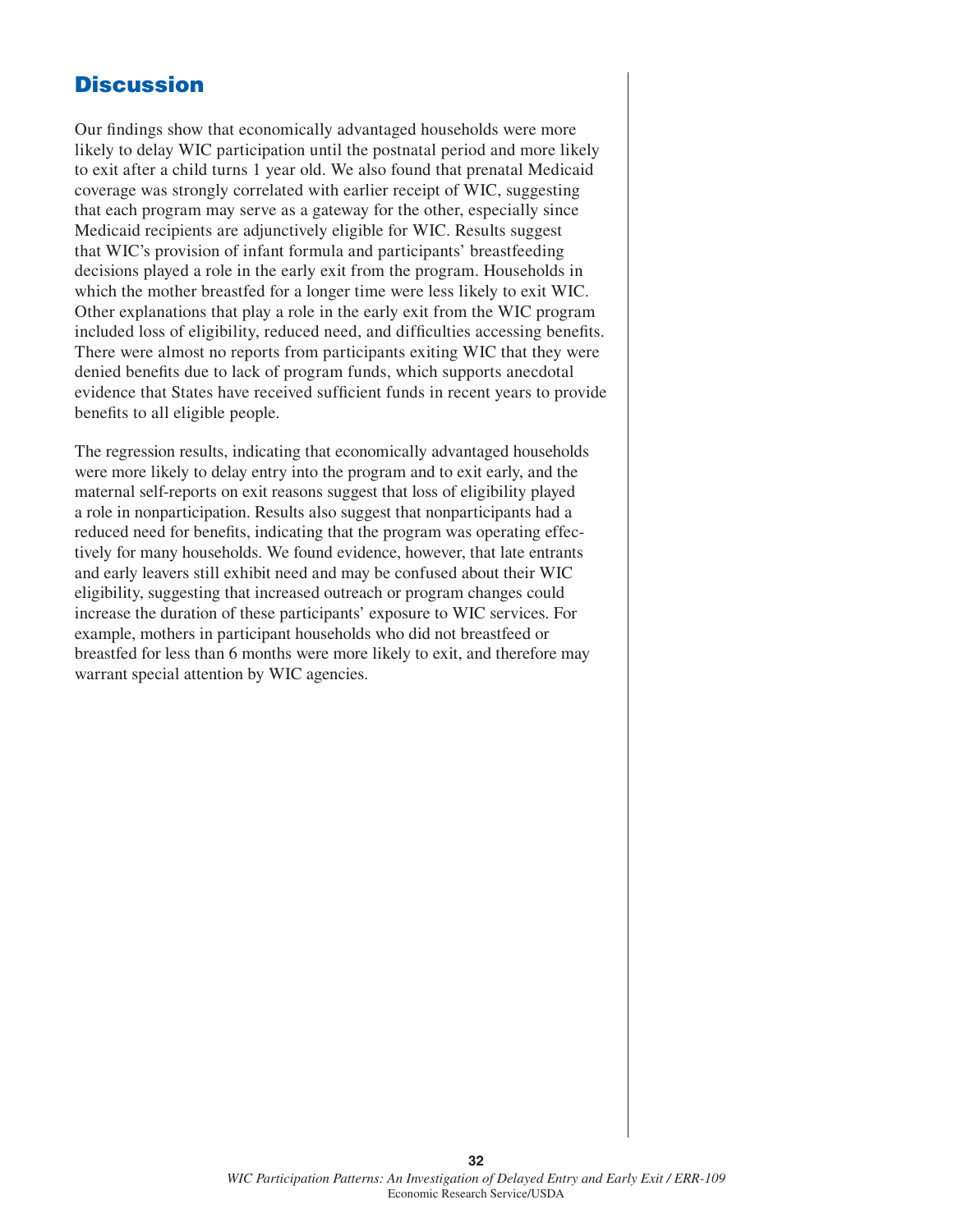## Discussion

Our findings show that economically advantaged households were more likely to delay WIC participation until the postnatal period and more likely to exit after a child turns 1 year old. We also found that prenatal Medicaid coverage was strongly correlated with earlier receipt of WIC, suggesting that each program may serve as a gateway for the other, especially since Medicaid recipients are adjunctively eligible for WIC. Results suggest that WIC's provision of infant formula and participants' breastfeeding decisions played a role in the early exit from the program. Households in which the mother breastfed for a longer time were less likely to exit WIC. Other explanations that play a role in the early exit from the WIC program included loss of eligibility, reduced need, and difficulties accessing benefits. There were almost no reports from participants exiting WIC that they were denied benefits due to lack of program funds, which supports anecdotal evidence that States have received sufficient funds in recent years to provide benefits to all eligible people.

The regression results, indicating that economically advantaged households were more likely to delay entry into the program and to exit early, and the maternal self-reports on exit reasons suggest that loss of eligibility played a role in nonparticipation. Results also suggest that nonparticipants had a reduced need for benefits, indicating that the program was operating effectively for many households. We found evidence, however, that late entrants and early leavers still exhibit need and may be confused about their WIC eligibility, suggesting that increased outreach or program changes could increase the duration of these participants' exposure to WIC services. For example, mothers in participant households who did not breastfeed or breastfed for less than 6 months were more likely to exit, and therefore may warrant special attention by WIC agencies.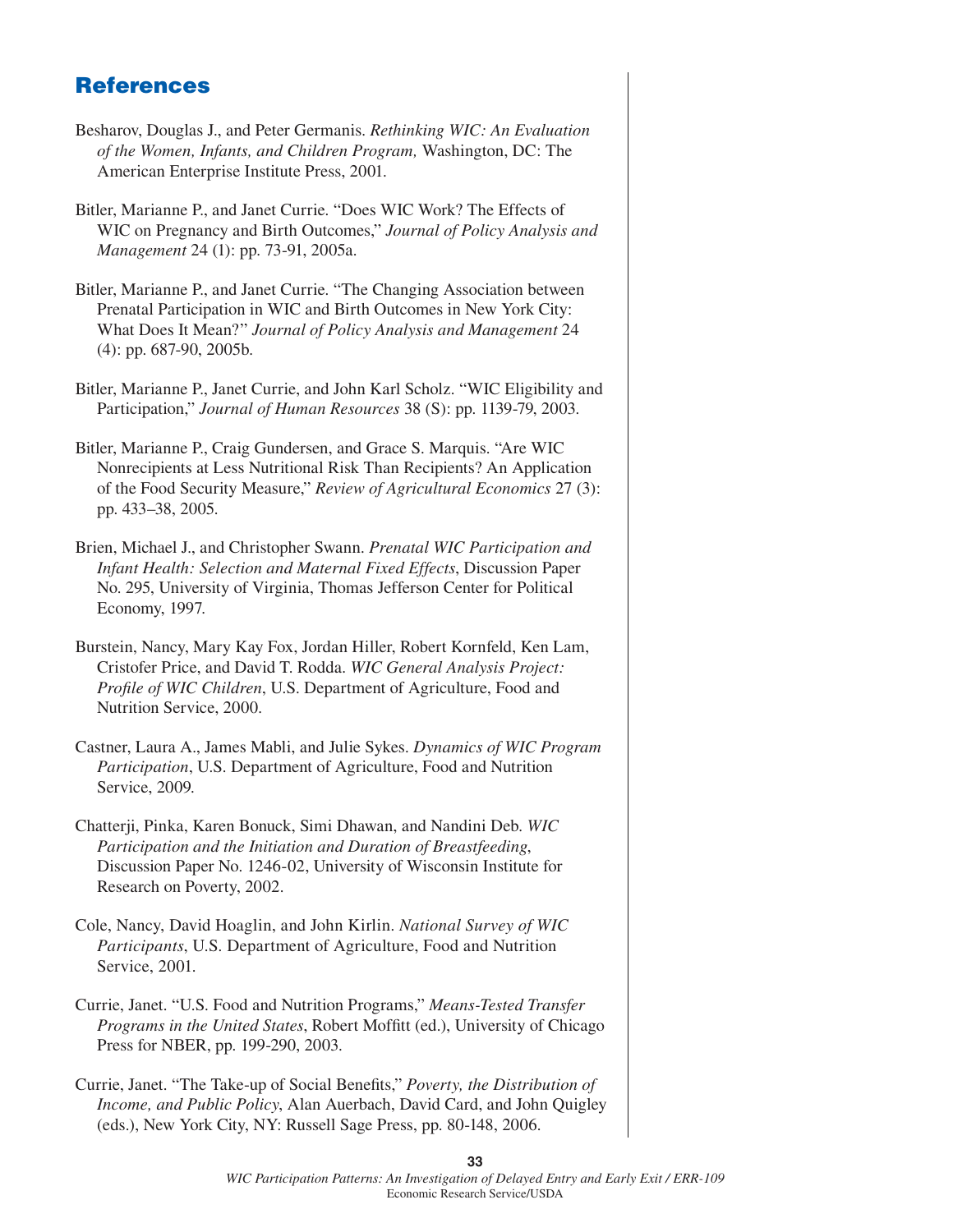## References

Besharov, Douglas J., and Peter Germanis. *Rethinking WIC: An Evaluation of the Women, Infants, and Children Program,* Washington, DC: The American Enterprise Institute Press, 2001.

Bitler, Marianne P., and Janet Currie. "Does WIC Work? The Effects of WIC on Pregnancy and Birth Outcomes," *Journal of Policy Analysis and Management* 24 (1): pp. 73-91, 2005a.

Bitler, Marianne P., and Janet Currie. "The Changing Association between Prenatal Participation in WIC and Birth Outcomes in New York City: What Does It Mean?" *Journal of Policy Analysis and Management* 24 (4): pp. 687-90, 2005b.

Bitler, Marianne P., Janet Currie, and John Karl Scholz. "WIC Eligibility and Participation," *Journal of Human Resources* 38 (S): pp. 1139-79, 2003.

Bitler, Marianne P., Craig Gundersen, and Grace S. Marquis. "Are WIC Nonrecipients at Less Nutritional Risk Than Recipients? An Application of the Food Security Measure," *Review of Agricultural Economics* 27 (3): pp. 433–38, 2005.

Brien, Michael J., and Christopher Swann. *Prenatal WIC Participation and Infant Health: Selection and Maternal Fixed Effects*, Discussion Paper No. 295, University of Virginia, Thomas Jefferson Center for Political Economy, 1997.

Burstein, Nancy, Mary Kay Fox, Jordan Hiller, Robert Kornfeld, Ken Lam, Cristofer Price, and David T. Rodda. *WIC General Analysis Project: Profile of WIC Children*, U.S. Department of Agriculture, Food and Nutrition Service, 2000.

Castner, Laura A., James Mabli, and Julie Sykes. *Dynamics of WIC Program Participation*, U.S. Department of Agriculture, Food and Nutrition Service, 2009.

Chatterji, Pinka, Karen Bonuck, Simi Dhawan, and Nandini Deb. *WIC Participation and the Initiation and Duration of Breastfeeding*, Discussion Paper No. 1246-02, University of Wisconsin Institute for Research on Poverty, 2002.

Cole, Nancy, David Hoaglin, and John Kirlin. *National Survey of WIC Participants*, U.S. Department of Agriculture, Food and Nutrition Service, 2001.

Currie, Janet. "U.S. Food and Nutrition Programs," *Means-Tested Transfer Programs in the United States*, Robert Moffitt (ed.), University of Chicago Press for NBER, pp. 199-290, 2003.

Currie, Janet. "The Take-up of Social Benefits," *Poverty, the Distribution of Income, and Public Policy*, Alan Auerbach, David Card, and John Quigley (eds.), New York City, NY: Russell Sage Press, pp. 80-148, 2006.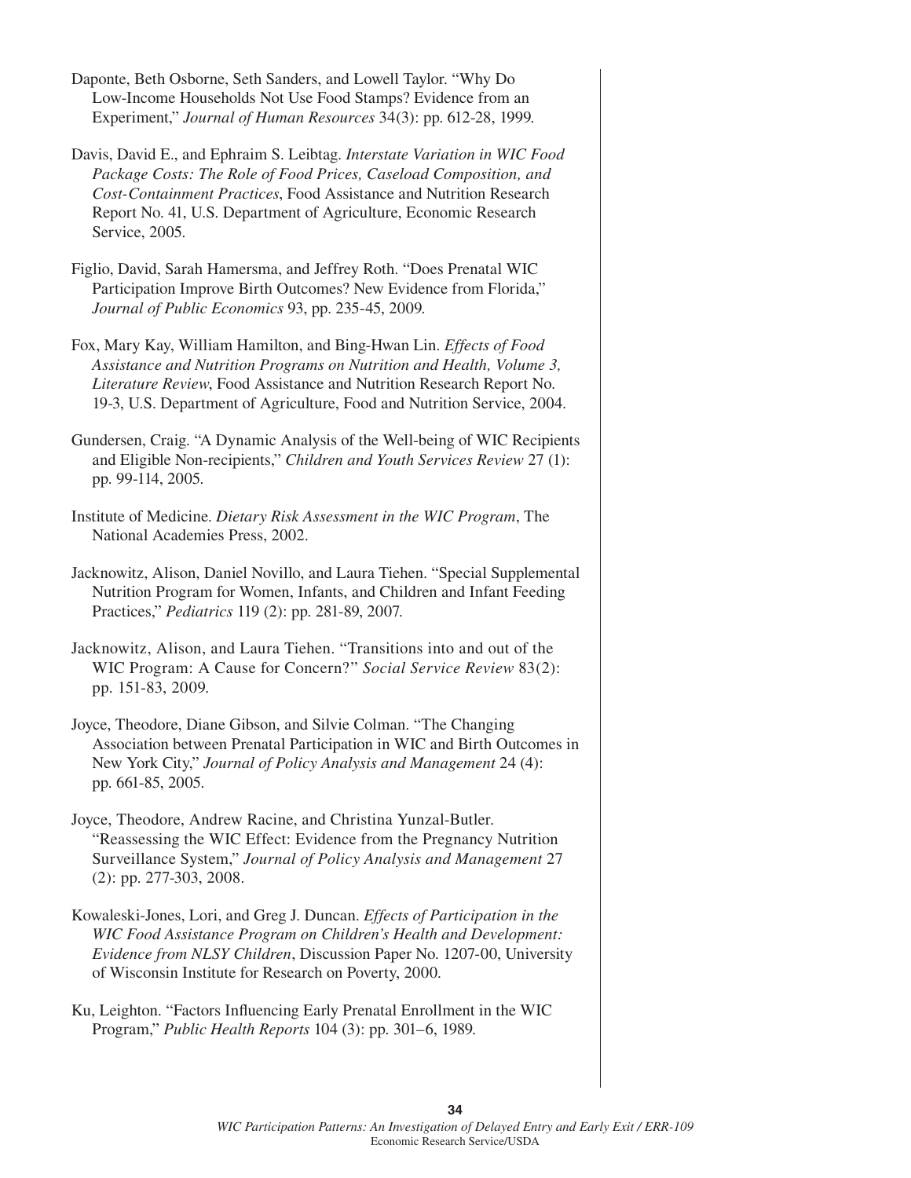Daponte, Beth Osborne, Seth Sanders, and Lowell Taylor. "Why Do Low-Income Households Not Use Food Stamps? Evidence from an Experiment," *Journal of Human Resources* 34(3): pp. 612-28, 1999.

Davis, David E., and Ephraim S. Leibtag. *Interstate Variation in WIC Food Package Costs: The Role of Food Prices, Caseload Composition, and Cost-Containment Practices*, Food Assistance and Nutrition Research Report No. 41, U.S. Department of Agriculture, Economic Research Service, 2005.

Figlio, David, Sarah Hamersma, and Jeffrey Roth. "Does Prenatal WIC Participation Improve Birth Outcomes? New Evidence from Florida," *Journal of Public Economics* 93, pp. 235-45, 2009.

Fox, Mary Kay, William Hamilton, and Bing-Hwan Lin. *Effects of Food Assistance and Nutrition Programs on Nutrition and Health, Volume 3, Literature Review*, Food Assistance and Nutrition Research Report No. 19-3, U.S. Department of Agriculture, Food and Nutrition Service, 2004.

Gundersen, Craig. "A Dynamic Analysis of the Well-being of WIC Recipients and Eligible Non-recipients," *Children and Youth Services Review* 27 (1): pp. 99-114, 2005.

Institute of Medicine. *Dietary Risk Assessment in the WIC Program*, The National Academies Press, 2002.

Jacknowitz, Alison, Daniel Novillo, and Laura Tiehen. "Special Supplemental Nutrition Program for Women, Infants, and Children and Infant Feeding Practices," *Pediatrics* 119 (2): pp. 281-89, 2007.

Jacknowitz, Alison, and Laura Tiehen. "Transitions into and out of the WIC Program: A Cause for Concern?" *Social Service Review* 83(2): pp. 151-83, 2009.

Joyce, Theodore, Diane Gibson, and Silvie Colman. "The Changing Association between Prenatal Participation in WIC and Birth Outcomes in New York City," *Journal of Policy Analysis and Management* 24 (4): pp. 661-85, 2005.

Joyce, Theodore, Andrew Racine, and Christina Yunzal-Butler. "Reassessing the WIC Effect: Evidence from the Pregnancy Nutrition Surveillance System," *Journal of Policy Analysis and Management* 27 (2): pp. 277-303, 2008.

Kowaleski-Jones, Lori, and Greg J. Duncan. *Effects of Participation in the WIC Food Assistance Program on Children's Health and Development: Evidence from NLSY Children*, Discussion Paper No. 1207-00, University of Wisconsin Institute for Research on Poverty, 2000.

Ku, Leighton. "Factors Influencing Early Prenatal Enrollment in the WIC Program," *Public Health Reports* 104 (3): pp. 301–6, 1989.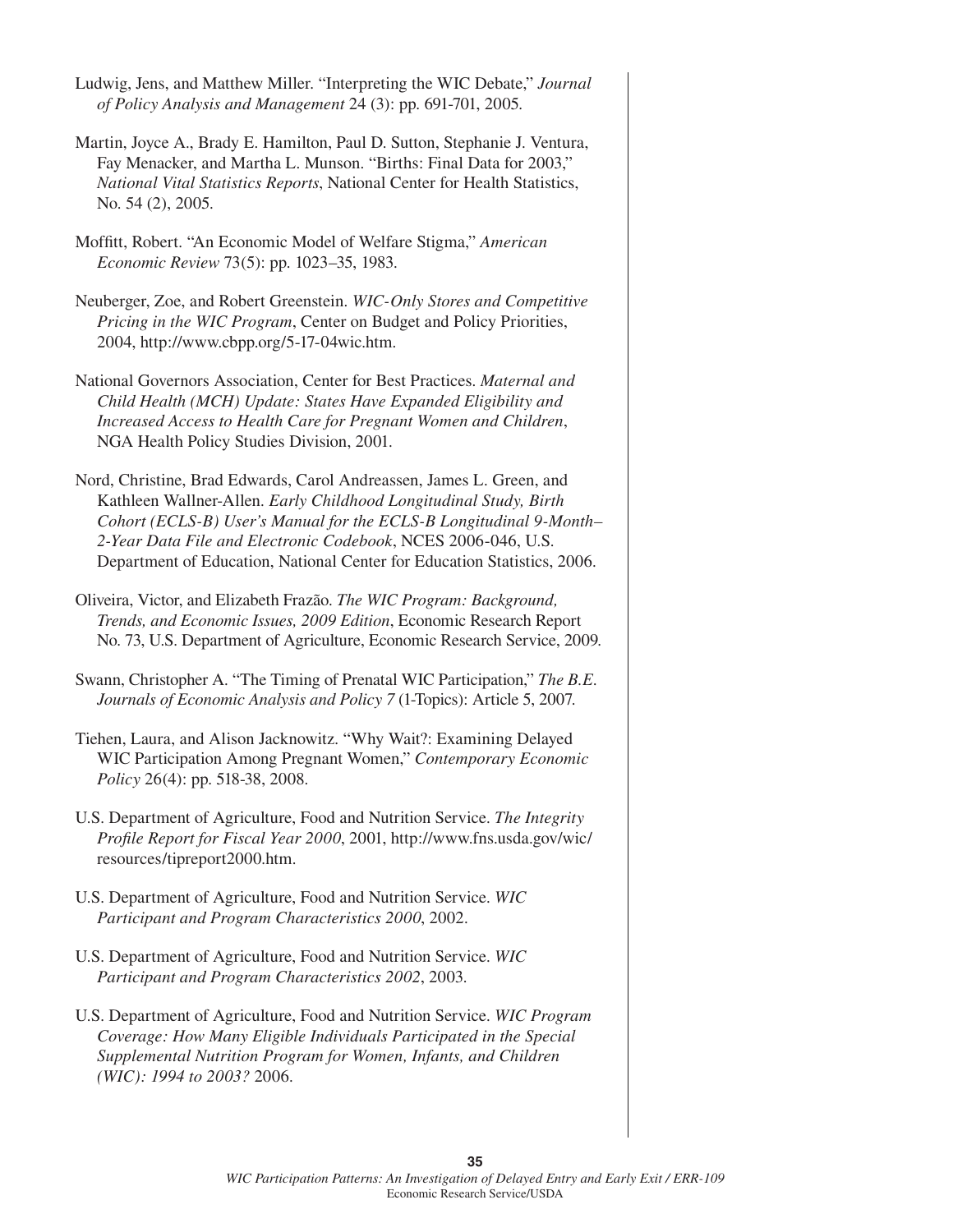Ludwig, Jens, and Matthew Miller. "Interpreting the WIC Debate," *Journal of Policy Analysis and Management* 24 (3): pp. 691-701, 2005.

Martin, Joyce A., Brady E. Hamilton, Paul D. Sutton, Stephanie J. Ventura, Fay Menacker, and Martha L. Munson. "Births: Final Data for 2003," *National Vital Statistics Reports*, National Center for Health Statistics, No. 54 (2), 2005.

Moffitt, Robert. "An Economic Model of Welfare Stigma," *American Economic Review* 73(5): pp. 1023–35, 1983.

Neuberger, Zoe, and Robert Greenstein. *WIC-Only Stores and Competitive Pricing in the WIC Program*, Center on Budget and Policy Priorities, 2004, http://www.cbpp.org/5-17-04wic.htm.

National Governors Association, Center for Best Practices. *Maternal and Child Health (MCH) Update: States Have Expanded Eligibility and Increased Access to Health Care for Pregnant Women and Children*, NGA Health Policy Studies Division, 2001.

Nord, Christine, Brad Edwards, Carol Andreassen, James L. Green, and Kathleen Wallner-Allen. *Early Childhood Longitudinal Study, Birth Cohort (ECLS-B) User's Manual for the ECLS-B Longitudinal 9-Month–2-Year Data File and Electronic Codebook*, NCES 2006-046, U.S. Department of Education, National Center for Education Statistics, 2006.

Oliveira, Victor, and Elizabeth Frazão. *The WIC Program: Background, Trends, and Economic Issues, 2009 Edition*, Economic Research Report No. 73, U.S. Department of Agriculture, Economic Research Service, 2009.

Swann, Christopher A. "The Timing of Prenatal WIC Participation," *The B.E. Journals of Economic Analysis and Policy 7* (1-Topics): Article 5, 2007.

Tiehen, Laura, and Alison Jacknowitz. "Why Wait?: Examining Delayed WIC Participation Among Pregnant Women," *Contemporary Economic Policy* 26(4): pp. 518-38, 2008.

U.S. Department of Agriculture, Food and Nutrition Service. *The Integrity Profile Report for Fiscal Year 2000*, 2001, http://www.fns.usda.gov/wic/resources/tipreport2000.htm.

U.S. Department of Agriculture, Food and Nutrition Service. *WIC Participant and Program Characteristics 2000*, 2002.

U.S. Department of Agriculture, Food and Nutrition Service. *WIC Participant and Program Characteristics 2002*, 2003.

U.S. Department of Agriculture, Food and Nutrition Service. *WIC Program Coverage: How Many Eligible Individuals Participated in the Special Supplemental Nutrition Program for Women, Infants, and Children (WIC): 1994 to 2003?* 2006.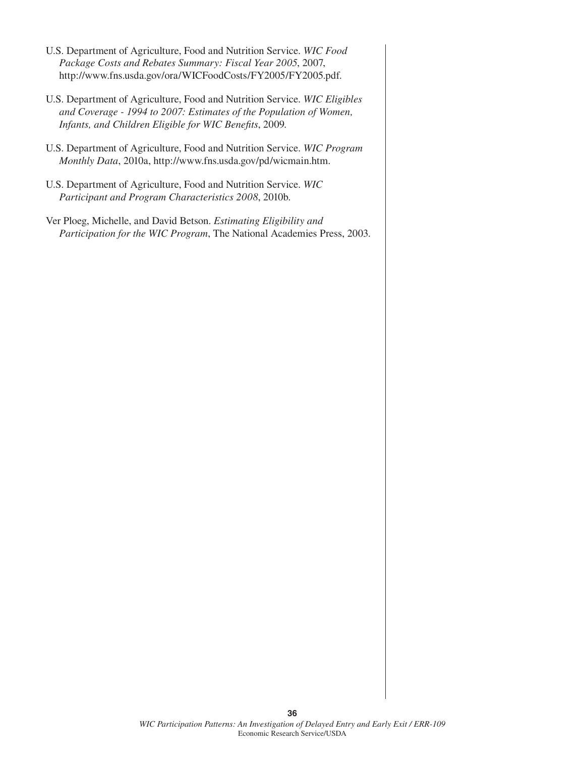U.S. Department of Agriculture, Food and Nutrition Service. *WIC Food Package Costs and Rebates Summary: Fiscal Year 2005*, 2007, http://www.fns.usda.gov/ora/WICFoodCosts/FY2005/FY2005.pdf.

U.S. Department of Agriculture, Food and Nutrition Service. *WIC Eligibles and Coverage - 1994 to 2007: Estimates of the Population of Women, Infants, and Children Eligible for WIC Benefits*, 2009.

U.S. Department of Agriculture, Food and Nutrition Service. *WIC Program Monthly Data*, 2010a, http://www.fns.usda.gov/pd/wicmain.htm.

U.S. Department of Agriculture, Food and Nutrition Service. *WIC Participant and Program Characteristics 2008*, 2010b.

Ver Ploeg, Michelle, and David Betson. *Estimating Eligibility and Participation for the WIC Program*, The National Academies Press, 2003.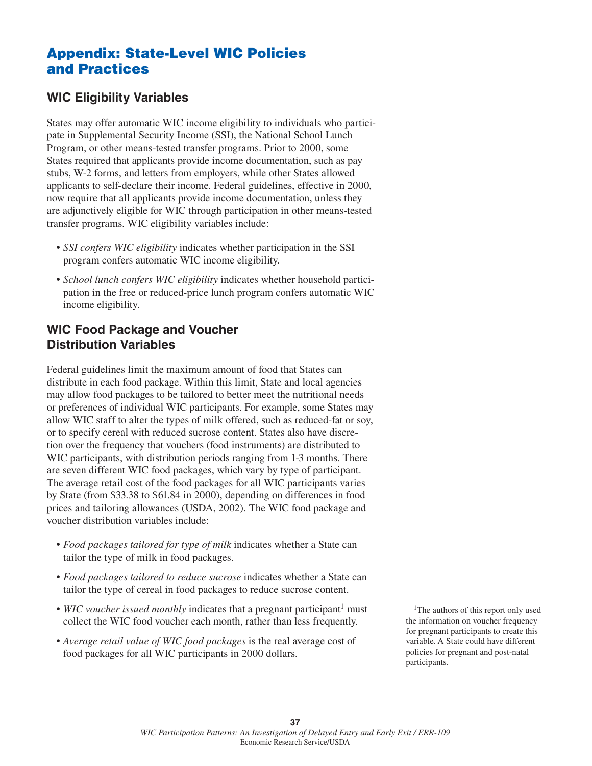# Appendix: State-Level WIC Policies and Practices

## WIC Eligibility Variables

States may offer automatic WIC income eligibility to individuals who participate in Supplemental Security Income (SSI), the National School Lunch Program, or other means-tested transfer programs. Prior to 2000, some States required that applicants provide income documentation, such as pay stubs, W-2 forms, and letters from employers, while other States allowed applicants to self-declare their income. Federal guidelines, effective in 2000, now require that all applicants provide income documentation, unless they are adjunctively eligible for WIC through participation in other means-tested transfer programs. WIC eligibility variables include:

- *SSI confers WIC eligibility* indicates whether participation in the SSI program confers automatic WIC income eligibility.
- *School lunch confers WIC eligibility* indicates whether household participation in the free or reduced-price lunch program confers automatic WIC income eligibility.

## WIC Food Package and Voucher Distribution Variables

Federal guidelines limit the maximum amount of food that States can distribute in each food package. Within this limit, State and local agencies may allow food packages to be tailored to better meet the nutritional needs or preferences of individual WIC participants. For example, some States may allow WIC staff to alter the types of milk offered, such as reduced-fat or soy, or to specify cereal with reduced sucrose content. States also have discretion over the frequency that vouchers (food instruments) are distributed to WIC participants, with distribution periods ranging from 1-3 months. There are seven different WIC food packages, which vary by type of participant. The average retail cost of the food packages for all WIC participants varies by State (from $33.38 to $61.84 in 2000), depending on differences in food prices and tailoring allowances (USDA, 2002). The WIC food package and voucher distribution variables include:

- *Food packages tailored for type of milk* indicates whether a State can tailor the type of milk in food packages.
- *Food packages tailored to reduce sucrose* indicates whether a State can tailor the type of cereal in food packages to reduce sucrose content.
- *WIC voucher issued monthly* indicates that a pregnant participant[1] must collect the WIC food voucher each month, rather than less frequently.
- *Average retail value of WIC food packages* is the real average cost of food packages for all WIC participants in 2000 dollars.

[1]The authors of this report only used the information on voucher frequency for pregnant participants to create this variable. A State could have different policies for pregnant and post-natal participants.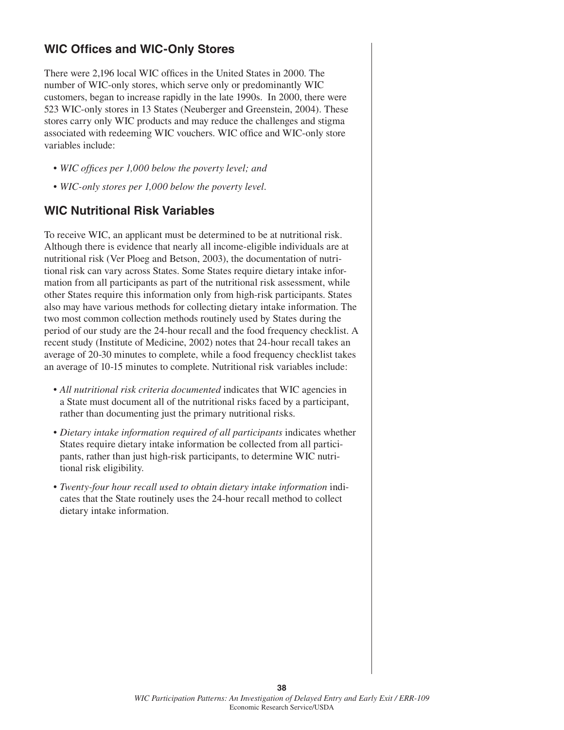## WIC Offices and WIC-Only Stores

There were 2,196 local WIC offices in the United States in 2000. The number of WIC-only stores, which serve only or predominantly WIC customers, began to increase rapidly in the late 1990s. In 2000, there were 523 WIC-only stores in 13 States (Neuberger and Greenstein, 2004). These stores carry only WIC products and may reduce the challenges and stigma associated with redeeming WIC vouchers. WIC office and WIC-only store variables include:

- *WIC offices per 1,000 below the poverty level; and*
- *WIC-only stores per 1,000 below the poverty level.*

## WIC Nutritional Risk Variables

To receive WIC, an applicant must be determined to be at nutritional risk. Although there is evidence that nearly all income-eligible individuals are at nutritional risk (Ver Ploeg and Betson, 2003), the documentation of nutritional risk can vary across States. Some States require dietary intake information from all participants as part of the nutritional risk assessment, while other States require this information only from high-risk participants. States also may have various methods for collecting dietary intake information. The two most common collection methods routinely used by States during the period of our study are the 24-hour recall and the food frequency checklist. A recent study (Institute of Medicine, 2002) notes that 24-hour recall takes an average of 20-30 minutes to complete, while a food frequency checklist takes an average of 10-15 minutes to complete. Nutritional risk variables include:

- *All nutritional risk criteria documented* indicates that WIC agencies in a State must document all of the nutritional risks faced by a participant, rather than documenting just the primary nutritional risks.
- *Dietary intake information required of all participants* indicates whether States require dietary intake information be collected from all participants, rather than just high-risk participants, to determine WIC nutritional risk eligibility.
- *Twenty-four hour recall used to obtain dietary intake information* indicates that the State routinely uses the 24-hour recall method to collect dietary intake information.